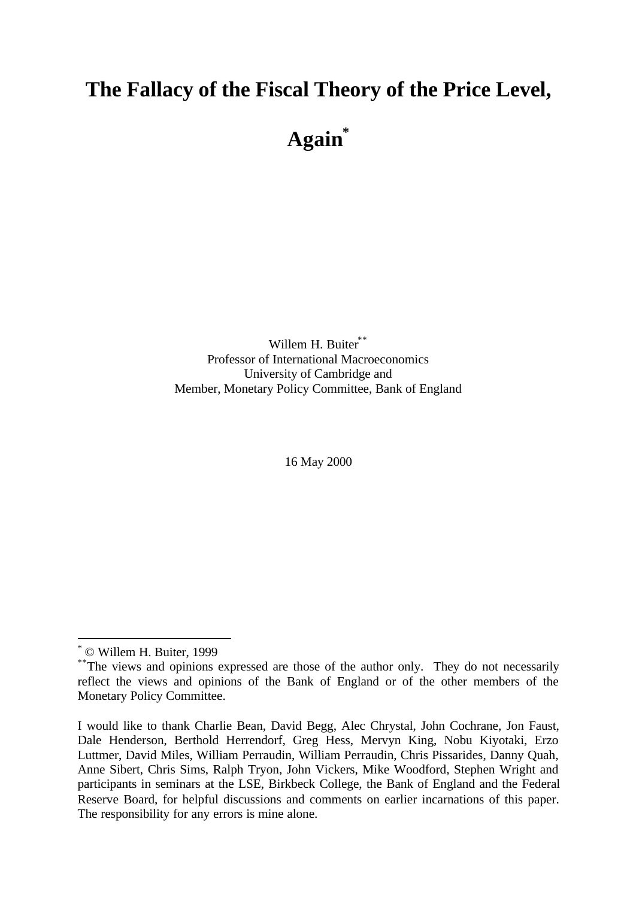# The Fallacy of the Fiscal Theory of the Price Level, Again[*]

Willem H. Buiter[**]
Professor of International Macroeconomics
University of Cambridge and
Member, Monetary Policy Committee, Bank of England

16 May 2000

---

[*] © Willem H. Buiter, 1999

[**] The views and opinions expressed are those of the author only. They do not necessarily reflect the views and opinions of the Bank of England or of the other members of the Monetary Policy Committee.

I would like to thank Charlie Bean, David Begg, Alec Chrystal, John Cochrane, Jon Faust, Dale Henderson, Berthold Herrendorf, Greg Hess, Mervyn King, Nobu Kiyotaki, Erzo Luttmer, David Miles, William Perraudin, William Perraudin, Chris Pissarides, Danny Quah, Anne Sibert, Chris Sims, Ralph Tryon, John Vickers, Mike Woodford, Stephen Wright and participants in seminars at the LSE, Birkbeck College, the Bank of England and the Federal Reserve Board, for helpful discussions and comments on earlier incarnations of this paper. The responsibility for any errors is mine alone.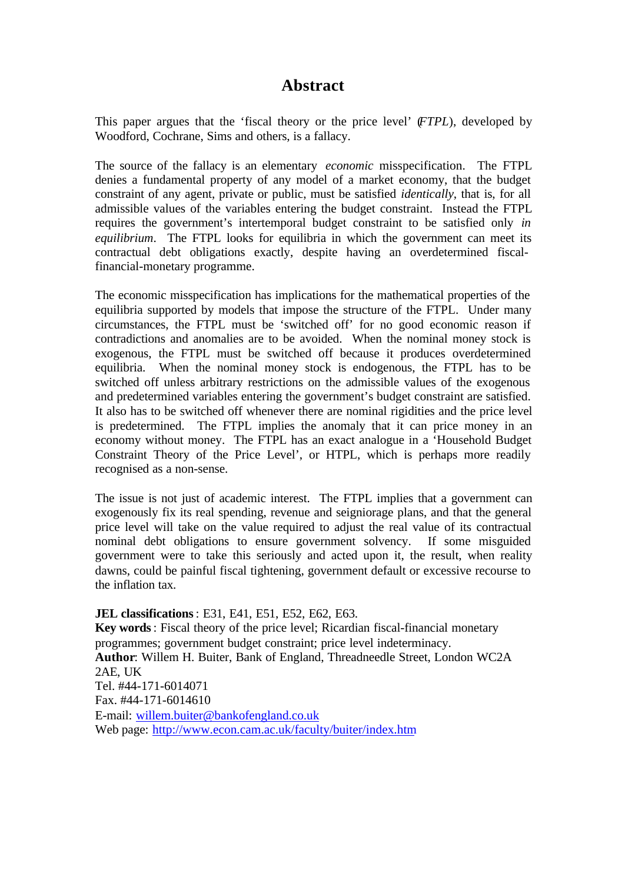# Abstract

This paper argues that the 'fiscal theory or the price level' (*FTPL*), developed by Woodford, Cochrane, Sims and others, is a fallacy.

The source of the fallacy is an elementary *economic* misspecification. The FTPL denies a fundamental property of any model of a market economy, that the budget constraint of any agent, private or public, must be satisfied *identically*, that is, for all admissible values of the variables entering the budget constraint. Instead the FTPL requires the government's intertemporal budget constraint to be satisfied only *in equilibrium*. The FTPL looks for equilibria in which the government can meet its contractual debt obligations exactly, despite having an overdetermined fiscal-financial-monetary programme.

The economic misspecification has implications for the mathematical properties of the equilibria supported by models that impose the structure of the FTPL. Under many circumstances, the FTPL must be 'switched off' for no good economic reason if contradictions and anomalies are to be avoided. When the nominal money stock is exogenous, the FTPL must be switched off because it produces overdetermined equilibria. When the nominal money stock is endogenous, the FTPL has to be switched off unless arbitrary restrictions on the admissible values of the exogenous and predetermined variables entering the government's budget constraint are satisfied. It also has to be switched off whenever there are nominal rigidities and the price level is predetermined. The FTPL implies the anomaly that it can price money in an economy without money. The FTPL has an exact analogue in a 'Household Budget Constraint Theory of the Price Level', or HTPL, which is perhaps more readily recognised as a non-sense.

The issue is not just of academic interest. The FTPL implies that a government can exogenously fix its real spending, revenue and seigniorage plans, and that the general price level will take on the value required to adjust the real value of its contractual nominal debt obligations to ensure government solvency. If some misguided government were to take this seriously and acted upon it, the result, when reality dawns, could be painful fiscal tightening, government default or excessive recourse to the inflation tax.

**JEL classifications**: E31, E41, E51, E52, E62, E63.
**Key words**: Fiscal theory of the price level; Ricardian fiscal-financial monetary programmes; government budget constraint; price level indeterminacy.
**Author**: Willem H. Buiter, Bank of England, Threadneedle Street, London WC2A 2AE, UK
Tel. #44-171-6014071
Fax. #44-171-6014610
E-mail: willem.buiter@bankofengland.co.uk
Web page: http://www.econ.cam.ac.uk/faculty/buiter/index.htm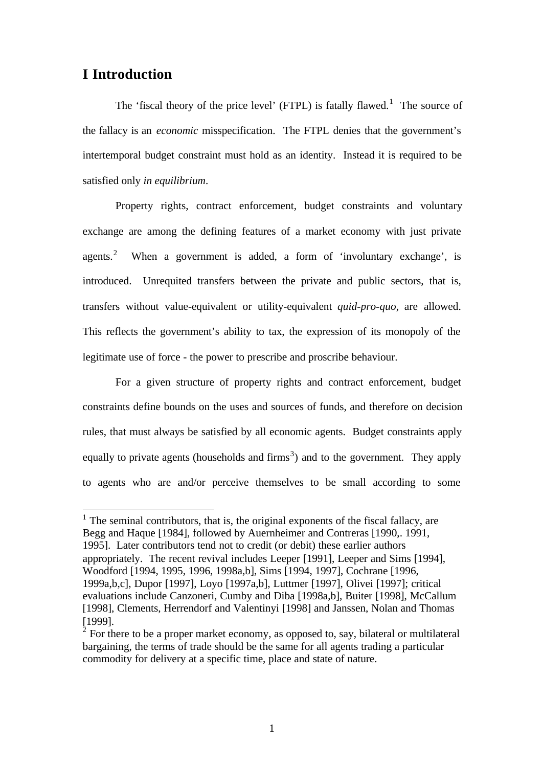# I Introduction

The 'fiscal theory of the price level' (FTPL) is fatally flawed.[1] The source of the fallacy is an *economic* misspecification. The FTPL denies that the government's intertemporal budget constraint must hold as an identity. Instead it is required to be satisfied only *in equilibrium*.

Property rights, contract enforcement, budget constraints and voluntary exchange are among the defining features of a market economy with just private agents.[2] When a government is added, a form of 'involuntary exchange', is introduced. Unrequited transfers between the private and public sectors, that is, transfers without value-equivalent or utility-equivalent *quid-pro-quo,* are allowed. This reflects the government's ability to tax, the expression of its monopoly of the legitimate use of force - the power to prescribe and proscribe behaviour.

For a given structure of property rights and contract enforcement, budget constraints define bounds on the uses and sources of funds, and therefore on decision rules, that must always be satisfied by all economic agents. Budget constraints apply equally to private agents (households and firms[3]) and to the government. They apply to agents who are and/or perceive themselves to be small according to some

---

[1] The seminal contributors, that is, the original exponents of the fiscal fallacy, are Begg and Haque [1984], followed by Auernheimer and Contreras [1990,. 1991, 1995]. Later contributors tend not to credit (or debit) these earlier authors appropriately. The recent revival includes Leeper [1991], Leeper and Sims [1994], Woodford [1994, 1995, 1996, 1998a,b], Sims [1994, 1997], Cochrane [1996, 1999a,b,c], Dupor [1997], Loyo [1997a,b], Luttmer [1997], Olivei [1997]; critical evaluations include Canzoneri, Cumby and Diba [1998a,b], Buiter [1998], McCallum [1998], Clements, Herrendorf and Valentinyi [1998] and Janssen, Nolan and Thomas [1999].

[2] For there to be a proper market economy, as opposed to, say, bilateral or multilateral bargaining, the terms of trade should be the same for all agents trading a particular commodity for delivery at a specific time, place and state of nature.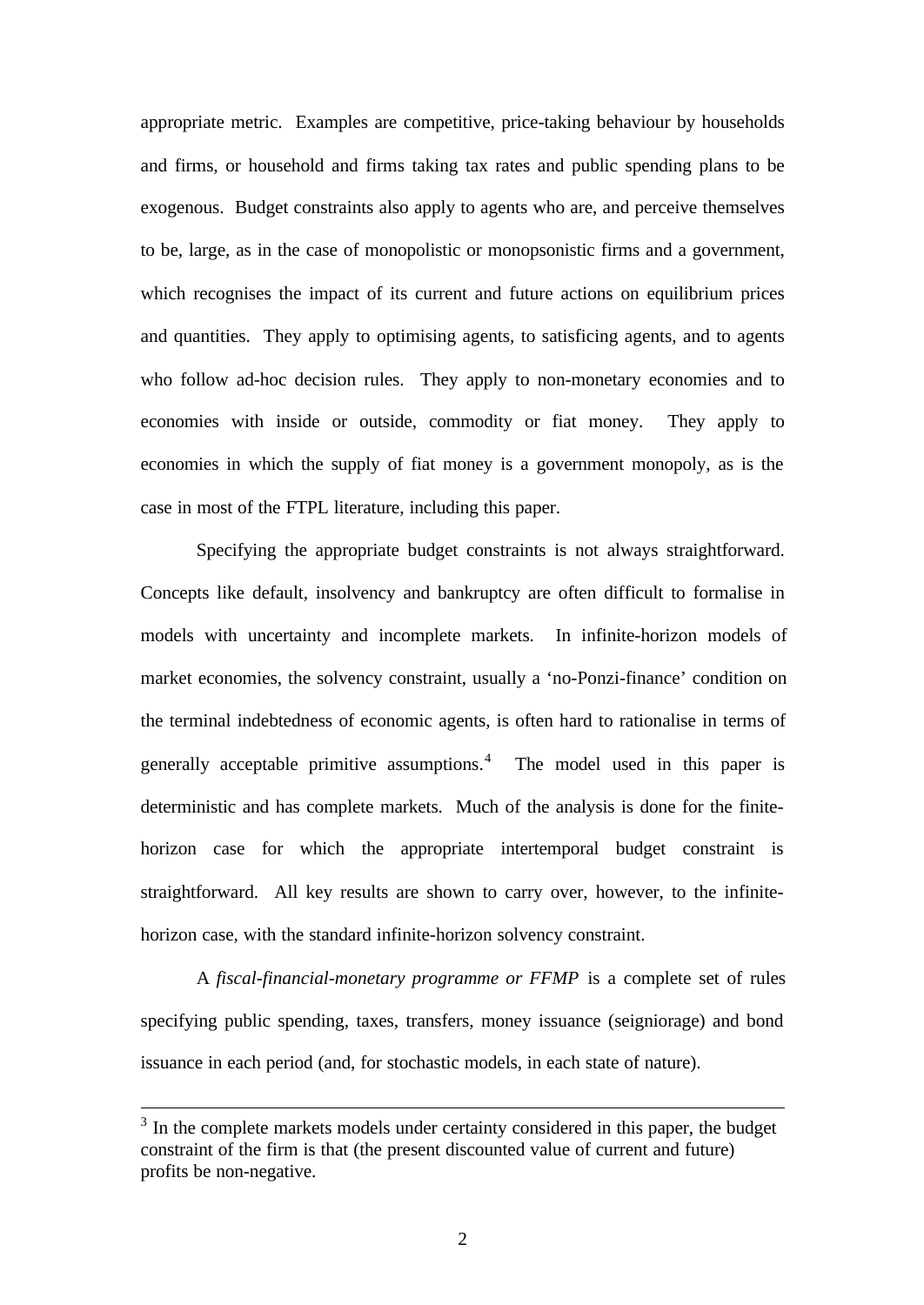appropriate metric. Examples are competitive, price-taking behaviour by households and firms, or household and firms taking tax rates and public spending plans to be exogenous. Budget constraints also apply to agents who are, and perceive themselves to be, large, as in the case of monopolistic or monopsonistic firms and a government, which recognises the impact of its current and future actions on equilibrium prices and quantities. They apply to optimising agents, to satisficing agents, and to agents who follow ad-hoc decision rules. They apply to non-monetary economies and to economies with inside or outside, commodity or fiat money. They apply to economies in which the supply of fiat money is a government monopoly, as is the case in most of the FTPL literature, including this paper.

Specifying the appropriate budget constraints is not always straightforward. Concepts like default, insolvency and bankruptcy are often difficult to formalise in models with uncertainty and incomplete markets. In infinite-horizon models of market economies, the solvency constraint, usually a 'no-Ponzi-finance' condition on the terminal indebtedness of economic agents, is often hard to rationalise in terms of generally acceptable primitive assumptions.[4] The model used in this paper is deterministic and has complete markets. Much of the analysis is done for the finite-horizon case for which the appropriate intertemporal budget constraint is straightforward. All key results are shown to carry over, however, to the infinite-horizon case, with the standard infinite-horizon solvency constraint.

A *fiscal-financial-monetary programme or FFMP* is a complete set of rules specifying public spending, taxes, transfers, money issuance (seigniorage) and bond issuance in each period (and, for stochastic models, in each state of nature).

---

[3] In the complete markets models under certainty considered in this paper, the budget constraint of the firm is that (the present discounted value of current and future) profits be non-negative.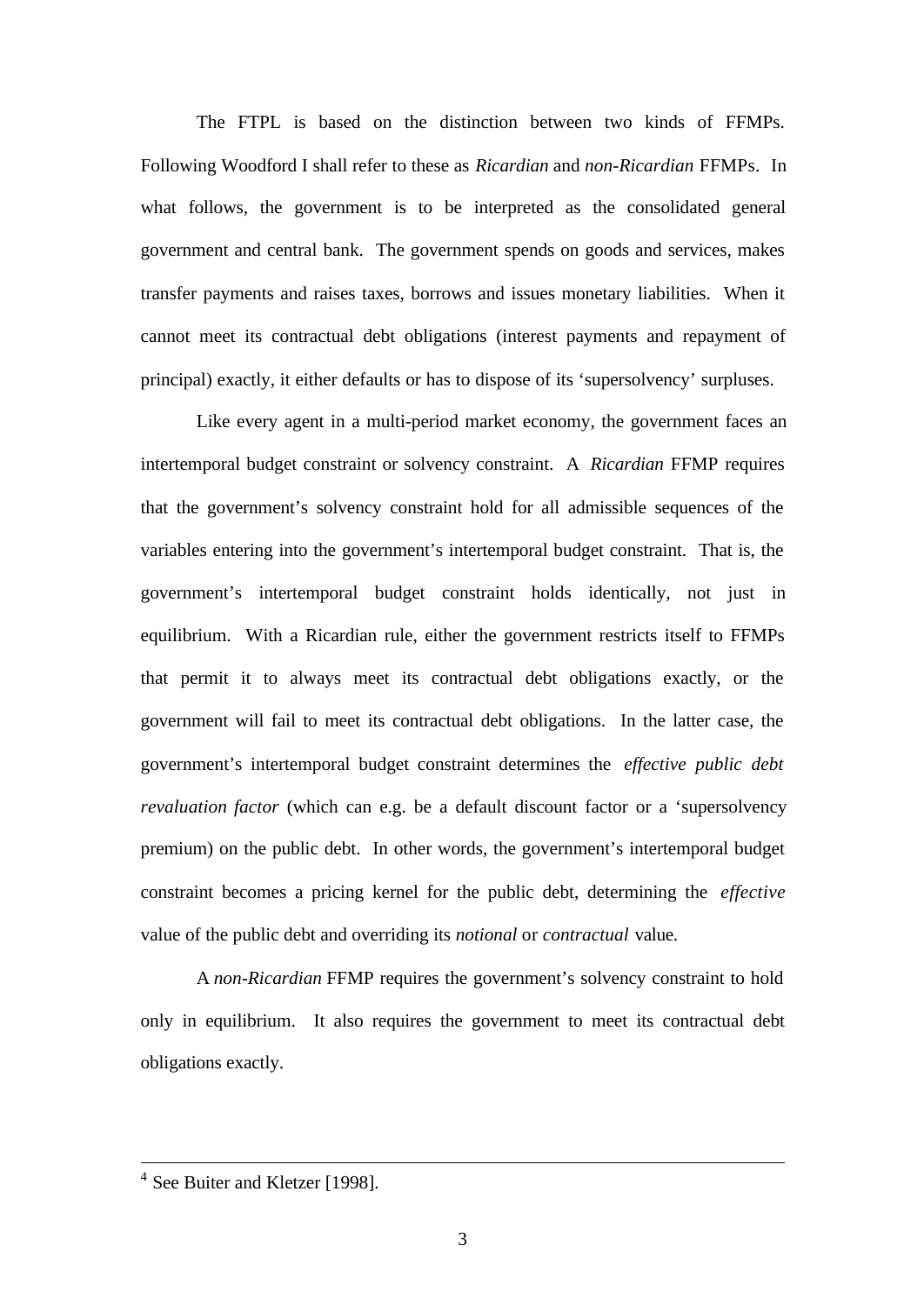The FTPL is based on the distinction between two kinds of FFMPs. Following Woodford I shall refer to these as *Ricardian* and *non-Ricardian* FFMPs. In what follows, the government is to be interpreted as the consolidated general government and central bank. The government spends on goods and services, makes transfer payments and raises taxes, borrows and issues monetary liabilities. When it cannot meet its contractual debt obligations (interest payments and repayment of principal) exactly, it either defaults or has to dispose of its 'supersolvency' surpluses.

Like every agent in a multi-period market economy, the government faces an intertemporal budget constraint or solvency constraint. A *Ricardian* FFMP requires that the government's solvency constraint hold for all admissible sequences of the variables entering into the government's intertemporal budget constraint. That is, the government's intertemporal budget constraint holds identically, not just in equilibrium. With a Ricardian rule, either the government restricts itself to FFMPs that permit it to always meet its contractual debt obligations exactly, or the government will fail to meet its contractual debt obligations. In the latter case, the government's intertemporal budget constraint determines the *effective public debt revaluation factor* (which can e.g. be a default discount factor or a 'supersolvency premium) on the public debt. In other words, the government's intertemporal budget constraint becomes a pricing kernel for the public debt, determining the *effective* value of the public debt and overriding its *notional* or *contractual* value.

A *non-Ricardian* FFMP requires the government's solvency constraint to hold only in equilibrium. It also requires the government to meet its contractual debt obligations exactly.

---

[4] See Buiter and Kletzer [1998].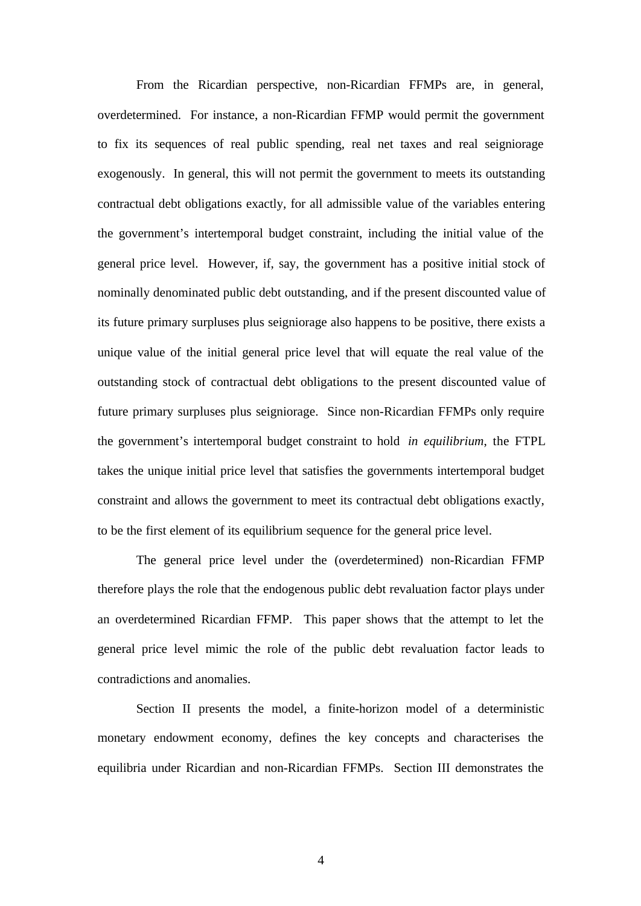From the Ricardian perspective, non-Ricardian FFMPs are, in general, overdetermined. For instance, a non-Ricardian FFMP would permit the government to fix its sequences of real public spending, real net taxes and real seigniorage exogenously. In general, this will not permit the government to meets its outstanding contractual debt obligations exactly, for all admissible value of the variables entering the government's intertemporal budget constraint, including the initial value of the general price level. However, if, say, the government has a positive initial stock of nominally denominated public debt outstanding, and if the present discounted value of its future primary surpluses plus seigniorage also happens to be positive, there exists a unique value of the initial general price level that will equate the real value of the outstanding stock of contractual debt obligations to the present discounted value of future primary surpluses plus seigniorage. Since non-Ricardian FFMPs only require the government's intertemporal budget constraint to hold *in equilibrium*, the FTPL takes the unique initial price level that satisfies the governments intertemporal budget constraint and allows the government to meet its contractual debt obligations exactly, to be the first element of its equilibrium sequence for the general price level.

The general price level under the (overdetermined) non-Ricardian FFMP therefore plays the role that the endogenous public debt revaluation factor plays under an overdetermined Ricardian FFMP. This paper shows that the attempt to let the general price level mimic the role of the public debt revaluation factor leads to contradictions and anomalies.

Section II presents the model, a finite-horizon model of a deterministic monetary endowment economy, defines the key concepts and characterises the equilibria under Ricardian and non-Ricardian FFMPs. Section III demonstrates the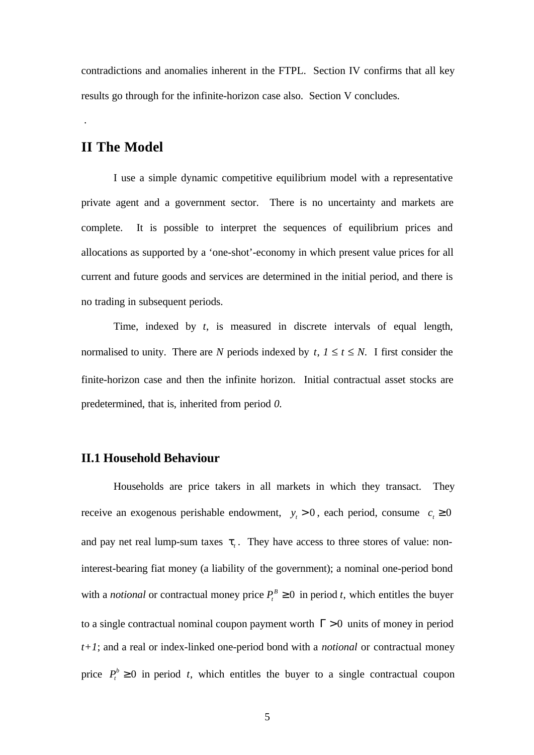contradictions and anomalies inherent in the FTPL. Section IV confirms that all key results go through for the infinite-horizon case also. Section V concludes.

.

## II The Model

I use a simple dynamic competitive equilibrium model with a representative private agent and a government sector. There is no uncertainty and markets are complete. It is possible to interpret the sequences of equilibrium prices and allocations as supported by a 'one-shot'-economy in which present value prices for all current and future goods and services are determined in the initial period, and there is no trading in subsequent periods.

Time, indexed by $t$, is measured in discrete intervals of equal length, normalised to unity. There are $N$ periods indexed by $t$, $1 \leq t \leq N$. I first consider the finite-horizon case and then the infinite horizon. Initial contractual asset stocks are predetermined, that is, inherited from period $0$.

### II.1 Household Behaviour

Households are price takers in all markets in which they transact. They receive an exogenous perishable endowment, $y_t > 0$, each period, consume $c_t \geq 0$ and pay net real lump-sum taxes $\tau_t$. They have access to three stores of value: non-interest-bearing fiat money (a liability of the government); a nominal one-period bond with a *notional* or contractual money price $P_t^B \geq 0$ in period $t$, which entitles the buyer to a single contractual nominal coupon payment worth $\Gamma > 0$ units of money in period $t+1$; and a real or index-linked one-period bond with a *notional* or contractual money price $P_t^b \geq 0$ in period $t$, which entitles the buyer to a single contractual coupon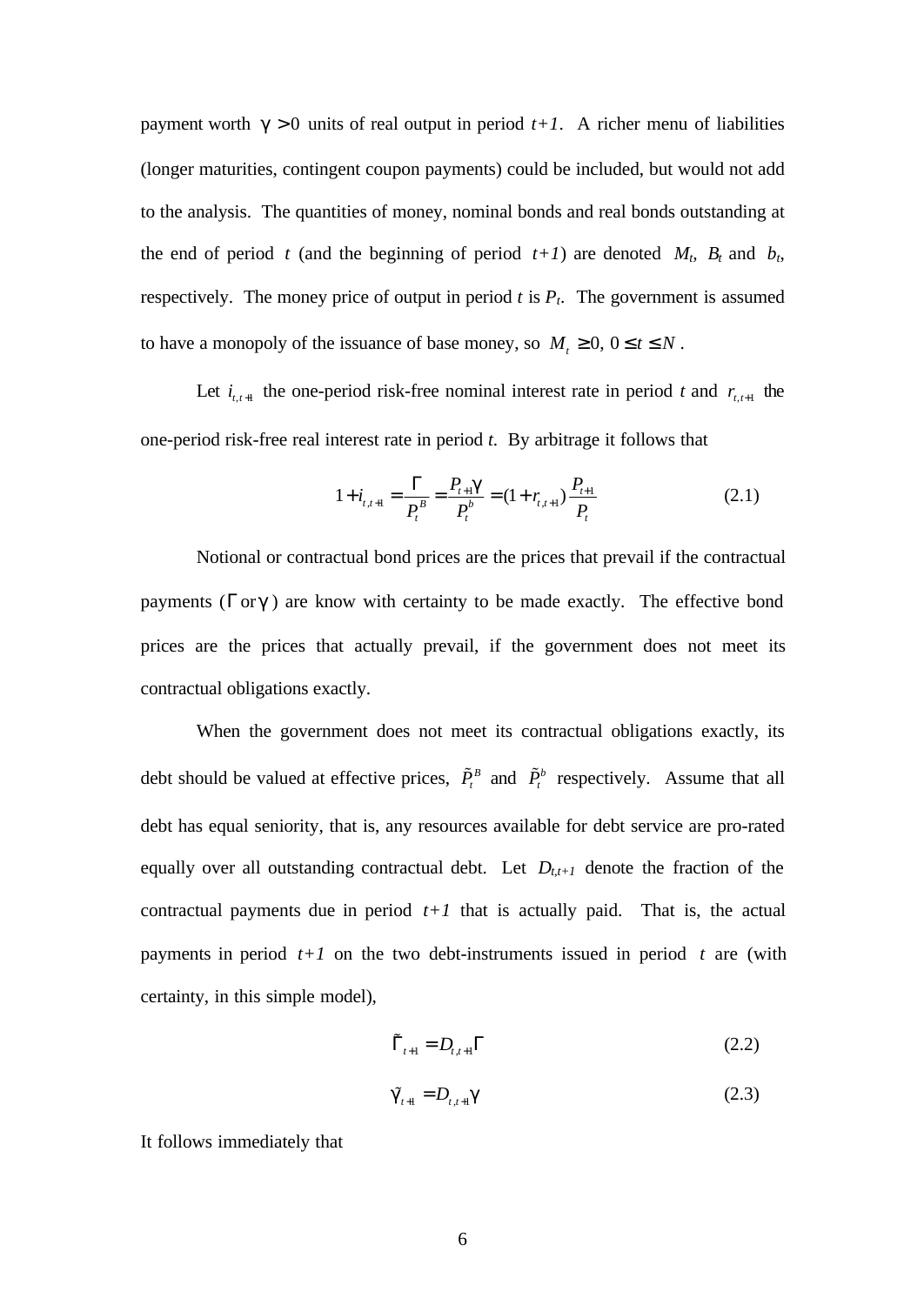payment worth $\gamma > 0$ units of real output in period $t+1$. A richer menu of liabilities (longer maturities, contingent coupon payments) could be included, but would not add to the analysis. The quantities of money, nominal bonds and real bonds outstanding at the end of period $t$ (and the beginning of period $t+1$) are denoted $M_t$, $B_t$ and $b_t$, respectively. The money price of output in period $t$ is $P_t$. The government is assumed to have a monopoly of the issuance of base money, so $M_t \geq 0,\ 0 \leq t \leq N$.

Let $i_{t,t+1}$ the one-period risk-free nominal interest rate in period $t$ and $r_{t,t+1}$ the one-period risk-free real interest rate in period $t$. By arbitrage it follows that

$$1 + i_{t,t+1} = \frac{\Gamma}{P_t^B} = \frac{P_{t+1}\gamma}{P_t^b} = (1 + r_{t,t+1})\frac{P_{t+1}}{P_t} \tag{2.1}$$

Notional or contractual bond prices are the prices that prevail if the contractual payments ($\Gamma$ or $\gamma$) are know with certainty to be made exactly. The effective bond prices are the prices that actually prevail, if the government does not meet its contractual obligations exactly.

When the government does not meet its contractual obligations exactly, its debt should be valued at effective prices, $\tilde{P}_t^B$ and $\tilde{P}_t^b$ respectively. Assume that all debt has equal seniority, that is, any resources available for debt service are pro-rated equally over all outstanding contractual debt. Let $D_{t,t+1}$ denote the fraction of the contractual payments due in period $t+1$ that is actually paid. That is, the actual payments in period $t+1$ on the two debt-instruments issued in period $t$ are (with certainty, in this simple model),

$$\tilde{\Gamma}_{t+1} = D_{t,t+1}\Gamma \tag{2.2}$$

$$\tilde{\gamma}_{t+1} = D_{t,t+1}\gamma \tag{2.3}$$

It follows immediately that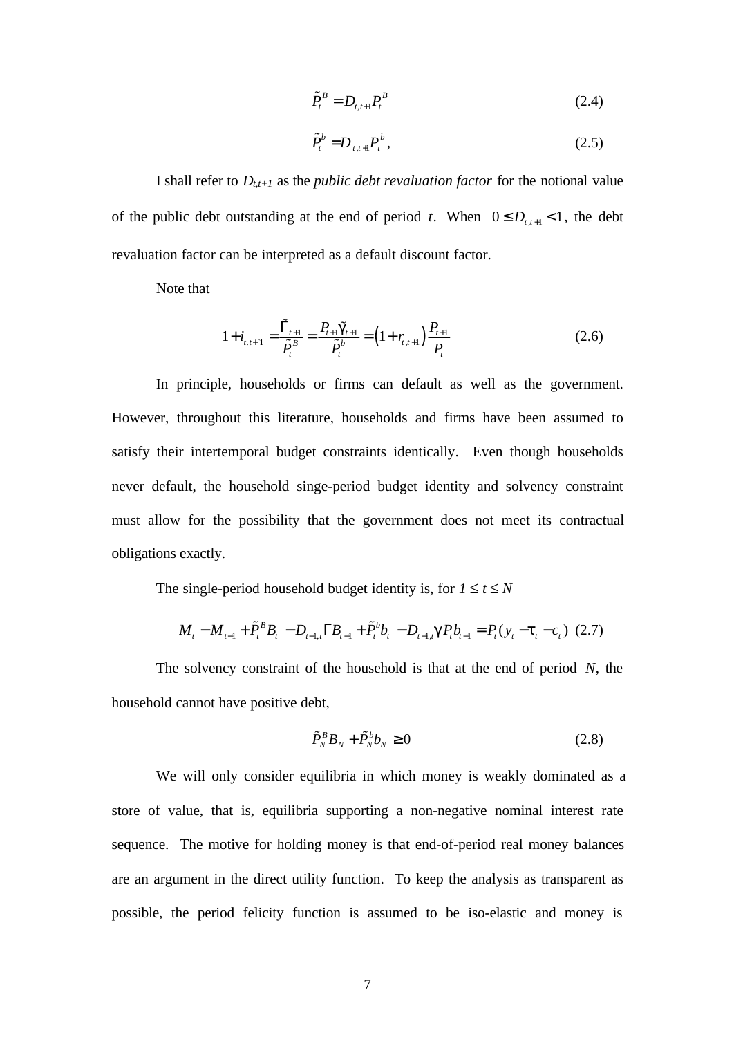$$\tilde{P}_t^B = D_{t,t+1} P_t^B \tag{2.4}$$

$$\tilde{P}_t^b = D_{t,t+1} P_t^b , \tag{2.5}$$

I shall refer to $D_{t,t+1}$ as the *public debt revaluation factor* for the notional value of the public debt outstanding at the end of period $t$. When $0 \leq D_{t,t+1} < 1$, the debt revaluation factor can be interpreted as a default discount factor.

Note that

$$1 + i_{t,t+1} = \frac{\tilde{\Gamma}_{t+1}}{\tilde{P}_t^B} = \frac{P_{t+1}\tilde{\gamma}_{t+1}}{\tilde{P}_t^b} = \left(1 + r_{t,t+1}\right)\frac{P_{t+1}}{P_t} \tag{2.6}$$

In principle, households or firms can default as well as the government. However, throughout this literature, households and firms have been assumed to satisfy their intertemporal budget constraints identically. Even though households never default, the household singe-period budget identity and solvency constraint must allow for the possibility that the government does not meet its contractual obligations exactly.

The single-period household budget identity is, for $1 \leq t \leq N$

$$M_t - M_{t-1} + \tilde{P}_t^B B_t - D_{t-1,t}\Gamma B_{t-1} + \tilde{P}_t^b b_t - D_{t-1,t}\gamma P_t b_{t-1} = P_t(y_t - \tau_t - c_t) \tag{2.7}$$

The solvency constraint of the household is that at the end of period $N$, the household cannot have positive debt,

$$\tilde{P}_N^B B_N + \tilde{P}_N^b b_N \geq 0 \tag{2.8}$$

We will only consider equilibria in which money is weakly dominated as a store of value, that is, equilibria supporting a non-negative nominal interest rate sequence. The motive for holding money is that end-of-period real money balances are an argument in the direct utility function. To keep the analysis as transparent as possible, the period felicity function is assumed to be iso-elastic and money is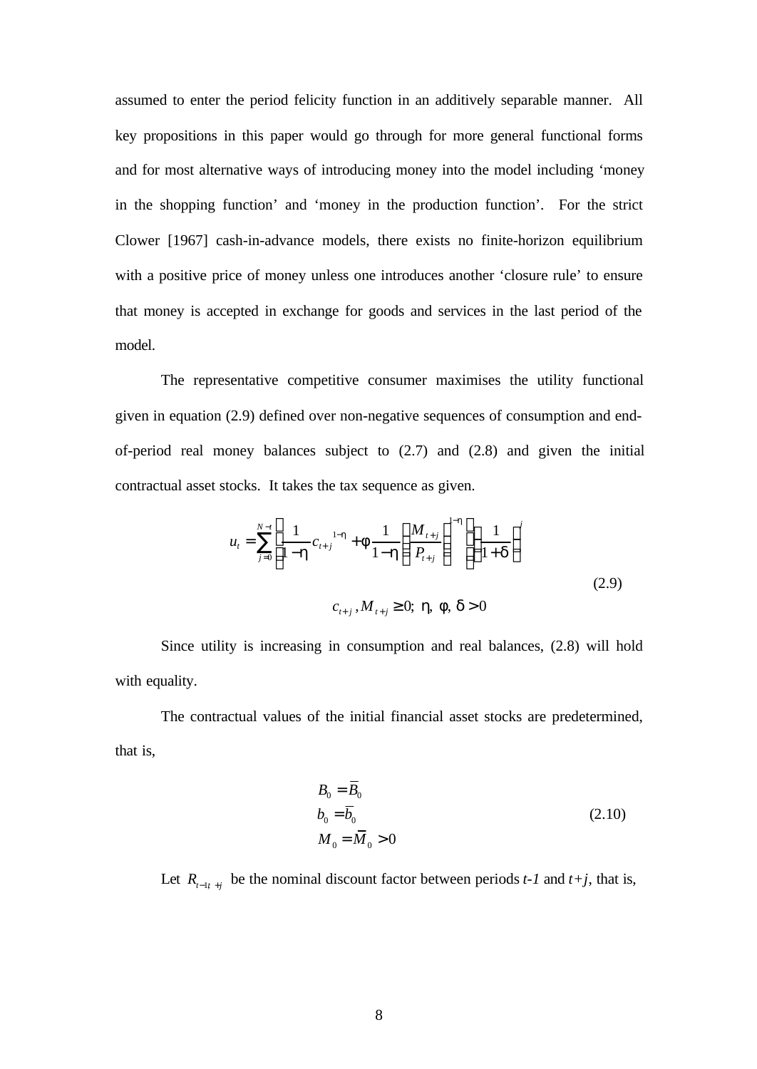assumed to enter the period felicity function in an additively separable manner. All key propositions in this paper would go through for more general functional forms and for most alternative ways of introducing money into the model including 'money in the shopping function' and 'money in the production function'. For the strict Clower [1967] cash-in-advance models, there exists no finite-horizon equilibrium with a positive price of money unless one introduces another 'closure rule' to ensure that money is accepted in exchange for goods and services in the last period of the model.

The representative competitive consumer maximises the utility functional given in equation (2.9) defined over non-negative sequences of consumption and end-of-period real money balances subject to (2.7) and (2.8) and given the initial contractual asset stocks. It takes the tax sequence as given.

$$u_t = \sum_{j=0}^{N-t} \left[ \frac{1}{1-\eta} c_{t+j}^{\;1-\eta} + \phi \frac{1}{1-\eta} \left( \frac{M_{t+j}}{P_{t+j}} \right)^{1-\eta} \right] \left( \frac{1}{1+\delta} \right)^{j}$$

$$c_{t+j}, M_{t+j} \geq 0; \;\; \eta, \; \phi, \; \delta > 0 \tag{2.9}$$

Since utility is increasing in consumption and real balances, (2.8) will hold with equality.

The contractual values of the initial financial asset stocks are predetermined, that is,

$$\begin{aligned} B_0 &= \bar{B}_0 \\ b_0 &= \bar{b}_0 \\ M_0 &= \bar{M}_0 > 0 \end{aligned} \tag{2.10}$$

Let $R_{t-1, t+j}$ be the nominal discount factor between periods *t-1* and *t+j*, that is,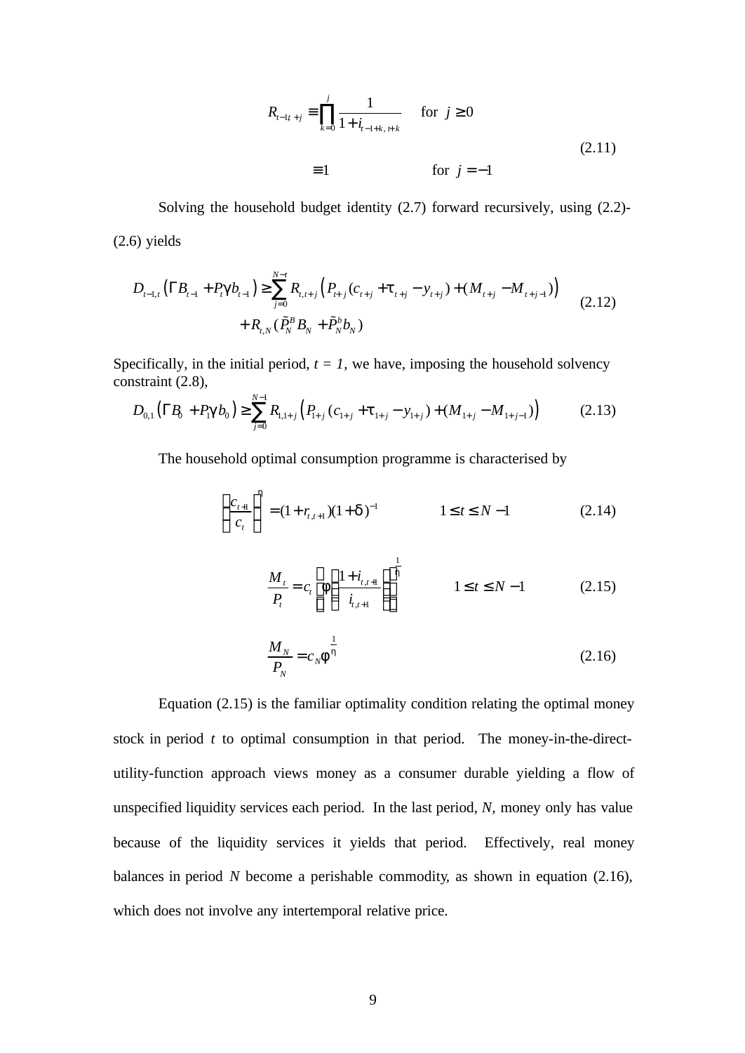$$
\begin{aligned}
R_{t-1,t+j} &\equiv \prod_{k=0}^{j} \frac{1}{1+i_{t-1+k,\,t+k}} \qquad \text{for } j \geq 0 \\
&\equiv 1 \qquad\qquad\qquad\quad \text{for } j = -1
\end{aligned}
\tag{2.11}
$$

Solving the household budget identity (2.7) forward recursively, using (2.2)-(2.6) yields

$$
\begin{aligned}
D_{t-1,t}\left(\Gamma B_{t-1} + P_t \gamma b_{t-1}\right) \geq &\sum_{j=0}^{N-t} R_{t,t+j}\left(P_{t+j}(c_{t+j} + \tau_{t+j} - y_{t+j}) + (M_{t+j} - M_{t+j-1})\right) \\
&+ R_{t,N}(\tilde{P}_N^B B_N + \tilde{P}_N^b b_N)
\end{aligned}
\tag{2.12}
$$

Specifically, in the initial period, $t = 1$, we have, imposing the household solvency constraint (2.8),

$$
D_{0,1}\left(\Gamma B_0 + P_1 \gamma b_0\right) \geq \sum_{j=0}^{N-1} R_{1,1+j}\left(P_{1+j}(c_{1+j} + \tau_{1+j} - y_{1+j}) + (M_{1+j} - M_{1+j-1})\right) \tag{2.13}
$$

The household optimal consumption programme is characterised by

$$
\left(\frac{c_{t+1}}{c_t}\right)^{\eta} = (1 + r_{t,t+1})(1+\delta)^{-1} \qquad\qquad 1 \leq t \leq N-1 \tag{2.14}
$$

$$
\frac{M_t}{P_t} = c_t\left(\phi\left(\frac{1+i_{t,t+1}}{i_{t,t+1}}\right)\right)^{\frac{1}{\eta}} \qquad\qquad 1 \leq t \leq N-1 \tag{2.15}
$$

$$
\frac{M_N}{P_N} = c_N \phi^{\frac{1}{\eta}} \tag{2.16}
$$

Equation (2.15) is the familiar optimality condition relating the optimal money stock in period $t$ to optimal consumption in that period. The money-in-the-direct-utility-function approach views money as a consumer durable yielding a flow of unspecified liquidity services each period. In the last period, $N$, money only has value because of the liquidity services it yields that period. Effectively, real money balances in period $N$ become a perishable commodity, as shown in equation (2.16), which does not involve any intertemporal relative price.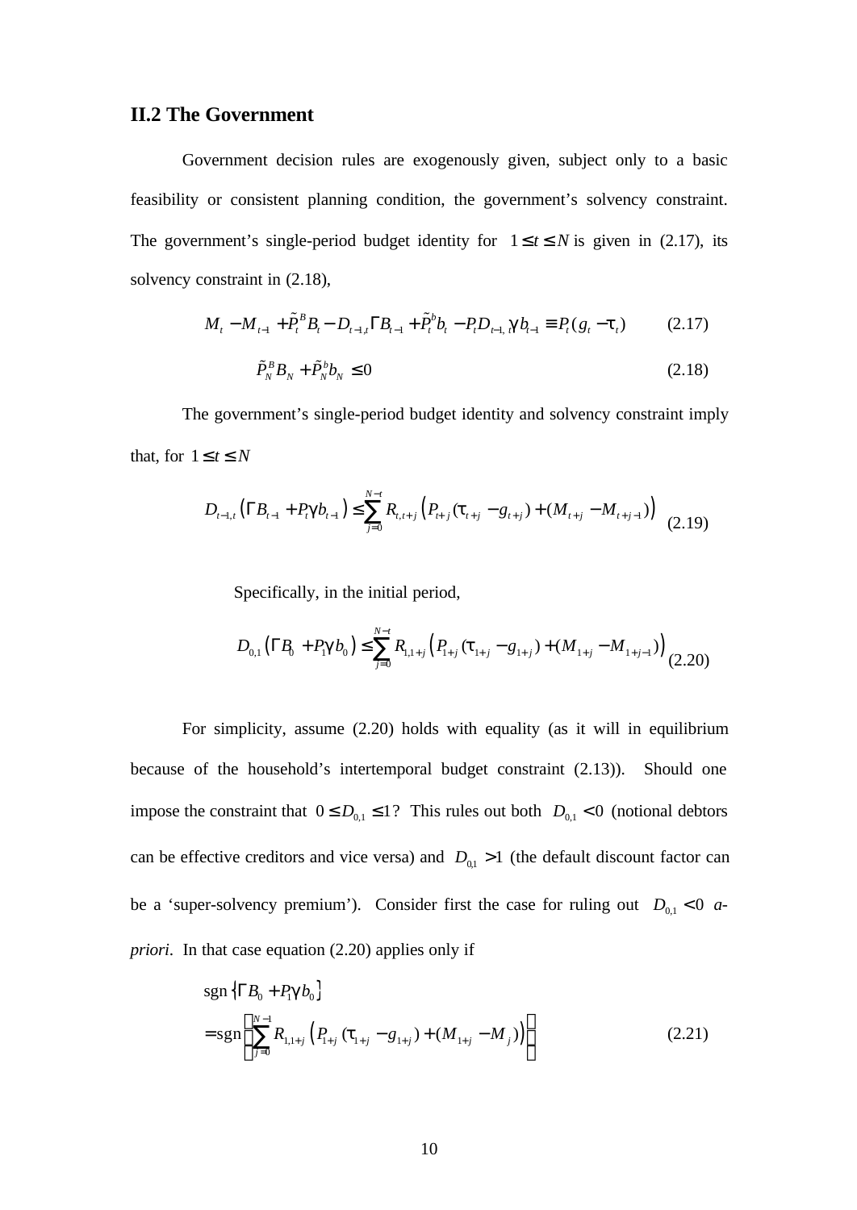## II.2 The Government

Government decision rules are exogenously given, subject only to a basic feasibility or consistent planning condition, the government's solvency constraint. The government's single-period budget identity for $1 \leq t \leq N$ is given in (2.17), its solvency constraint in (2.18),

$$M_t - M_{t-1} + \tilde{P}_t^B B_t - D_{t-1,t} \Gamma B_{t-1} + \tilde{P}_t^b b_t - P_t D_{t-1,t} \gamma b_{t-1} \equiv P_t (g_t - \tau_t) \qquad (2.17)$$

$$\tilde{P}_N^B B_N + \tilde{P}_N^b b_N \leq 0 \qquad (2.18)$$

The government's single-period budget identity and solvency constraint imply that, for $1 \leq t \leq N$

$$D_{t-1,t} \left( \Gamma B_{t-1} + P_t \gamma b_{t-1} \right) \leq \sum_{j=0}^{N-t} R_{t,t+j} \left( P_{t+j} (\tau_{t+j} - g_{t+j}) + (M_{t+j} - M_{t+j-1}) \right) \qquad (2.19)$$

Specifically, in the initial period,

$$D_{0,1} \left( \Gamma B_0 + P_1 \gamma b_0 \right) \leq \sum_{j=0}^{N-t} R_{1,1+j} \left( P_{1+j} (\tau_{1+j} - g_{1+j}) + (M_{1+j} - M_{1+j-1}) \right) \qquad (2.20)$$

For simplicity, assume (2.20) holds with equality (as it will in equilibrium because of the household's intertemporal budget constraint (2.13)). Should one impose the constraint that $0 \leq D_{0,1} \leq 1$? This rules out both $D_{0,1} < 0$ (notional debtors can be effective creditors and vice versa) and $D_{0,1} > 1$ (the default discount factor can be a 'super-solvency premium'). Consider first the case for ruling out $D_{0,1} < 0$ *a-priori*. In that case equation (2.20) applies only if

$$\begin{aligned} &\operatorname{sgn}\left\{ \Gamma B_0 + P_1 \gamma b_0 \right\} \\ &= \operatorname{sgn}\left\{ \sum_{j=0}^{N-1} R_{1,1+j} \left( P_{1+j} (\tau_{1+j} - g_{1+j}) + (M_{1+j} - M_j) \right) \right\} \end{aligned} \qquad (2.21)$$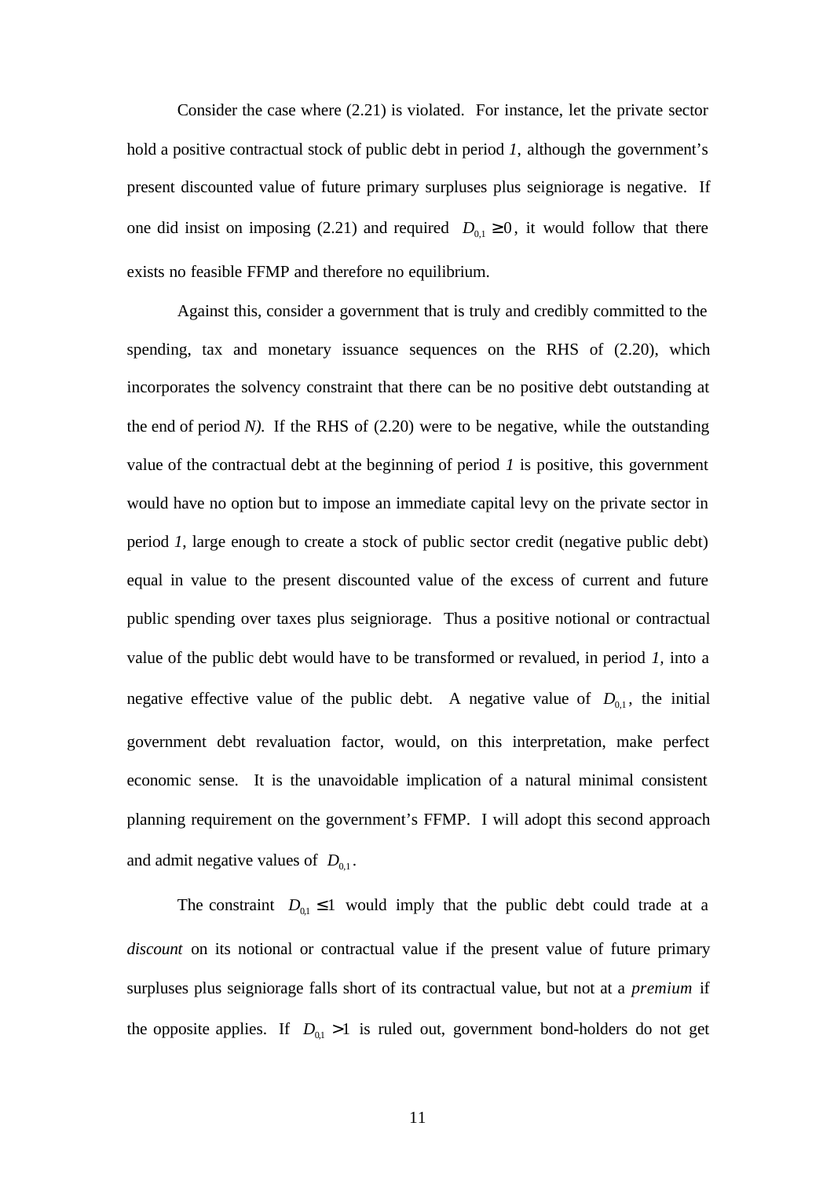Consider the case where (2.21) is violated. For instance, let the private sector hold a positive contractual stock of public debt in period *1*, although the government's present discounted value of future primary surpluses plus seigniorage is negative. If one did insist on imposing (2.21) and required $D_{0,1} \geq 0$, it would follow that there exists no feasible FFMP and therefore no equilibrium.

Against this, consider a government that is truly and credibly committed to the spending, tax and monetary issuance sequences on the RHS of (2.20), which incorporates the solvency constraint that there can be no positive debt outstanding at the end of period *N).* If the RHS of (2.20) were to be negative, while the outstanding value of the contractual debt at the beginning of period *1* is positive, this government would have no option but to impose an immediate capital levy on the private sector in period *1*, large enough to create a stock of public sector credit (negative public debt) equal in value to the present discounted value of the excess of current and future public spending over taxes plus seigniorage. Thus a positive notional or contractual value of the public debt would have to be transformed or revalued, in period *1,* into a negative effective value of the public debt. A negative value of $D_{0,1}$, the initial government debt revaluation factor, would, on this interpretation, make perfect economic sense. It is the unavoidable implication of a natural minimal consistent planning requirement on the government's FFMP. I will adopt this second approach and admit negative values of $D_{0,1}$.

The constraint $D_{0,1} \leq 1$ would imply that the public debt could trade at a *discount* on its notional or contractual value if the present value of future primary surpluses plus seigniorage falls short of its contractual value, but not at a *premium* if the opposite applies. If $D_{0,1} > 1$ is ruled out, government bond-holders do not get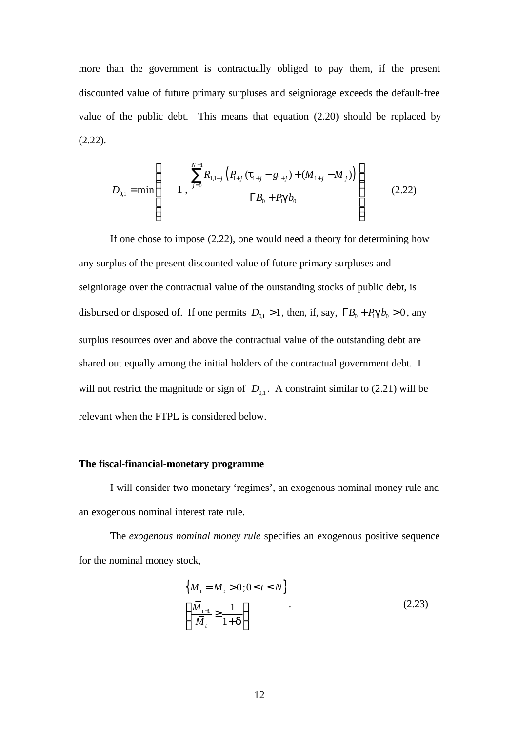more than the government is contractually obliged to pay them, if the present discounted value of future primary surpluses and seigniorage exceeds the default-free value of the public debt. This means that equation (2.20) should be replaced by (2.22).

$$D_{0,1} = \min\left( 1 \; , \; \frac{\sum_{j=0}^{N-1} R_{1,1+j}\left(P_{1+j}(\tau_{1+j} - g_{1+j}) + (M_{1+j} - M_j)\right)}{\Gamma B_0 + P_1 \gamma b_0} \right) \tag{2.22}$$

If one chose to impose (2.22), one would need a theory for determining how any surplus of the present discounted value of future primary surpluses and seigniorage over the contractual value of the outstanding stocks of public debt, is disbursed or disposed of. If one permits $D_{0,1} > 1$, then, if, say, $\Gamma B_0 + P_1 \gamma b_0 > 0$, any surplus resources over and above the contractual value of the outstanding debt are shared out equally among the initial holders of the contractual government debt. I will not restrict the magnitude or sign of $D_{0,1}$. A constraint similar to (2.21) will be relevant when the FTPL is considered below.

**The fiscal-financial-monetary programme**

I will consider two monetary 'regimes', an exogenous nominal money rule and an exogenous nominal interest rate rule.

The *exogenous nominal money rule* specifies an exogenous positive sequence for the nominal money stock,

$$\begin{aligned} &\left\{ M_t = \bar{M}_t > 0; 0 \leq t \leq N \right\} \\ &\left( \frac{\bar{M}_{t+1}}{\bar{M}_t} \geq \frac{1}{1+\delta} \right) \end{aligned} \quad . \tag{2.23}$$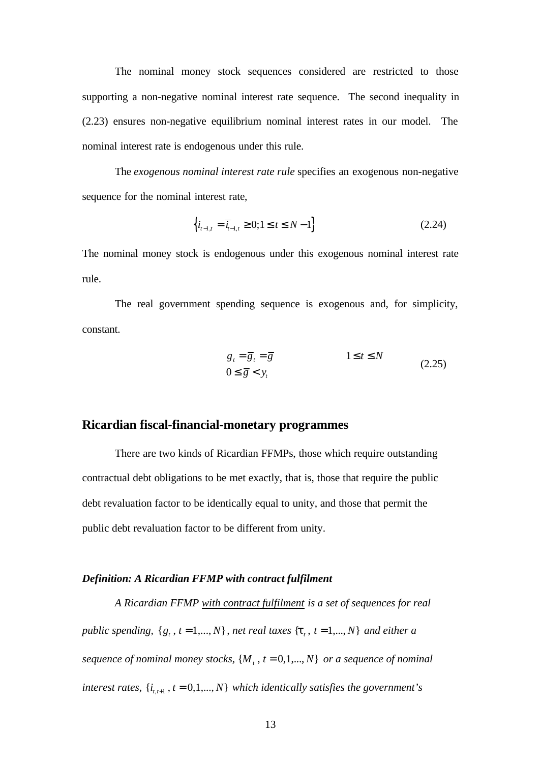The nominal money stock sequences considered are restricted to those supporting a non-negative nominal interest rate sequence. The second inequality in (2.23) ensures non-negative equilibrium nominal interest rates in our model. The nominal interest rate is endogenous under this rule.

The *exogenous nominal interest rate rule* specifies an exogenous non-negative sequence for the nominal interest rate,

$$\left\{ i_{t-1,t} = \bar{i}_{t-1,t} \geq 0; 1 \leq t \leq N-1 \right\} \tag{2.24}$$

The nominal money stock is endogenous under this exogenous nominal interest rate rule.

The real government spending sequence is exogenous and, for simplicity, constant.

$$\begin{aligned} & g_t = \bar{g}_t = \bar{g} \qquad\qquad 1 \leq t \leq N \\ & 0 \leq \bar{g} < y_t \end{aligned} \tag{2.25}$$

## Ricardian fiscal-financial-monetary programmes

There are two kinds of Ricardian FFMPs, those which require outstanding contractual debt obligations to be met exactly, that is, those that require the public debt revaluation factor to be identically equal to unity, and those that permit the public debt revaluation factor to be different from unity.

***Definition: A Ricardian FFMP with contract fulfilment***

*A Ricardian FFMP with contract fulfilment is a set of sequences for real public spending,* $\{g_t, t = 1,...,N\}$*, net real taxes* $\{\tau_t, t = 1,...,N\}$ *and either a sequence of nominal money stocks,* $\{M_t, t = 0,1,...,N\}$ *or a sequence of nominal interest rates,* $\{i_{t,t+1}, t = 0,1,...,N\}$ *which identically satisfies the government's*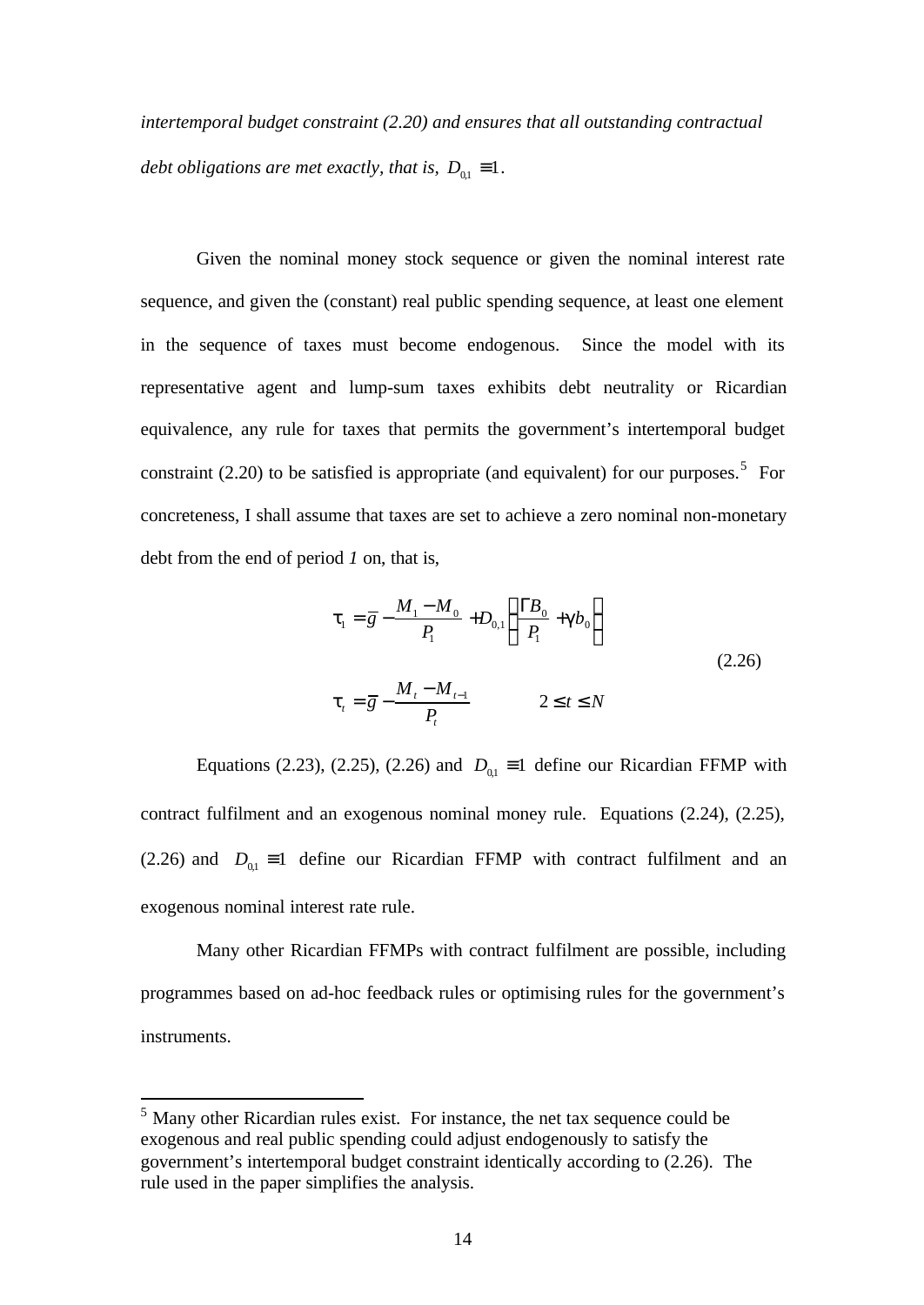*intertemporal budget constraint (2.20) and ensures that all outstanding contractual debt obligations are met exactly, that is,* $D_{0,1} \equiv 1$.

Given the nominal money stock sequence or given the nominal interest rate sequence, and given the (constant) real public spending sequence, at least one element in the sequence of taxes must become endogenous. Since the model with its representative agent and lump-sum taxes exhibits debt neutrality or Ricardian equivalence, any rule for taxes that permits the government's intertemporal budget constraint (2.20) to be satisfied is appropriate (and equivalent) for our purposes.[5] For concreteness, I shall assume that taxes are set to achieve a zero nominal non-monetary debt from the end of period *1* on, that is,

$$
\begin{aligned}
\tau_1 &= \bar{g} - \frac{M_1 - M_0}{P_1} + D_{0,1}\left(\frac{\Gamma B_0}{P_1} + \gamma b_0\right) \\
\tau_t &= \bar{g} - \frac{M_t - M_{t-1}}{P_t} \qquad 2 \le t \le N
\end{aligned}
\tag{2.26}
$$

Equations (2.23), (2.25), (2.26) and $D_{0,1} \equiv 1$ define our Ricardian FFMP with contract fulfilment and an exogenous nominal money rule. Equations (2.24), (2.25), (2.26) and $D_{0,1} \equiv 1$ define our Ricardian FFMP with contract fulfilment and an exogenous nominal interest rate rule.

Many other Ricardian FFMPs with contract fulfilment are possible, including programmes based on ad-hoc feedback rules or optimising rules for the government's instruments.

---

[5] Many other Ricardian rules exist. For instance, the net tax sequence could be exogenous and real public spending could adjust endogenously to satisfy the government's intertemporal budget constraint identically according to (2.26). The rule used in the paper simplifies the analysis.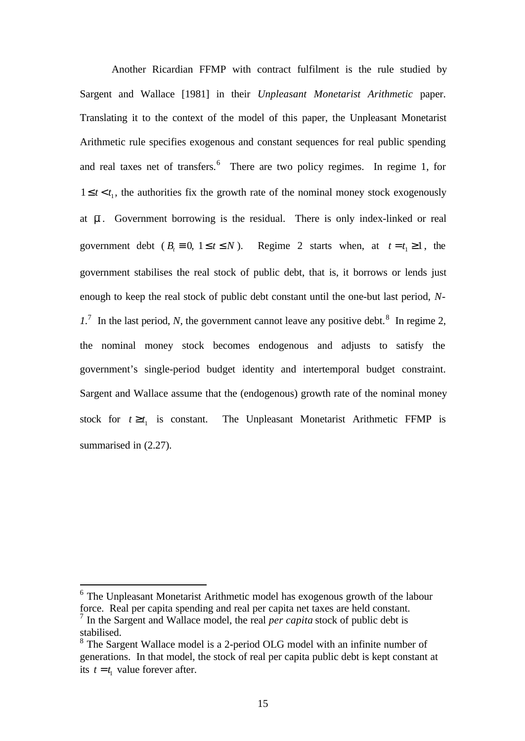Another Ricardian FFMP with contract fulfilment is the rule studied by Sargent and Wallace [1981] in their *Unpleasant Monetarist Arithmetic* paper. Translating it to the context of the model of this paper, the Unpleasant Monetarist Arithmetic rule specifies exogenous and constant sequences for real public spending and real taxes net of transfers.[6] There are two policy regimes. In regime 1, for $1 \leq t < t_1$, the authorities fix the growth rate of the nominal money stock exogenously at $\mu$. Government borrowing is the residual. There is only index-linked or real government debt ($B_t \equiv 0,\ 1 \leq t \leq N$). Regime 2 starts when, at $t = t_1 \geq 1$, the government stabilises the real stock of public debt, that is, it borrows or lends just enough to keep the real stock of public debt constant until the one-but last period, *N-1*.[7] In the last period, *N*, the government cannot leave any positive debt.[8] In regime 2, the nominal money stock becomes endogenous and adjusts to satisfy the government's single-period budget identity and intertemporal budget constraint. Sargent and Wallace assume that the (endogenous) growth rate of the nominal money stock for $t \geq t_1$ is constant. The Unpleasant Monetarist Arithmetic FFMP is summarised in (2.27).

---

[6] The Unpleasant Monetarist Arithmetic model has exogenous growth of the labour force. Real per capita spending and real per capita net taxes are held constant.

[7] In the Sargent and Wallace model, the real *per capita* stock of public debt is stabilised.

[8] The Sargent Wallace model is a 2-period OLG model with an infinite number of generations. In that model, the stock of real per capita public debt is kept constant at its $t = t_1$ value forever after.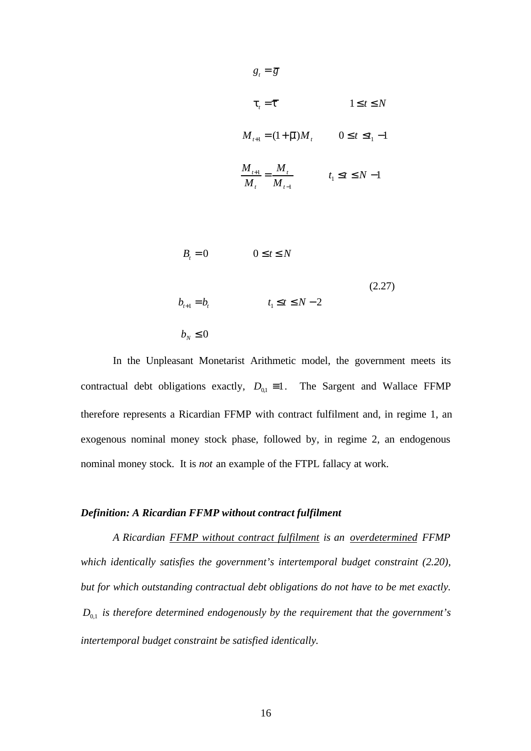$$g_t = \bar{g}$$

$$\tau_t = \bar{\tau} \qquad 1 \le t \le N$$

$$M_{t+1} = (1+\mu)M_t \qquad 0 \le t \le t_1 - 1$$

$$\frac{M_{t+1}}{M_t} = \frac{M_t}{M_{t-1}} \qquad t_1 \le t \le N-1$$

$$B_t = 0 \qquad 0 \le t \le N$$

$$b_{t+1} = b_t \qquad t_1 \le t \le N-2 \tag{2.27}$$

$$b_N \le 0$$

In the Unpleasant Monetarist Arithmetic model, the government meets its contractual debt obligations exactly, $D_{0,1} \equiv 1$. The Sargent and Wallace FFMP therefore represents a Ricardian FFMP with contract fulfilment and, in regime 1, an exogenous nominal money stock phase, followed by, in regime 2, an endogenous nominal money stock. It is *not* an example of the FTPL fallacy at work.

***Definition: A Ricardian FFMP without contract fulfilment***

*A Ricardian FFMP without contract fulfilment is an overdetermined FFMP which identically satisfies the government's intertemporal budget constraint (2.20), but for which outstanding contractual debt obligations do not have to be met exactly. $D_{0,1}$ is therefore determined endogenously by the requirement that the government's intertemporal budget constraint be satisfied identically.*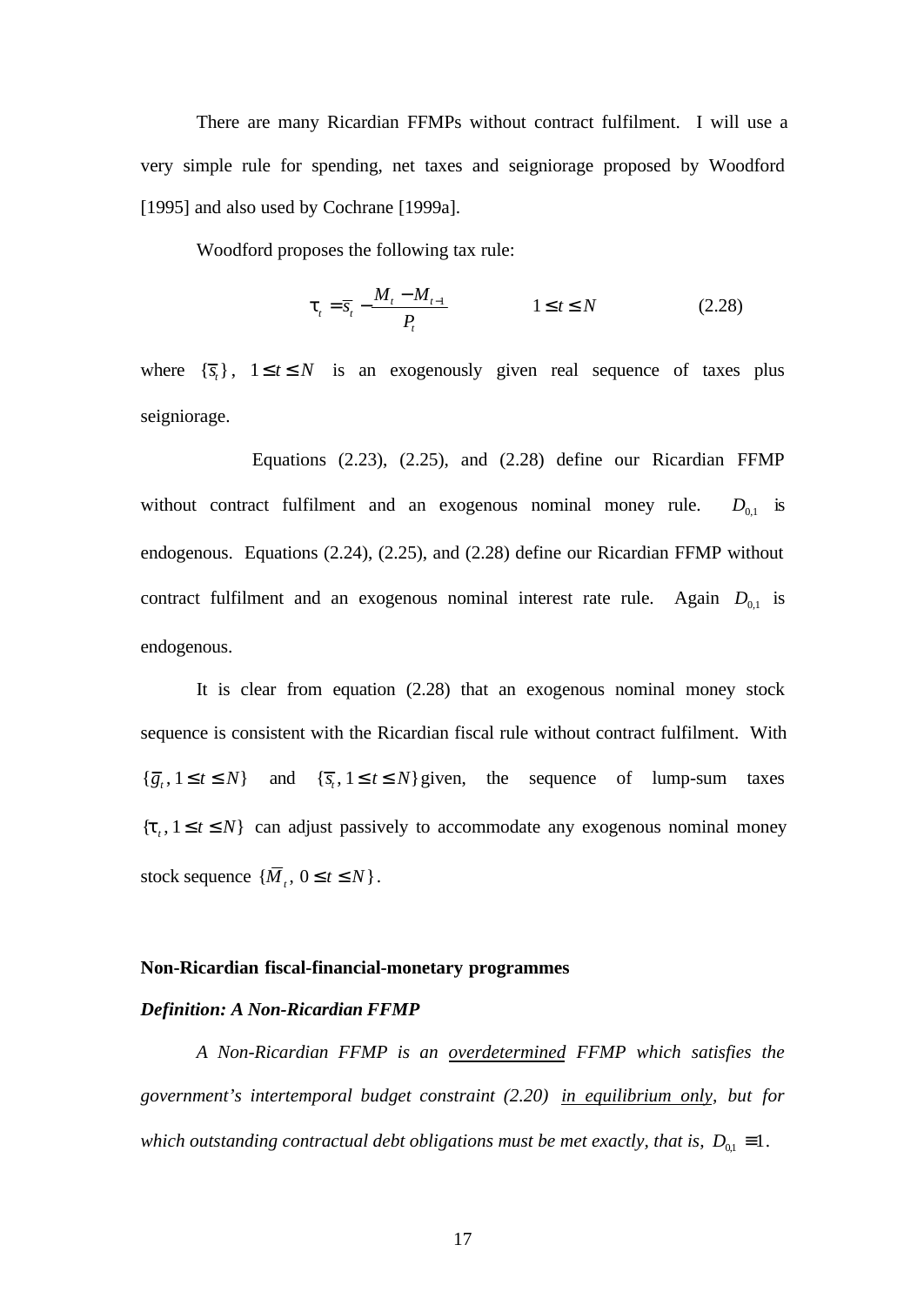There are many Ricardian FFMPs without contract fulfilment. I will use a very simple rule for spending, net taxes and seigniorage proposed by Woodford [1995] and also used by Cochrane [1999a].

Woodford proposes the following tax rule:

$$\tau_t = \bar{s}_t - \frac{M_t - M_{t-1}}{P_t} \qquad\qquad 1 \leq t \leq N \qquad\qquad (2.28)$$

where $\{\bar{s}_t\}$, $1 \leq t \leq N$ is an exogenously given real sequence of taxes plus seigniorage.

Equations (2.23), (2.25), and (2.28) define our Ricardian FFMP without contract fulfilment and an exogenous nominal money rule. $D_{0,1}$ is endogenous. Equations (2.24), (2.25), and (2.28) define our Ricardian FFMP without contract fulfilment and an exogenous nominal interest rate rule. Again $D_{0,1}$ is endogenous.

It is clear from equation (2.28) that an exogenous nominal money stock sequence is consistent with the Ricardian fiscal rule without contract fulfilment. With $\{\bar{g}_t, 1 \leq t \leq N\}$ and $\{\bar{s}_t, 1 \leq t \leq N\}$ given, the sequence of lump-sum taxes $\{\tau_t, 1 \leq t \leq N\}$ can adjust passively to accommodate any exogenous nominal money stock sequence $\{\bar{M}_t, 0 \leq t \leq N\}$.

**Non-Ricardian fiscal-financial-monetary programmes**

***Definition: A Non-Ricardian FFMP***

*A Non-Ricardian FFMP is an <u>overdetermined</u> FFMP which satisfies the government's intertemporal budget constraint (2.20) <u>in equilibrium only</u>, but for which outstanding contractual debt obligations must be met exactly, that is,* $D_{0,1} \equiv 1$.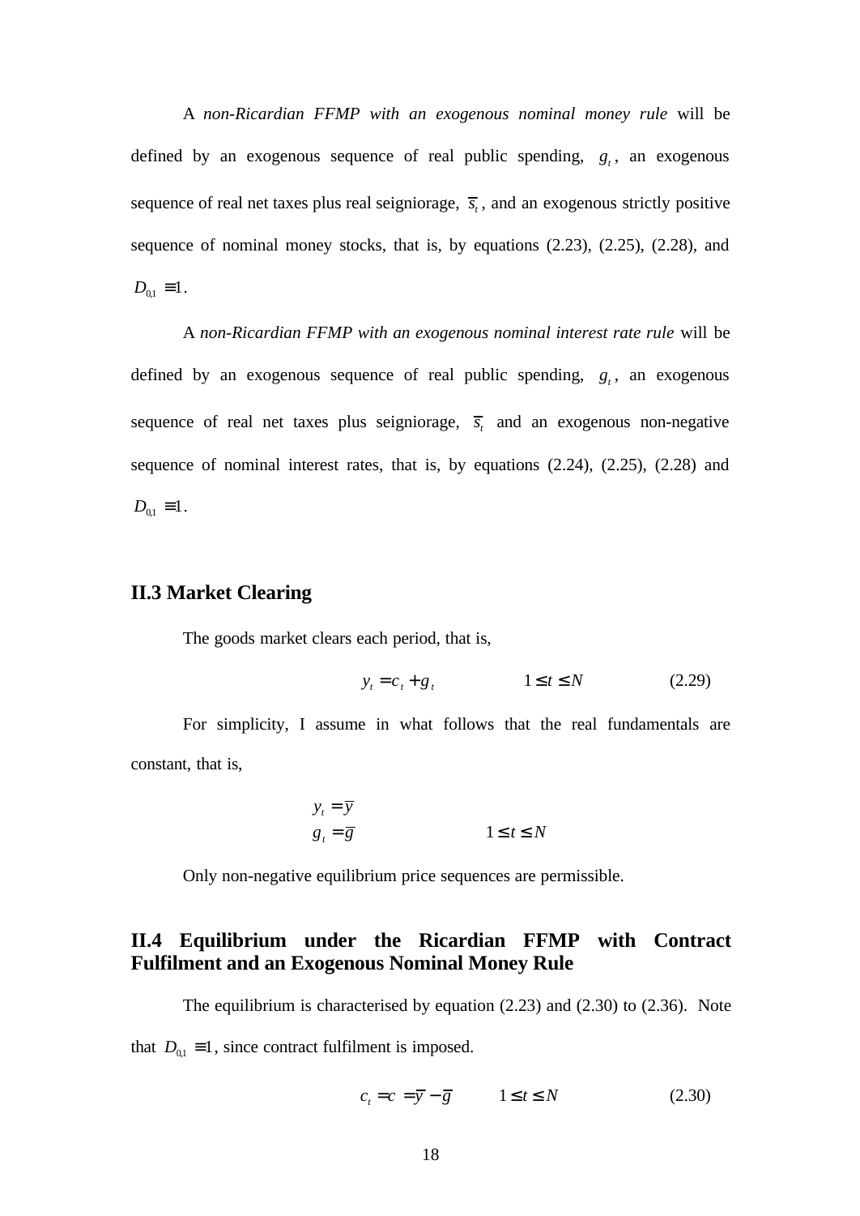A *non-Ricardian FFMP with an exogenous nominal money rule* will be defined by an exogenous sequence of real public spending, $g_t$, an exogenous sequence of real net taxes plus real seigniorage, $\bar{s}_t$, and an exogenous strictly positive sequence of nominal money stocks, that is, by equations (2.23), (2.25), (2.28), and $D_{0,1} \equiv 1$.

A *non-Ricardian FFMP with an exogenous nominal interest rate rule* will be defined by an exogenous sequence of real public spending, $g_t$, an exogenous sequence of real net taxes plus seigniorage, $\bar{s}_t$ and an exogenous non-negative sequence of nominal interest rates, that is, by equations (2.24), (2.25), (2.28) and $D_{0,1} \equiv 1$.

## II.3 Market Clearing

The goods market clears each period, that is,

$$y_t = c_t + g_t \qquad 1 \leq t \leq N \qquad (2.29)$$

For simplicity, I assume in what follows that the real fundamentals are constant, that is,

$$\begin{aligned} y_t &= \bar{y} \\ g_t &= \bar{g} \qquad 1 \leq t \leq N \end{aligned}$$

Only non-negative equilibrium price sequences are permissible.

## II.4 Equilibrium under the Ricardian FFMP with Contract Fulfilment and an Exogenous Nominal Money Rule

The equilibrium is characterised by equation (2.23) and (2.30) to (2.36). Note that $D_{0,1} \equiv 1$, since contract fulfilment is imposed.

$$c_t = c = \bar{y} - \bar{g} \qquad 1 \leq t \leq N \qquad (2.30)$$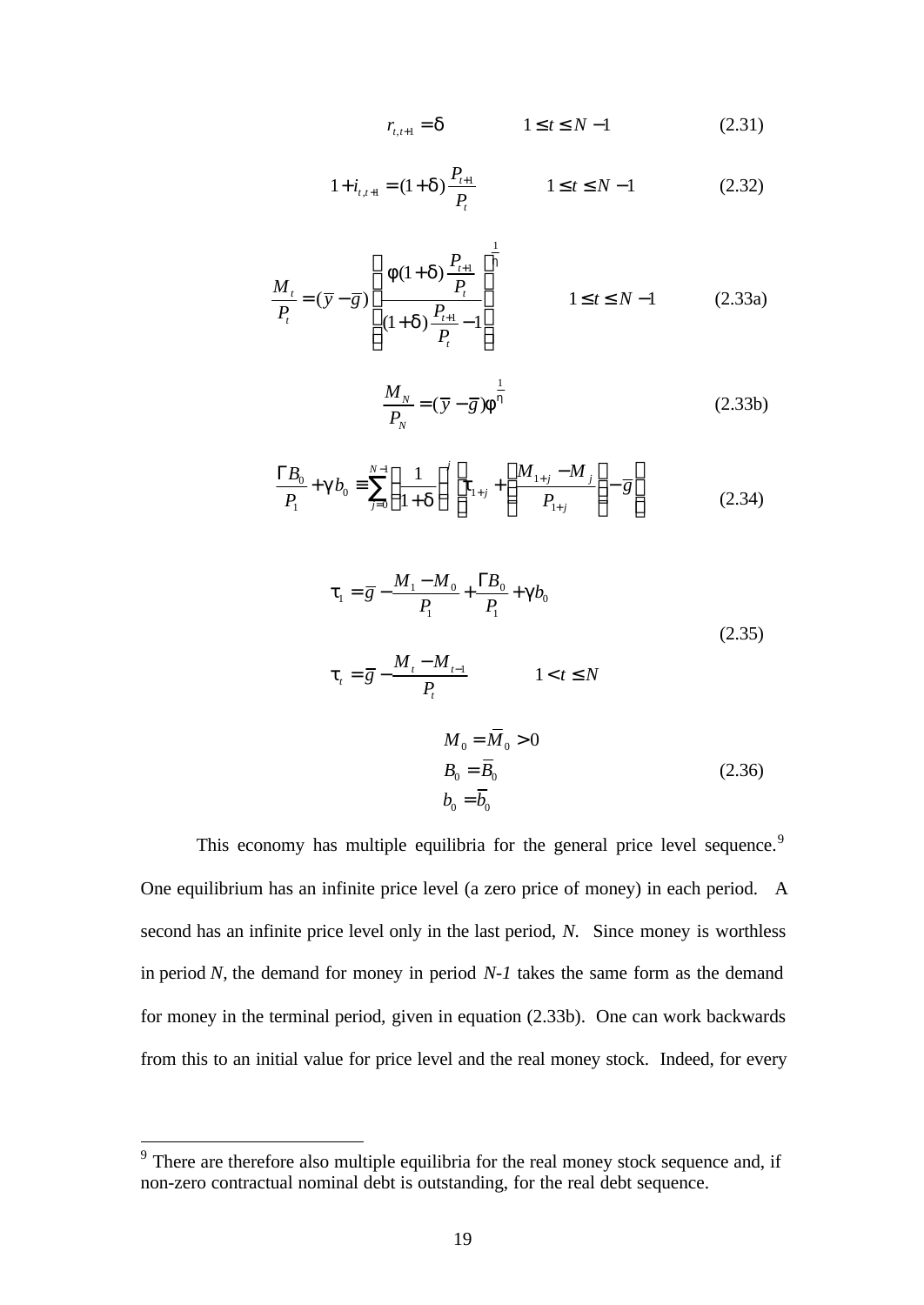$$r_{t,t+1} = \delta \qquad 1 \le t \le N-1 \tag{2.31}$$

$$1 + i_{t,t+1} = (1+\delta)\frac{P_{t+1}}{P_t} \qquad 1 \le t \le N-1 \tag{2.32}$$

$$\frac{M_t}{P_t} = (\bar{y} - \bar{g})\left[\frac{\phi(1+\delta)\frac{P_{t+1}}{P_t}}{(1+\delta)\frac{P_{t+1}}{P_t} - 1}\right]^{\frac{1}{\eta}} \qquad 1 \le t \le N-1 \tag{2.33a}$$

$$\frac{M_N}{P_N} = (\bar{y} - \bar{g})\phi^{\frac{1}{\eta}} \tag{2.33b}$$

$$\frac{\Gamma B_0}{P_1} + \gamma b_0 \equiv \sum_{j=0}^{N-1}\left(\frac{1}{1+\delta}\right)^j \left[\tau_{1+j} + \left(\frac{M_{1+j} - M_j}{P_{1+j}}\right) - \bar{g}\right] \tag{2.34}$$

$$\begin{aligned} \tau_1 &= \bar{g} - \frac{M_1 - M_0}{P_1} + \frac{\Gamma B_0}{P_1} + \gamma b_0 \\ \tau_t &= \bar{g} - \frac{M_t - M_{t-1}}{P_t} \qquad 1 < t \le N \end{aligned} \tag{2.35}$$

$$\begin{aligned} M_0 &= \bar{M}_0 > 0 \\ B_0 &= \bar{B}_0 \\ b_0 &= \bar{b}_0 \end{aligned} \tag{2.36}$$

This economy has multiple equilibria for the general price level sequence.[9] One equilibrium has an infinite price level (a zero price of money) in each period. A second has an infinite price level only in the last period, *N*. Since money is worthless in period *N*, the demand for money in period *N-1* takes the same form as the demand for money in the terminal period, given in equation (2.33b). One can work backwards from this to an initial value for price level and the real money stock. Indeed, for every

[9] There are therefore also multiple equilibria for the real money stock sequence and, if non-zero contractual nominal debt is outstanding, for the real debt sequence.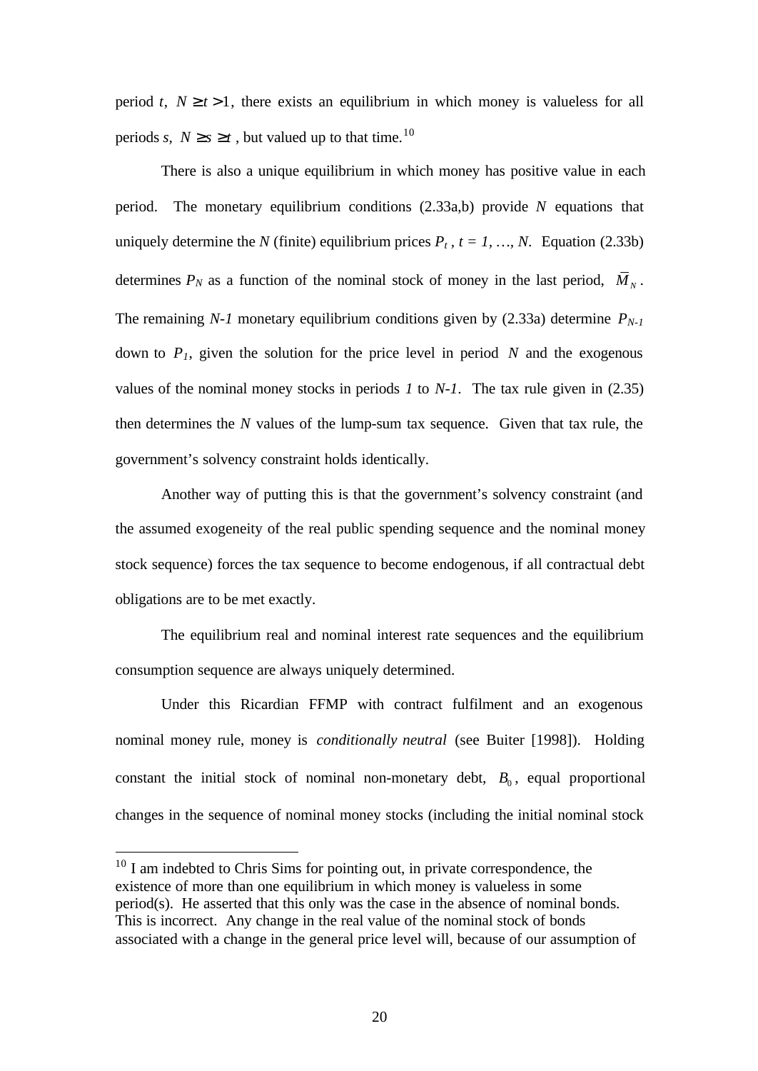period $t$, $N \geq t > 1$, there exists an equilibrium in which money is valueless for all periods $s$, $N \geq s \geq t$ , but valued up to that time.[10]

There is also a unique equilibrium in which money has positive value in each period. The monetary equilibrium conditions (2.33a,b) provide $N$ equations that uniquely determine the $N$ (finite) equilibrium prices $P_t$ , $t = 1, \ldots, N$. Equation (2.33b) determines $P_N$ as a function of the nominal stock of money in the last period, $\bar{M}_N$. The remaining $N\text{-}1$ monetary equilibrium conditions given by (2.33a) determine $P_{N-1}$ down to $P_1$, given the solution for the price level in period $N$ and the exogenous values of the nominal money stocks in periods $1$ to $N\text{-}1$. The tax rule given in (2.35) then determines the $N$ values of the lump-sum tax sequence. Given that tax rule, the government's solvency constraint holds identically.

Another way of putting this is that the government's solvency constraint (and the assumed exogeneity of the real public spending sequence and the nominal money stock sequence) forces the tax sequence to become endogenous, if all contractual debt obligations are to be met exactly.

The equilibrium real and nominal interest rate sequences and the equilibrium consumption sequence are always uniquely determined.

Under this Ricardian FFMP with contract fulfilment and an exogenous nominal money rule, money is *conditionally neutral* (see Buiter [1998]). Holding constant the initial stock of nominal non-monetary debt, $B_0$, equal proportional changes in the sequence of nominal money stocks (including the initial nominal stock

---

[10] I am indebted to Chris Sims for pointing out, in private correspondence, the existence of more than one equilibrium in which money is valueless in some period(s). He asserted that this only was the case in the absence of nominal bonds. This is incorrect. Any change in the real value of the nominal stock of bonds associated with a change in the general price level will, because of our assumption of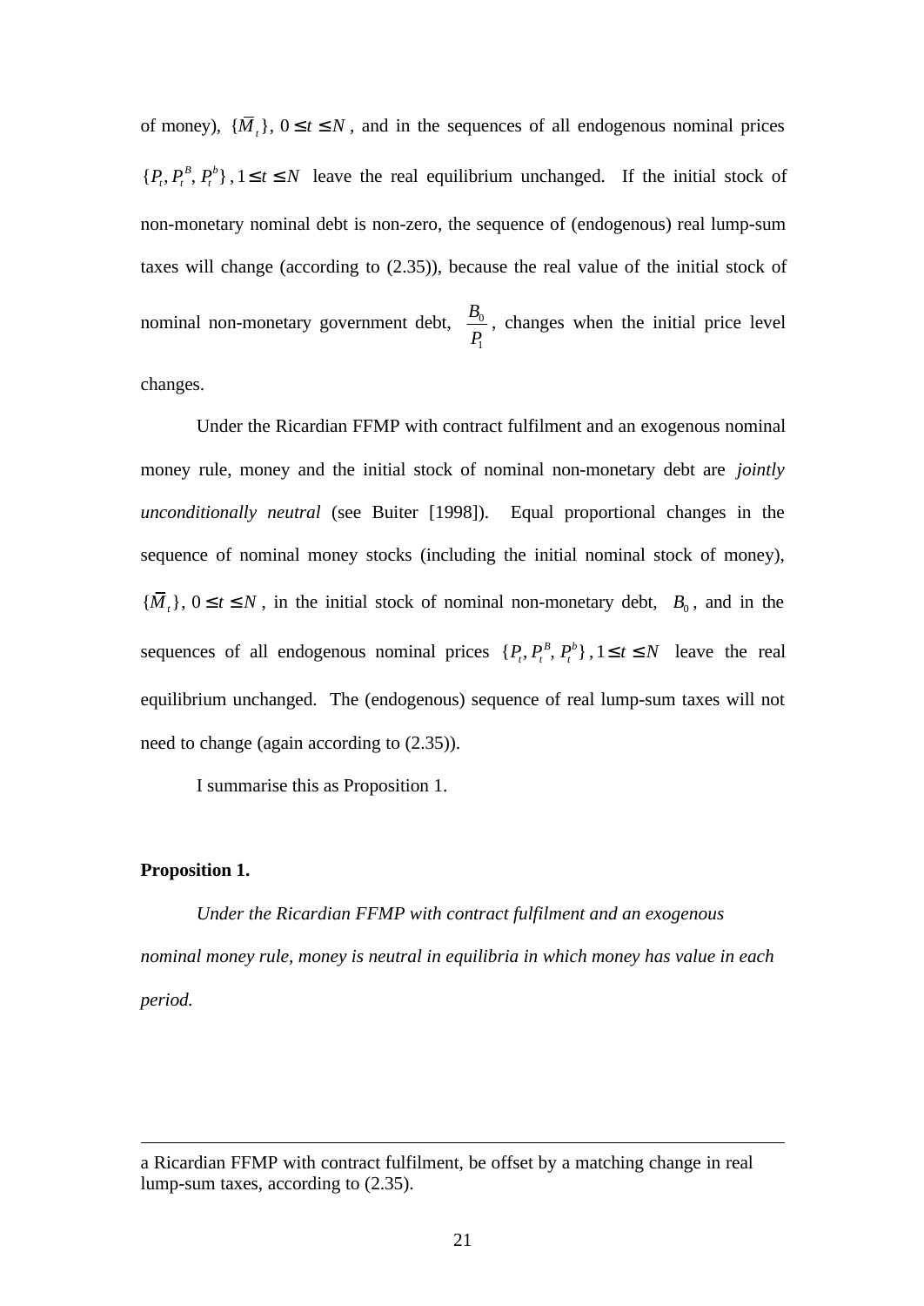of money), $\{\bar{M}_t\},\ 0 \leq t \leq N$, and in the sequences of all endogenous nominal prices $\{P_t, P_t^B, P_t^b\},\ 1 \leq t \leq N$ leave the real equilibrium unchanged. If the initial stock of non-monetary nominal debt is non-zero, the sequence of (endogenous) real lump-sum taxes will change (according to (2.35)), because the real value of the initial stock of nominal non-monetary government debt, $\frac{B_0}{P_1}$, changes when the initial price level changes.

Under the Ricardian FFMP with contract fulfilment and an exogenous nominal money rule, money and the initial stock of nominal non-monetary debt are *jointly unconditionally neutral* (see Buiter [1998]). Equal proportional changes in the sequence of nominal money stocks (including the initial nominal stock of money), $\{\bar{M}_t\},\ 0 \leq t \leq N$, in the initial stock of nominal non-monetary debt, $B_0$, and in the sequences of all endogenous nominal prices $\{P_t, P_t^B, P_t^b\},\ 1 \leq t \leq N$ leave the real equilibrium unchanged. The (endogenous) sequence of real lump-sum taxes will not need to change (again according to (2.35)).

I summarise this as Proposition 1.

**Proposition 1.**

*Under the Ricardian FFMP with contract fulfilment and an exogenous nominal money rule, money is neutral in equilibria in which money has value in each period.*

---

a Ricardian FFMP with contract fulfilment, be offset by a matching change in real lump-sum taxes, according to (2.35).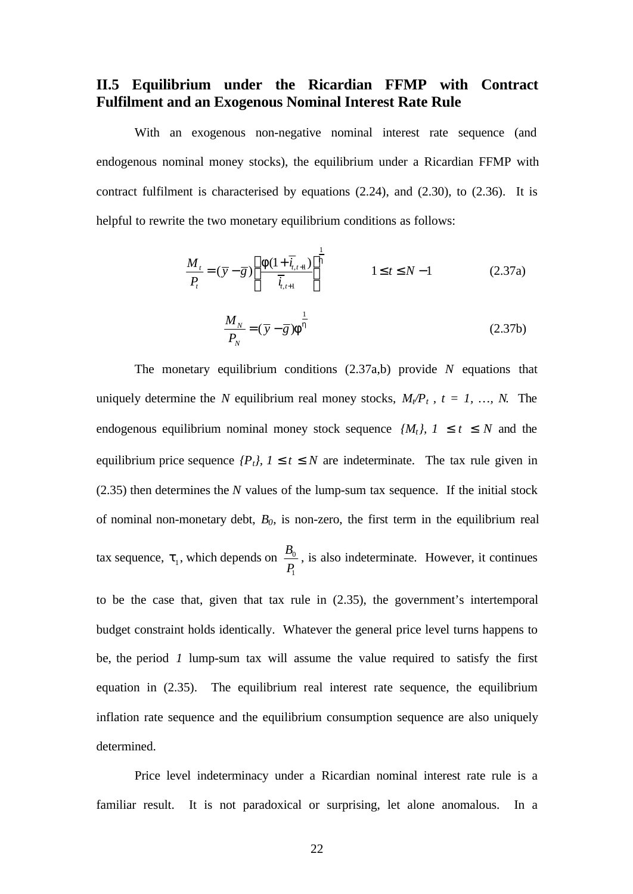## II.5 Equilibrium under the Ricardian FFMP with Contract Fulfilment and an Exogenous Nominal Interest Rate Rule

With an exogenous non-negative nominal interest rate sequence (and endogenous nominal money stocks), the equilibrium under a Ricardian FFMP with contract fulfilment is characterised by equations (2.24), and (2.30), to (2.36). It is helpful to rewrite the two monetary equilibrium conditions as follows:

$$\frac{M_t}{P_t} = (\bar{y} - \bar{g})\left[\frac{\phi(1+\bar{i}_{t,t+1})}{\bar{i}_{t,t+1}}\right]^{\frac{1}{\eta}} \qquad 1 \le t \le N-1 \tag{2.37a}$$

$$\frac{M_N}{P_N} = (\bar{y} - \bar{g})\phi^{\frac{1}{\eta}} \tag{2.37b}$$

The monetary equilibrium conditions (2.37a,b) provide *N* equations that uniquely determine the *N* equilibrium real money stocks, $M_t/P_t$ , $t = 1, \ldots, N$. The endogenous equilibrium nominal money stock sequence $\{M_t\}, 1 \le t \le N$ and the equilibrium price sequence $\{P_t\}, 1 \le t \le N$ are indeterminate. The tax rule given in (2.35) then determines the *N* values of the lump-sum tax sequence. If the initial stock of nominal non-monetary debt, $B_0$, is non-zero, the first term in the equilibrium real tax sequence, $\tau_1$, which depends on $\frac{B_0}{P_1}$, is also indeterminate. However, it continues to be the case that, given that tax rule in (2.35), the government's intertemporal budget constraint holds identically. Whatever the general price level turns happens to be, the period *1* lump-sum tax will assume the value required to satisfy the first equation in (2.35). The equilibrium real interest rate sequence, the equilibrium inflation rate sequence and the equilibrium consumption sequence are also uniquely determined.

Price level indeterminacy under a Ricardian nominal interest rate rule is a familiar result. It is not paradoxical or surprising, let alone anomalous. In a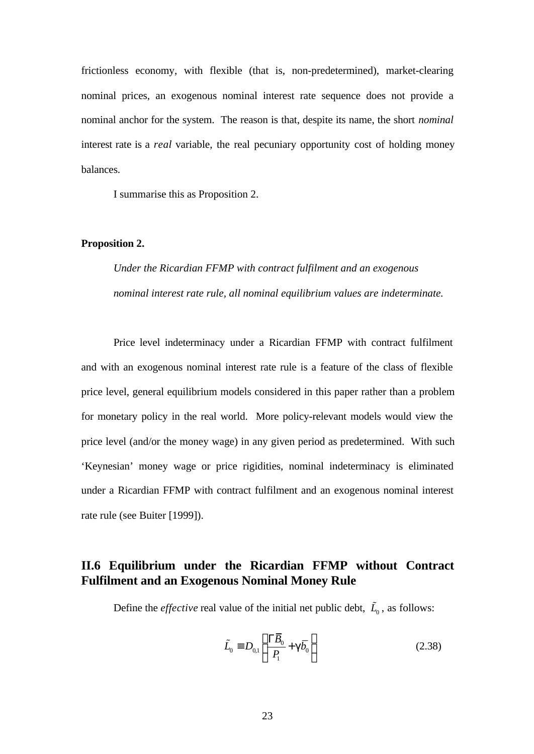frictionless economy, with flexible (that is, non-predetermined), market-clearing nominal prices, an exogenous nominal interest rate sequence does not provide a nominal anchor for the system. The reason is that, despite its name, the short *nominal* interest rate is a *real* variable, the real pecuniary opportunity cost of holding money balances.

I summarise this as Proposition 2.

**Proposition 2.**

*Under the Ricardian FFMP with contract fulfilment and an exogenous nominal interest rate rule, all nominal equilibrium values are indeterminate.*

Price level indeterminacy under a Ricardian FFMP with contract fulfilment and with an exogenous nominal interest rate rule is a feature of the class of flexible price level, general equilibrium models considered in this paper rather than a problem for monetary policy in the real world. More policy-relevant models would view the price level (and/or the money wage) in any given period as predetermined. With such 'Keynesian' money wage or price rigidities, nominal indeterminacy is eliminated under a Ricardian FFMP with contract fulfilment and an exogenous nominal interest rate rule (see Buiter [1999]).

## II.6 Equilibrium under the Ricardian FFMP without Contract Fulfilment and an Exogenous Nominal Money Rule

Define the *effective* real value of the initial net public debt, $\tilde{L}_0$, as follows:

$$\tilde{L}_0 \equiv D_{0,1}\left(\frac{\Gamma \overline{B}_0}{P_1} + \gamma \overline{b}_0\right) \tag{2.38}$$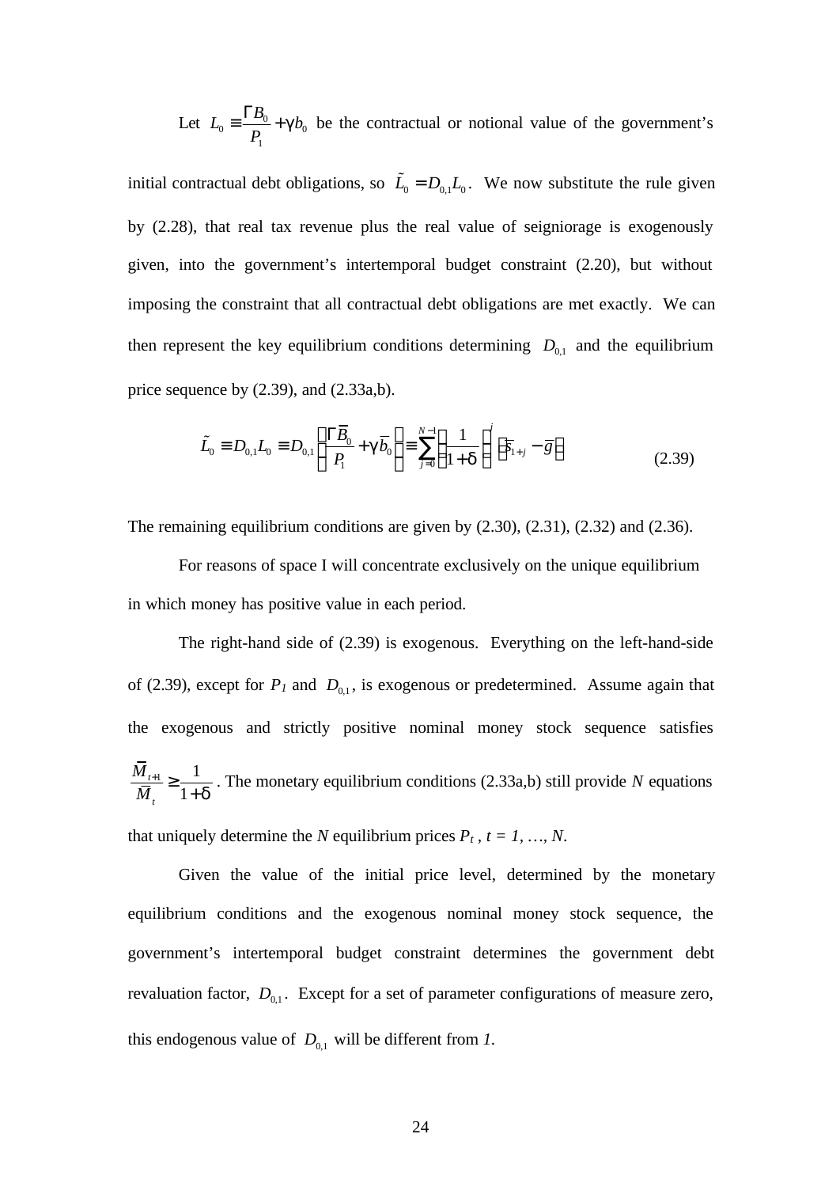Let $L_0 \equiv \frac{\Gamma B_0}{P_1} + \gamma b_0$ be the contractual or notional value of the government's initial contractual debt obligations, so $\tilde{L}_0 = D_{0,1} L_0$. We now substitute the rule given by (2.28), that real tax revenue plus the real value of seigniorage is exogenously given, into the government's intertemporal budget constraint (2.20), but without imposing the constraint that all contractual debt obligations are met exactly. We can then represent the key equilibrium conditions determining $D_{0,1}$ and the equilibrium price sequence by (2.39), and (2.33a,b).

$$\tilde{L}_0 \equiv D_{0,1} L_0 \equiv D_{0,1} \left( \frac{\Gamma \bar{B}_0}{P_1} + \gamma \bar{b}_0 \right) \equiv \sum_{j=0}^{N-1} \left( \frac{1}{1+\delta} \right)^j \left( \bar{s}_{1+j} - \bar{g} \right) \tag{2.39}$$

The remaining equilibrium conditions are given by (2.30), (2.31), (2.32) and (2.36).

For reasons of space I will concentrate exclusively on the unique equilibrium in which money has positive value in each period.

The right-hand side of (2.39) is exogenous. Everything on the left-hand-side of (2.39), except for $P_1$ and $D_{0,1}$, is exogenous or predetermined. Assume again that the exogenous and strictly positive nominal money stock sequence satisfies $\frac{\bar{M}_{t+1}}{\bar{M}_t} \geq \frac{1}{1+\delta}$. The monetary equilibrium conditions (2.33a,b) still provide $N$ equations that uniquely determine the $N$ equilibrium prices $P_t$ , $t = 1, \ldots, N$.

Given the value of the initial price level, determined by the monetary equilibrium conditions and the exogenous nominal money stock sequence, the government's intertemporal budget constraint determines the government debt revaluation factor, $D_{0,1}$. Except for a set of parameter configurations of measure zero, this endogenous value of $D_{0,1}$ will be different from $1$.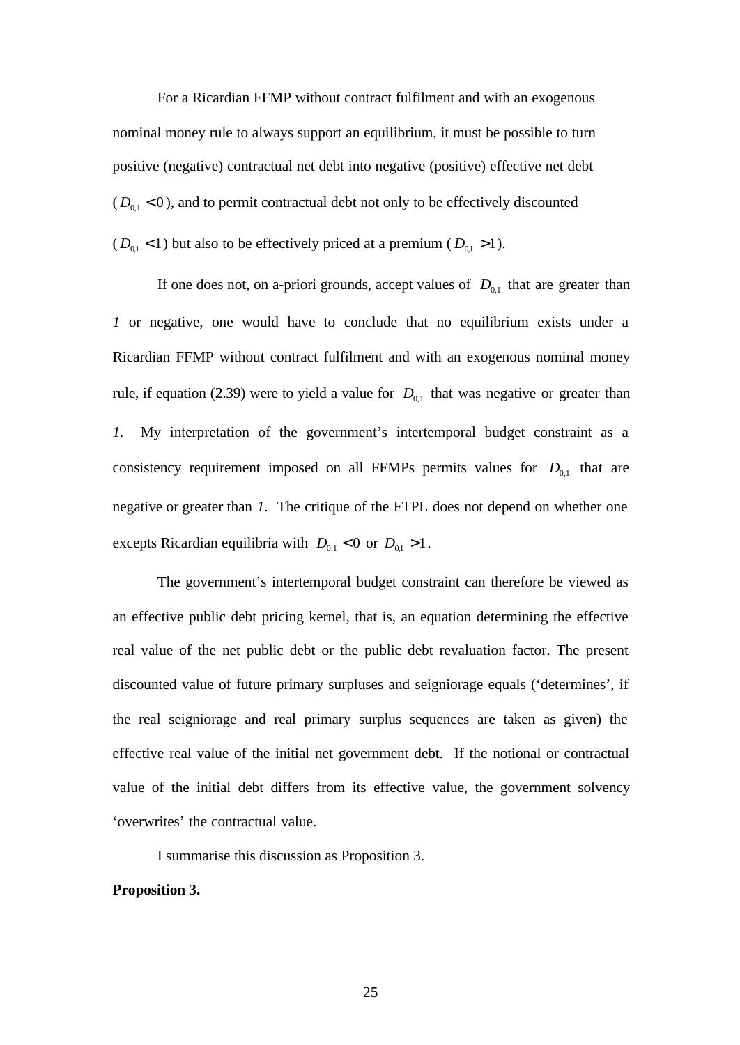For a Ricardian FFMP without contract fulfilment and with an exogenous nominal money rule to always support an equilibrium, it must be possible to turn positive (negative) contractual net debt into negative (positive) effective net debt ($D_{0,1} < 0$), and to permit contractual debt not only to be effectively discounted ($D_{0,1} < 1$) but also to be effectively priced at a premium ($D_{0,1} > 1$).

If one does not, on a-priori grounds, accept values of $D_{0,1}$ that are greater than *1* or negative, one would have to conclude that no equilibrium exists under a Ricardian FFMP without contract fulfilment and with an exogenous nominal money rule, if equation (2.39) were to yield a value for $D_{0,1}$ that was negative or greater than *1*. My interpretation of the government's intertemporal budget constraint as a consistency requirement imposed on all FFMPs permits values for $D_{0,1}$ that are negative or greater than *1*. The critique of the FTPL does not depend on whether one excepts Ricardian equilibria with $D_{0,1} < 0$ or $D_{0,1} > 1$.

The government's intertemporal budget constraint can therefore be viewed as an effective public debt pricing kernel, that is, an equation determining the effective real value of the net public debt or the public debt revaluation factor. The present discounted value of future primary surpluses and seigniorage equals ('determines', if the real seigniorage and real primary surplus sequences are taken as given) the effective real value of the initial net government debt. If the notional or contractual value of the initial debt differs from its effective value, the government solvency 'overwrites' the contractual value.

I summarise this discussion as Proposition 3.

**Proposition 3.**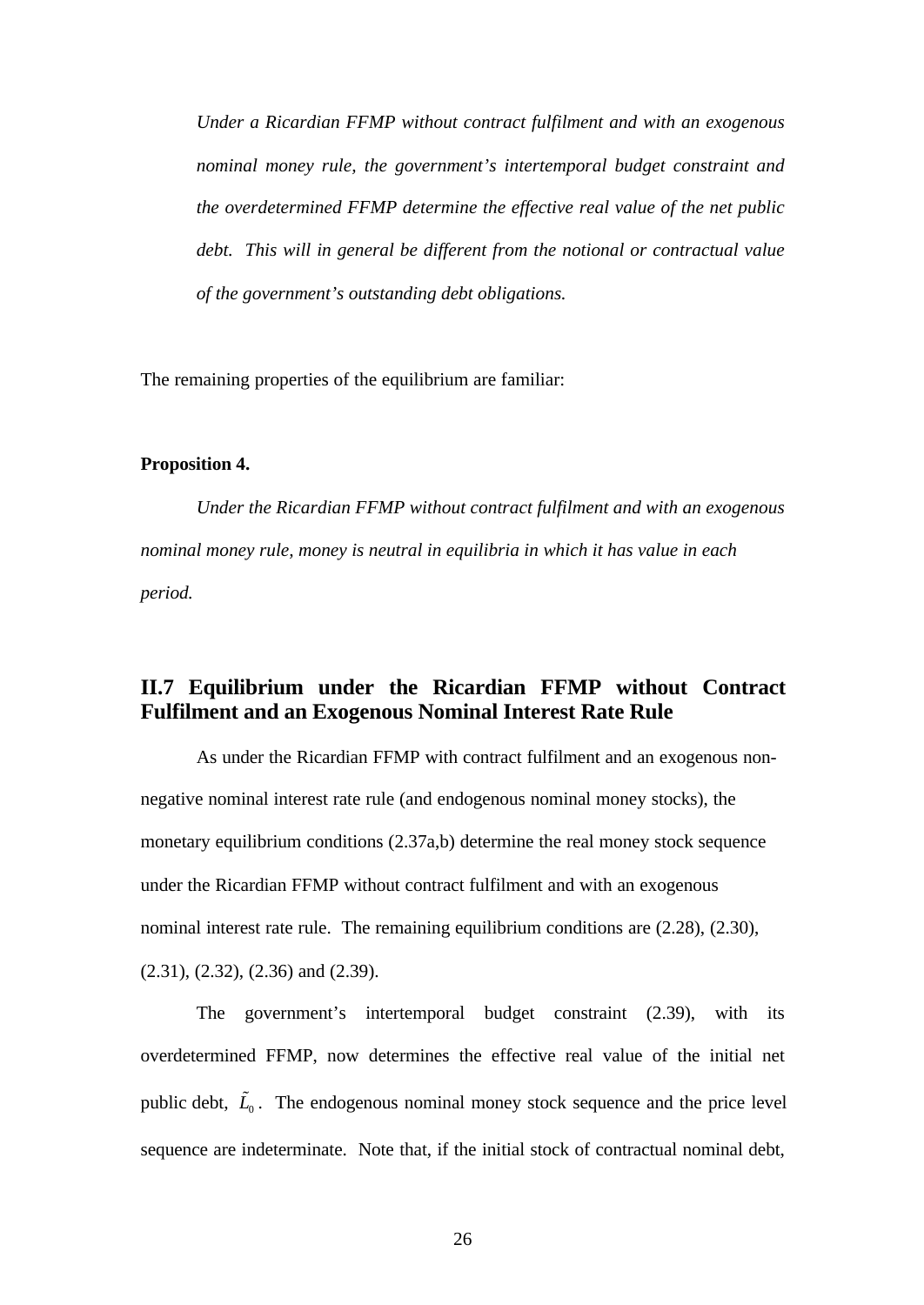*Under a Ricardian FFMP without contract fulfilment and with an exogenous nominal money rule, the government's intertemporal budget constraint and the overdetermined FFMP determine the effective real value of the net public debt. This will in general be different from the notional or contractual value of the government's outstanding debt obligations.*

The remaining properties of the equilibrium are familiar:

**Proposition 4.**

*Under the Ricardian FFMP without contract fulfilment and with an exogenous nominal money rule, money is neutral in equilibria in which it has value in each period.*

## II.7 Equilibrium under the Ricardian FFMP without Contract Fulfilment and an Exogenous Nominal Interest Rate Rule

As under the Ricardian FFMP with contract fulfilment and an exogenous non-negative nominal interest rate rule (and endogenous nominal money stocks), the monetary equilibrium conditions (2.37a,b) determine the real money stock sequence under the Ricardian FFMP without contract fulfilment and with an exogenous nominal interest rate rule. The remaining equilibrium conditions are (2.28), (2.30), (2.31), (2.32), (2.36) and (2.39).

The government's intertemporal budget constraint (2.39), with its overdetermined FFMP, now determines the effective real value of the initial net public debt, $\tilde{L}_0$. The endogenous nominal money stock sequence and the price level sequence are indeterminate. Note that, if the initial stock of contractual nominal debt,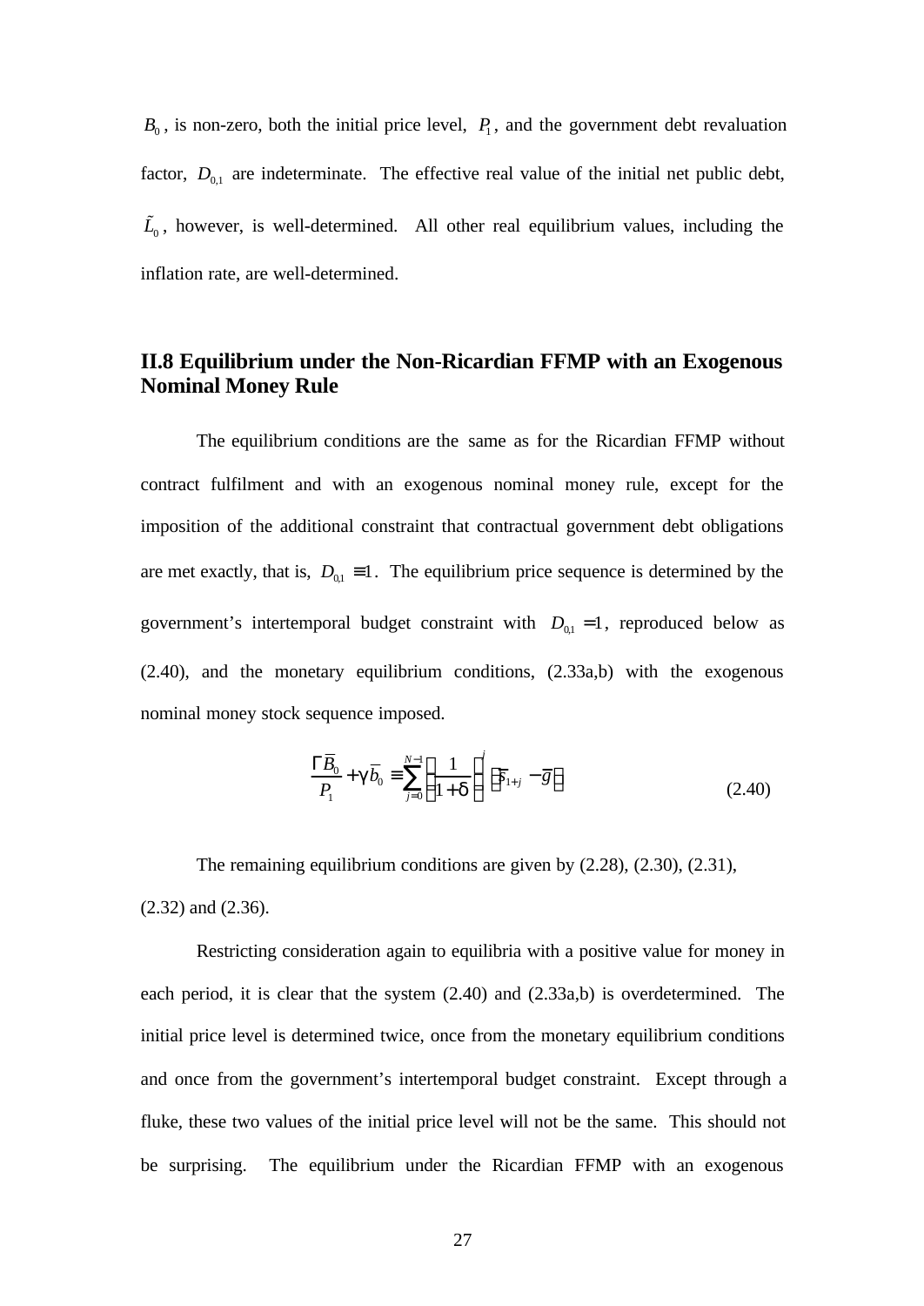$B_0$, is non-zero, both the initial price level, $P_1$, and the government debt revaluation factor, $D_{0,1}$ are indeterminate. The effective real value of the initial net public debt, $\tilde{L}_0$, however, is well-determined. All other real equilibrium values, including the inflation rate, are well-determined.

## II.8 Equilibrium under the Non-Ricardian FFMP with an Exogenous Nominal Money Rule

The equilibrium conditions are the same as for the Ricardian FFMP without contract fulfilment and with an exogenous nominal money rule, except for the imposition of the additional constraint that contractual government debt obligations are met exactly, that is, $D_{0,1} \equiv 1$. The equilibrium price sequence is determined by the government's intertemporal budget constraint with $D_{0,1} = 1$, reproduced below as (2.40), and the monetary equilibrium conditions, (2.33a,b) with the exogenous nominal money stock sequence imposed.

$$\frac{\Gamma \overline{B}_0}{P_1} + \gamma \overline{b}_0 \equiv \sum_{j=0}^{N-1} \left( \frac{1}{1+\delta} \right)^j \left( \overline{s}_{1+j} - \overline{g} \right) \tag{2.40}$$

The remaining equilibrium conditions are given by (2.28), (2.30), (2.31), (2.32) and (2.36).

Restricting consideration again to equilibria with a positive value for money in each period, it is clear that the system (2.40) and (2.33a,b) is overdetermined. The initial price level is determined twice, once from the monetary equilibrium conditions and once from the government's intertemporal budget constraint. Except through a fluke, these two values of the initial price level will not be the same. This should not be surprising. The equilibrium under the Ricardian FFMP with an exogenous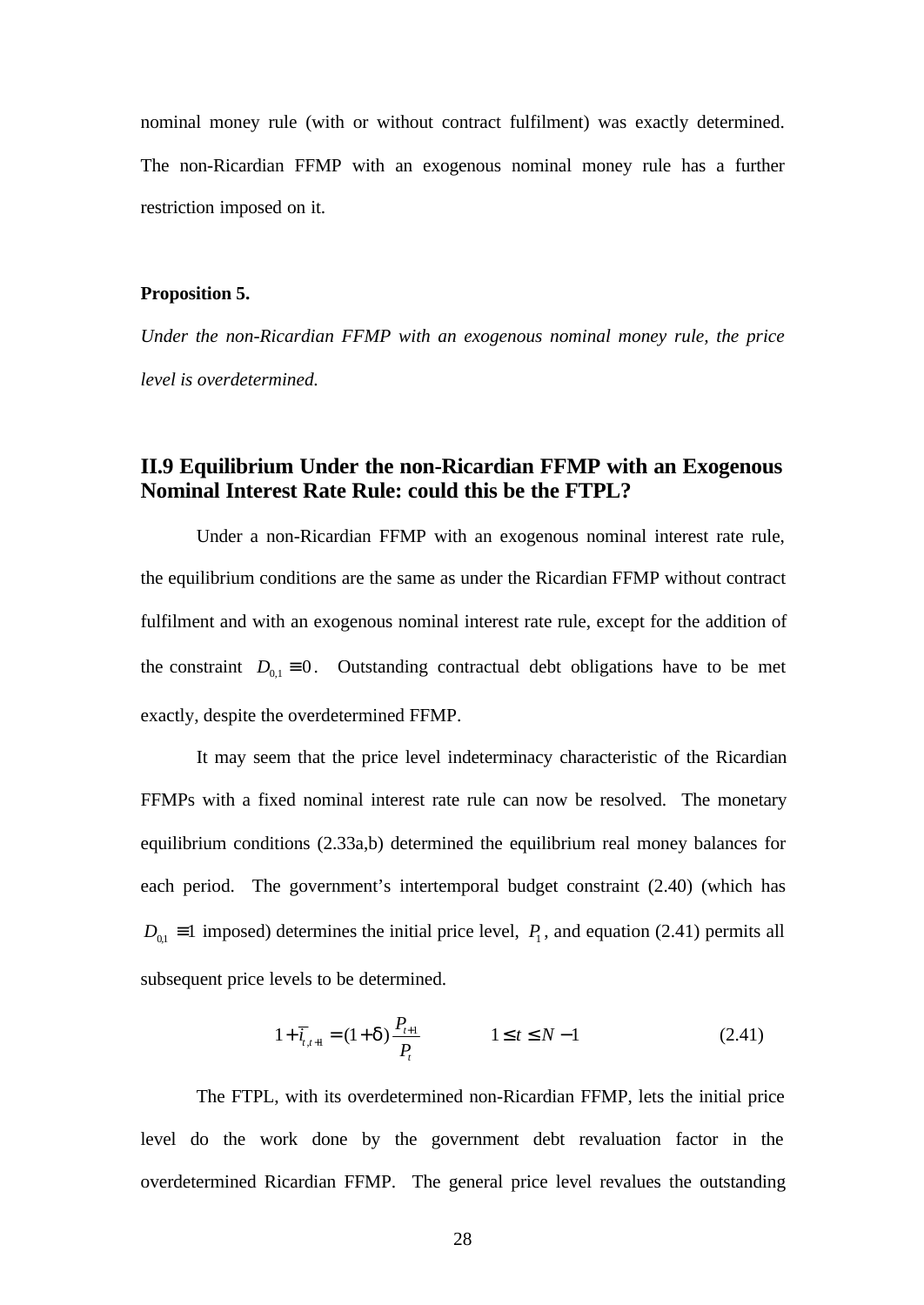nominal money rule (with or without contract fulfilment) was exactly determined. The non-Ricardian FFMP with an exogenous nominal money rule has a further restriction imposed on it.

**Proposition 5.**

*Under the non-Ricardian FFMP with an exogenous nominal money rule, the price level is overdetermined.*

## II.9 Equilibrium Under the non-Ricardian FFMP with an Exogenous Nominal Interest Rate Rule: could this be the FTPL?

Under a non-Ricardian FFMP with an exogenous nominal interest rate rule, the equilibrium conditions are the same as under the Ricardian FFMP without contract fulfilment and with an exogenous nominal interest rate rule, except for the addition of the constraint $D_{0,1} \equiv 0$. Outstanding contractual debt obligations have to be met exactly, despite the overdetermined FFMP.

It may seem that the price level indeterminacy characteristic of the Ricardian FFMPs with a fixed nominal interest rate rule can now be resolved. The monetary equilibrium conditions (2.33a,b) determined the equilibrium real money balances for each period. The government's intertemporal budget constraint (2.40) (which has $D_{0,1} \equiv 1$ imposed) determines the initial price level, $P_1$, and equation (2.41) permits all subsequent price levels to be determined.

$$1+\bar{i}_{t,t+1} = (1+\delta)\frac{P_{t+1}}{P_t} \qquad\qquad 1 \leq t \leq N-1 \tag{2.41}$$

The FTPL, with its overdetermined non-Ricardian FFMP, lets the initial price level do the work done by the government debt revaluation factor in the overdetermined Ricardian FFMP. The general price level revalues the outstanding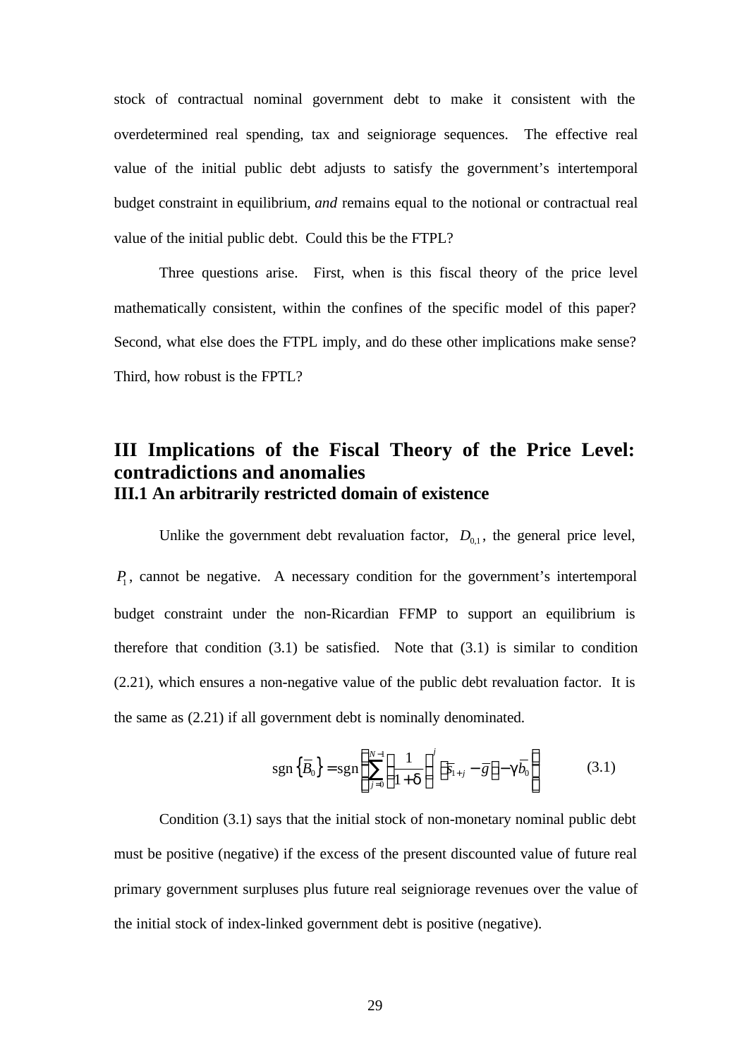stock of contractual nominal government debt to make it consistent with the overdetermined real spending, tax and seigniorage sequences. The effective real value of the initial public debt adjusts to satisfy the government's intertemporal budget constraint in equilibrium, *and* remains equal to the notional or contractual real value of the initial public debt. Could this be the FTPL?

Three questions arise. First, when is this fiscal theory of the price level mathematically consistent, within the confines of the specific model of this paper? Second, what else does the FTPL imply, and do these other implications make sense? Third, how robust is the FPTL?

## III Implications of the Fiscal Theory of the Price Level: contradictions and anomalies

### III.1 An arbitrarily restricted domain of existence

Unlike the government debt revaluation factor, $D_{0,1}$, the general price level, $P_1$, cannot be negative. A necessary condition for the government's intertemporal budget constraint under the non-Ricardian FFMP to support an equilibrium is therefore that condition (3.1) be satisfied. Note that (3.1) is similar to condition (2.21), which ensures a non-negative value of the public debt revaluation factor. It is the same as (2.21) if all government debt is nominally denominated.

$$\operatorname{sgn}\left\{\bar{B}_0\right\} = \operatorname{sgn}\left\{\sum_{j=0}^{N-1}\left(\frac{1}{1+\delta}\right)^j\left(\bar{s}_{1+j} - \bar{g}\right) - \gamma\bar{b}_0\right\} \qquad (3.1)$$

Condition (3.1) says that the initial stock of non-monetary nominal public debt must be positive (negative) if the excess of the present discounted value of future real primary government surpluses plus future real seigniorage revenues over the value of the initial stock of index-linked government debt is positive (negative).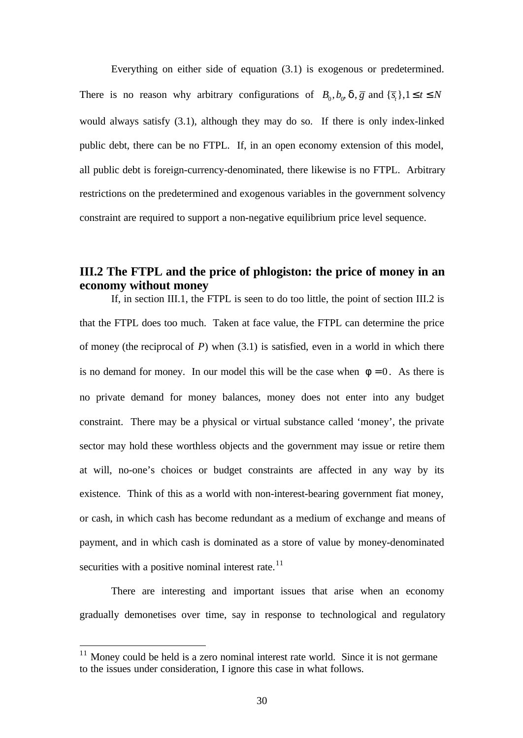Everything on either side of equation (3.1) is exogenous or predetermined. There is no reason why arbitrary configurations of $B_0, b_0, \delta, \bar{g}$ and $\{\bar{s}_t\}, 1 \leq t \leq N$ would always satisfy (3.1), although they may do so. If there is only index-linked public debt, there can be no FTPL. If, in an open economy extension of this model, all public debt is foreign-currency-denominated, there likewise is no FTPL. Arbitrary restrictions on the predetermined and exogenous variables in the government solvency constraint are required to support a non-negative equilibrium price level sequence.

### III.2 The FTPL and the price of phlogiston: the price of money in an economy without money

If, in section III.1, the FTPL is seen to do too little, the point of section III.2 is that the FTPL does too much. Taken at face value, the FTPL can determine the price of money (the reciprocal of $P$) when (3.1) is satisfied, even in a world in which there is no demand for money. In our model this will be the case when $\phi = 0$. As there is no private demand for money balances, money does not enter into any budget constraint. There may be a physical or virtual substance called 'money', the private sector may hold these worthless objects and the government may issue or retire them at will, no-one's choices or budget constraints are affected in any way by its existence. Think of this as a world with non-interest-bearing government fiat money, or cash, in which cash has become redundant as a medium of exchange and means of payment, and in which cash is dominated as a store of value by money-denominated securities with a positive nominal interest rate.[11]

There are interesting and important issues that arise when an economy gradually demonetises over time, say in response to technological and regulatory

[11] Money could be held is a zero nominal interest rate world. Since it is not germane to the issues under consideration, I ignore this case in what follows.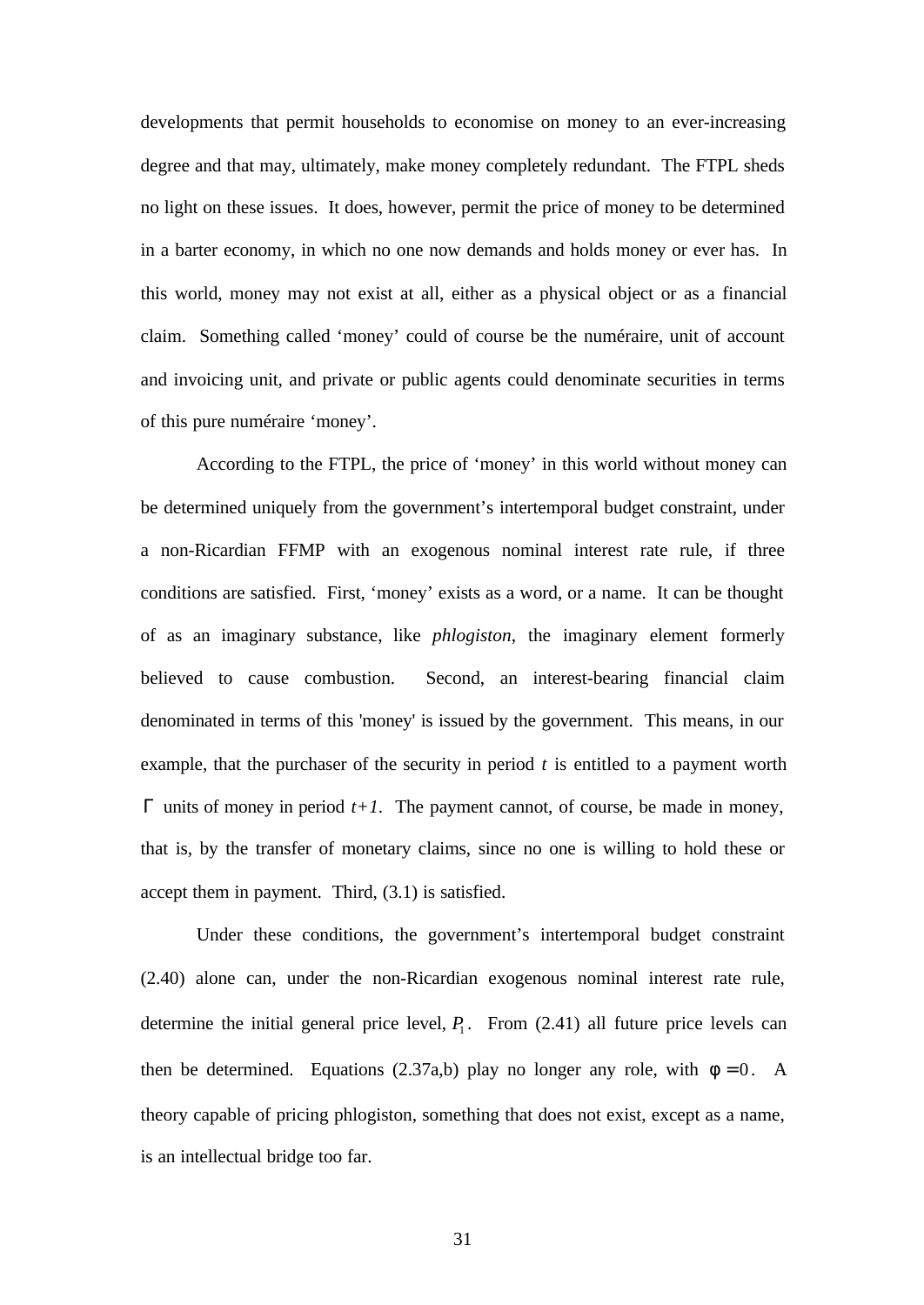developments that permit households to economise on money to an ever-increasing degree and that may, ultimately, make money completely redundant. The FTPL sheds no light on these issues. It does, however, permit the price of money to be determined in a barter economy, in which no one now demands and holds money or ever has. In this world, money may not exist at all, either as a physical object or as a financial claim. Something called 'money' could of course be the numéraire, unit of account and invoicing unit, and private or public agents could denominate securities in terms of this pure numéraire 'money'.

According to the FTPL, the price of 'money' in this world without money can be determined uniquely from the government's intertemporal budget constraint, under a non-Ricardian FFMP with an exogenous nominal interest rate rule, if three conditions are satisfied. First, 'money' exists as a word, or a name. It can be thought of as an imaginary substance, like *phlogiston*, the imaginary element formerly believed to cause combustion. Second, an interest-bearing financial claim denominated in terms of this 'money' is issued by the government. This means, in our example, that the purchaser of the security in period $t$ is entitled to a payment worth $\Gamma$ units of money in period $t+1$. The payment cannot, of course, be made in money, that is, by the transfer of monetary claims, since no one is willing to hold these or accept them in payment. Third, (3.1) is satisfied.

Under these conditions, the government's intertemporal budget constraint (2.40) alone can, under the non-Ricardian exogenous nominal interest rate rule, determine the initial general price level, $P_1$. From (2.41) all future price levels can then be determined. Equations (2.37a,b) play no longer any role, with $\phi = 0$. A theory capable of pricing phlogiston, something that does not exist, except as a name, is an intellectual bridge too far.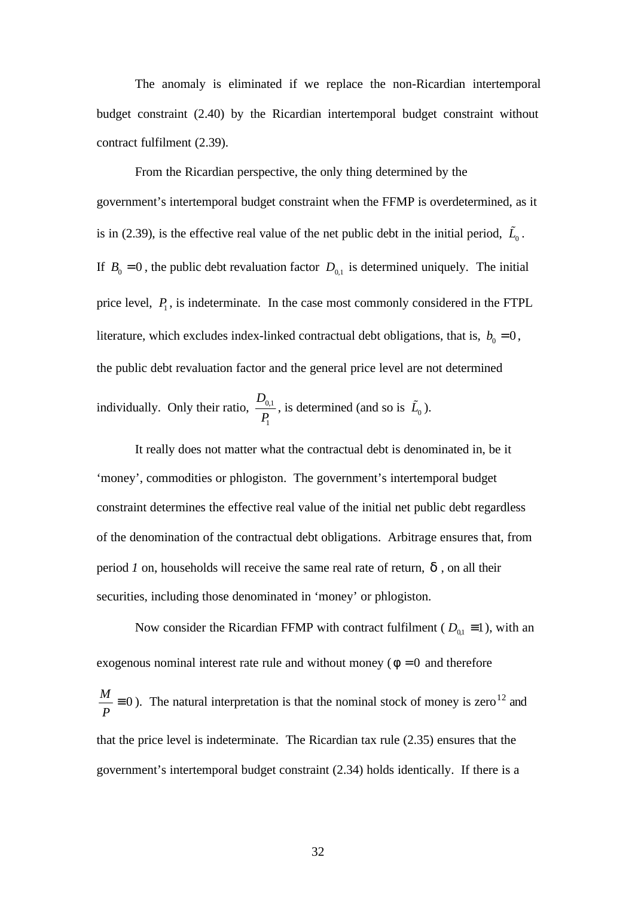The anomaly is eliminated if we replace the non-Ricardian intertemporal budget constraint (2.40) by the Ricardian intertemporal budget constraint without contract fulfilment (2.39).

From the Ricardian perspective, the only thing determined by the government's intertemporal budget constraint when the FFMP is overdetermined, as it is in (2.39), is the effective real value of the net public debt in the initial period, $\tilde{L}_0$. If $B_0 = 0$, the public debt revaluation factor $D_{0,1}$ is determined uniquely. The initial price level, $P_1$, is indeterminate. In the case most commonly considered in the FTPL literature, which excludes index-linked contractual debt obligations, that is, $b_0 = 0$, the public debt revaluation factor and the general price level are not determined individually. Only their ratio, $\frac{D_{0,1}}{P_1}$, is determined (and so is $\tilde{L}_0$).

It really does not matter what the contractual debt is denominated in, be it 'money', commodities or phlogiston. The government's intertemporal budget constraint determines the effective real value of the initial net public debt regardless of the denomination of the contractual debt obligations. Arbitrage ensures that, from period *1* on, households will receive the same real rate of return, $\delta$, on all their securities, including those denominated in 'money' or phlogiston.

Now consider the Ricardian FFMP with contract fulfilment ($D_{0,1} \equiv 1$), with an exogenous nominal interest rate rule and without money ($\phi = 0$ and therefore $\frac{M}{P} \equiv 0$). The natural interpretation is that the nominal stock of money is zero[12] and that the price level is indeterminate. The Ricardian tax rule (2.35) ensures that the government's intertemporal budget constraint (2.34) holds identically. If there is a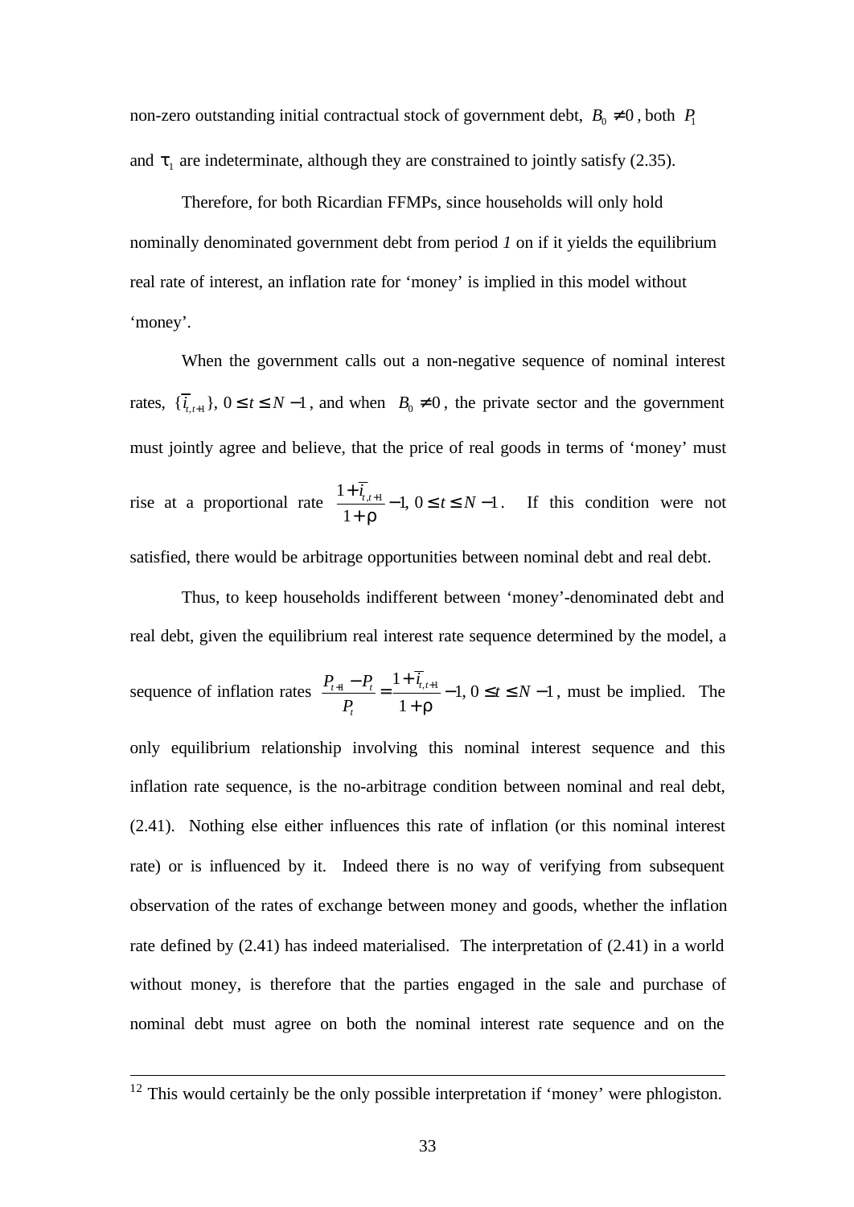non-zero outstanding initial contractual stock of government debt, $B_0 \neq 0$, both $P_1$ and $\tau_1$ are indeterminate, although they are constrained to jointly satisfy (2.35).

Therefore, for both Ricardian FFMPs, since households will only hold nominally denominated government debt from period *1* on if it yields the equilibrium real rate of interest, an inflation rate for 'money' is implied in this model without 'money'.

When the government calls out a non-negative sequence of nominal interest rates, $\{\bar{i}_{t,t+1}\}$, $0 \leq t \leq N-1$, and when $B_0 \neq 0$, the private sector and the government must jointly agree and believe, that the price of real goods in terms of 'money' must rise at a proportional rate $\frac{1+\bar{i}_{t,t+1}}{1+\rho} - 1$, $0 \leq t \leq N-1$. If this condition were not satisfied, there would be arbitrage opportunities between nominal debt and real debt.

Thus, to keep households indifferent between 'money'-denominated debt and real debt, given the equilibrium real interest rate sequence determined by the model, a sequence of inflation rates $\frac{P_{t+1} - P_t}{P_t} = \frac{1+\bar{i}_{t,t+1}}{1+\rho} - 1$, $0 \leq t \leq N-1$, must be implied. The only equilibrium relationship involving this nominal interest sequence and this inflation rate sequence, is the no-arbitrage condition between nominal and real debt, (2.41). Nothing else either influences this rate of inflation (or this nominal interest rate) or is influenced by it. Indeed there is no way of verifying from subsequent observation of the rates of exchange between money and goods, whether the inflation rate defined by (2.41) has indeed materialised. The interpretation of (2.41) in a world without money, is therefore that the parties engaged in the sale and purchase of nominal debt must agree on both the nominal interest rate sequence and on the

[12] This would certainly be the only possible interpretation if 'money' were phlogiston.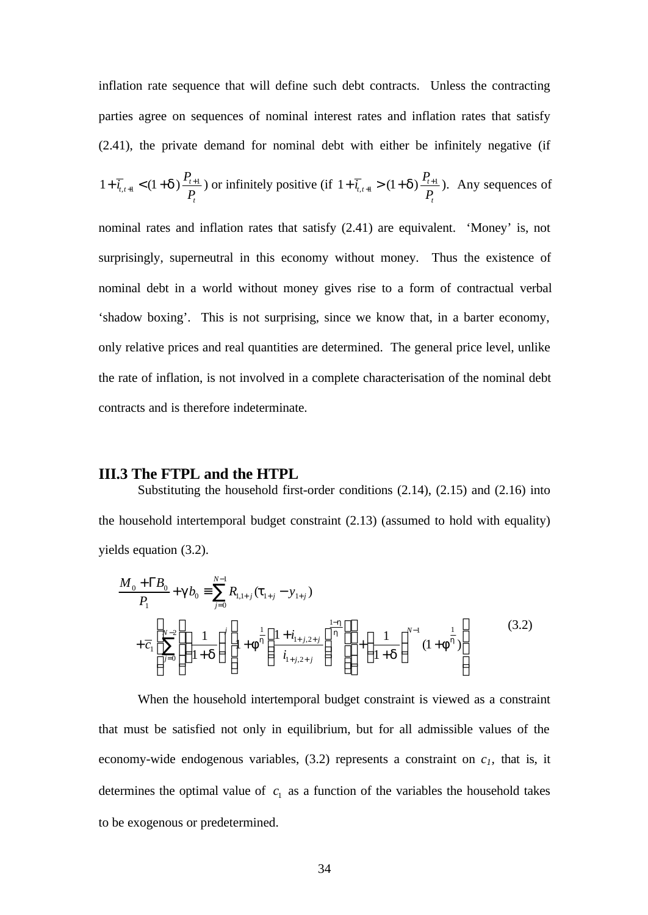inflation rate sequence that will define such debt contracts. Unless the contracting parties agree on sequences of nominal interest rates and inflation rates that satisfy (2.41), the private demand for nominal debt with either be infinitely negative (if $1+\bar{i}_{t,t+1} < (1+\delta)\frac{P_{t+1}}{P_t}$) or infinitely positive (if $1+\bar{i}_{t,t+1} > (1+\delta)\frac{P_{t+1}}{P_t}$). Any sequences of nominal rates and inflation rates that satisfy (2.41) are equivalent. 'Money' is, not surprisingly, superneutral in this economy without money. Thus the existence of nominal debt in a world without money gives rise to a form of contractual verbal 'shadow boxing'. This is not surprising, since we know that, in a barter economy, only relative prices and real quantities are determined. The general price level, unlike the rate of inflation, is not involved in a complete characterisation of the nominal debt contracts and is therefore indeterminate.

## III.3 The FTPL and the HTPL

Substituting the household first-order conditions (2.14), (2.15) and (2.16) into the household intertemporal budget constraint (2.13) (assumed to hold with equality) yields equation (3.2).

$$
\begin{aligned}
\frac{M_0+\Gamma B_0}{P_1}+\gamma b_0 \equiv & \sum_{j=0}^{N-1} R_{1,1+j}(\tau_{1+j}-y_{1+j}) \\
& +\bar{c}_1\left[\sum_{j=0}^{N-2}\left(\left(\frac{1}{1+\delta}\right)^{j}\left(1+\phi^{\frac{1}{\eta}}\left(\frac{1+i_{1+j,2+j}}{i_{1+j,2+j}}\right)^{\frac{1-\eta}{\eta}}\right)\right)+\left(\frac{1}{1+\delta}\right)^{N-1}(1+\phi^{\frac{1}{\eta}})\right]
\end{aligned}
\tag{3.2}
$$

When the household intertemporal budget constraint is viewed as a constraint that must be satisfied not only in equilibrium, but for all admissible values of the economy-wide endogenous variables, (3.2) represents a constraint on $c_1$, that is, it determines the optimal value of $c_1$ as a function of the variables the household takes to be exogenous or predetermined.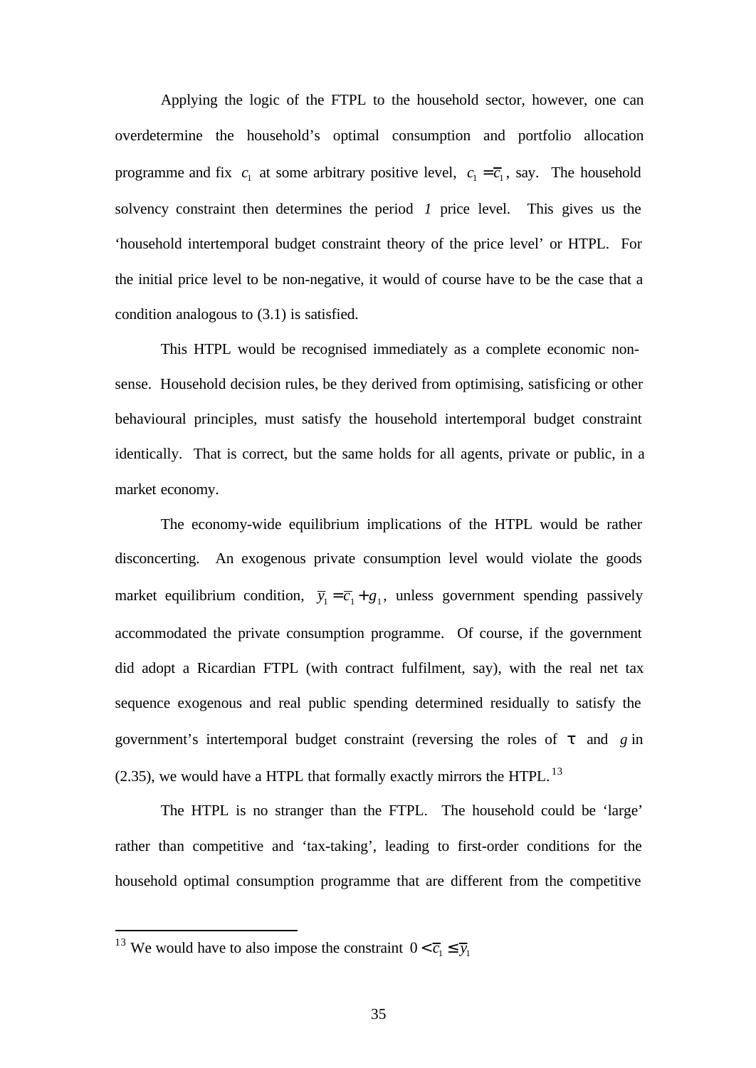Applying the logic of the FTPL to the household sector, however, one can overdetermine the household's optimal consumption and portfolio allocation programme and fix $c_1$ at some arbitrary positive level, $c_1 = \bar{c}_1$, say. The household solvency constraint then determines the period *1* price level. This gives us the 'household intertemporal budget constraint theory of the price level' or HTPL. For the initial price level to be non-negative, it would of course have to be the case that a condition analogous to (3.1) is satisfied.

This HTPL would be recognised immediately as a complete economic non-sense. Household decision rules, be they derived from optimising, satisficing or other behavioural principles, must satisfy the household intertemporal budget constraint identically. That is correct, but the same holds for all agents, private or public, in a market economy.

The economy-wide equilibrium implications of the HTPL would be rather disconcerting. An exogenous private consumption level would violate the goods market equilibrium condition, $\bar{y}_1 = \bar{c}_1 + g_1$, unless government spending passively accommodated the private consumption programme. Of course, if the government did adopt a Ricardian FTPL (with contract fulfilment, say), with the real net tax sequence exogenous and real public spending determined residually to satisfy the government's intertemporal budget constraint (reversing the roles of $\tau$ and $g$ in (2.35), we would have a HTPL that formally exactly mirrors the HTPL.[13]

The HTPL is no stranger than the FTPL. The household could be 'large' rather than competitive and 'tax-taking', leading to first-order conditions for the household optimal consumption programme that are different from the competitive

[13] We would have to also impose the constraint $0 < \bar{c}_1 \leq \bar{y}_1$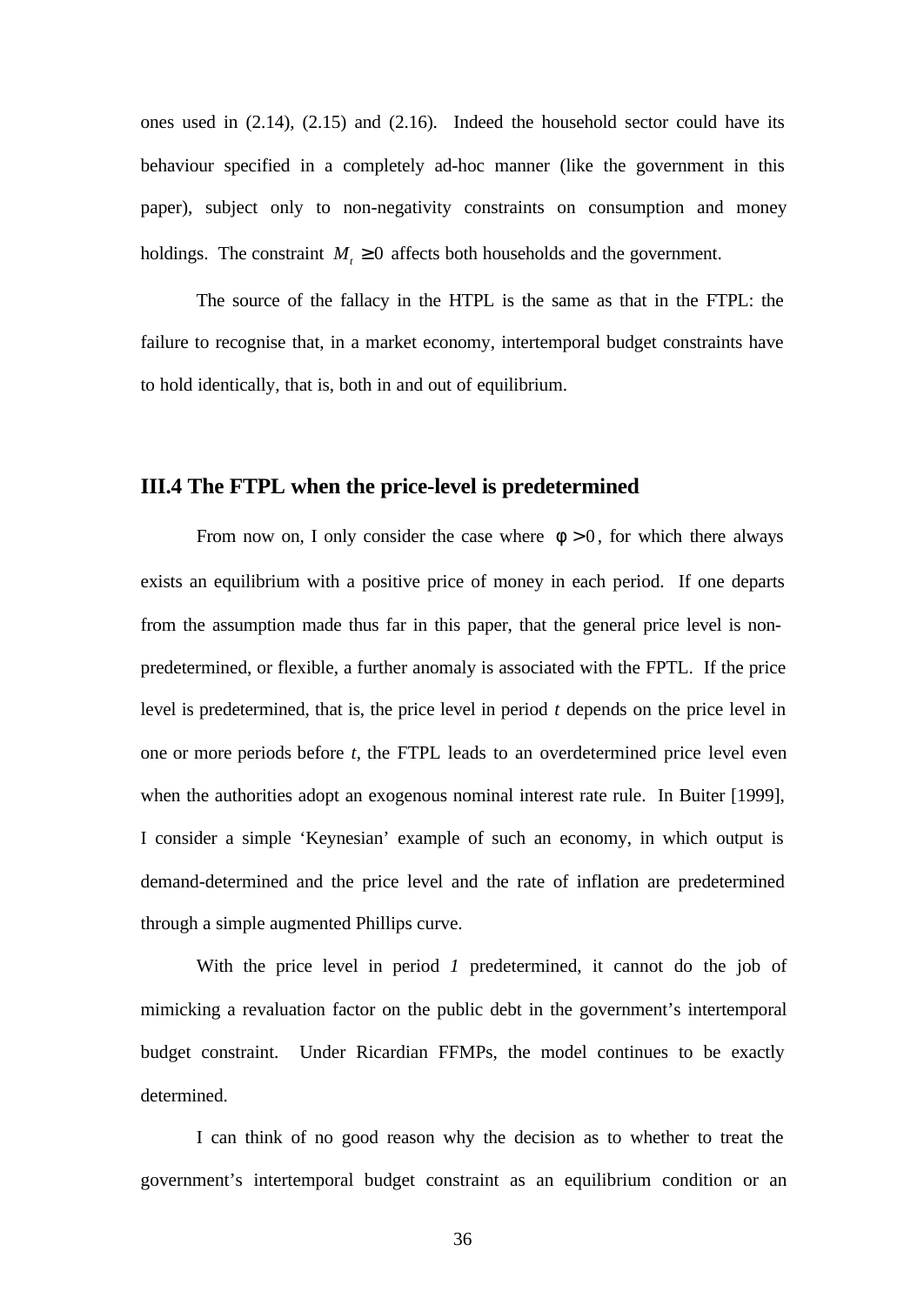ones used in (2.14), (2.15) and (2.16). Indeed the household sector could have its behaviour specified in a completely ad-hoc manner (like the government in this paper), subject only to non-negativity constraints on consumption and money holdings. The constraint $M_t \geq 0$ affects both households and the government.

The source of the fallacy in the HTPL is the same as that in the FTPL: the failure to recognise that, in a market economy, intertemporal budget constraints have to hold identically, that is, both in and out of equilibrium.

### III.4 The FTPL when the price-level is predetermined

From now on, I only consider the case where $\phi > 0$, for which there always exists an equilibrium with a positive price of money in each period. If one departs from the assumption made thus far in this paper, that the general price level is non-predetermined, or flexible, a further anomaly is associated with the FPTL. If the price level is predetermined, that is, the price level in period *t* depends on the price level in one or more periods before *t*, the FTPL leads to an overdetermined price level even when the authorities adopt an exogenous nominal interest rate rule. In Buiter [1999], I consider a simple 'Keynesian' example of such an economy, in which output is demand-determined and the price level and the rate of inflation are predetermined through a simple augmented Phillips curve.

With the price level in period *1* predetermined, it cannot do the job of mimicking a revaluation factor on the public debt in the government's intertemporal budget constraint. Under Ricardian FFMPs, the model continues to be exactly determined.

I can think of no good reason why the decision as to whether to treat the government's intertemporal budget constraint as an equilibrium condition or an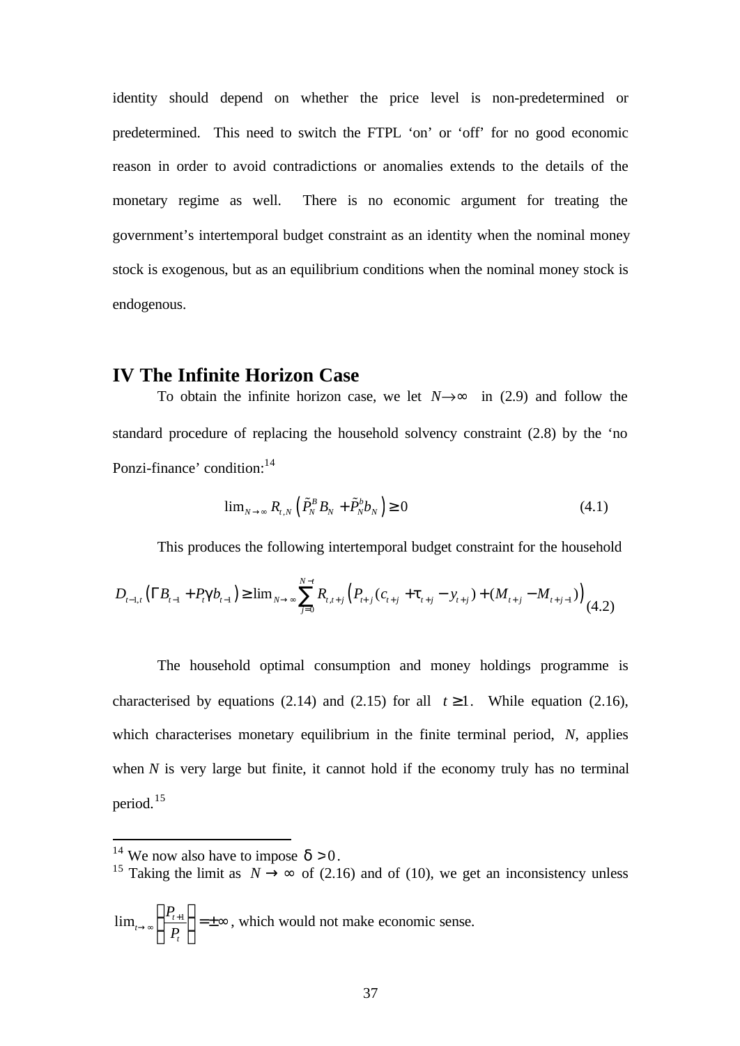identity should depend on whether the price level is non-predetermined or predetermined. This need to switch the FTPL 'on' or 'off' for no good economic reason in order to avoid contradictions or anomalies extends to the details of the monetary regime as well. There is no economic argument for treating the government's intertemporal budget constraint as an identity when the nominal money stock is exogenous, but as an equilibrium conditions when the nominal money stock is endogenous.

## IV The Infinite Horizon Case

To obtain the infinite horizon case, we let $N \to \infty$ in (2.9) and follow the standard procedure of replacing the household solvency constraint (2.8) by the 'no Ponzi-finance' condition:[14]

$$\lim_{N \to \infty} R_{t,N} \left( \tilde{P}_N^B B_N + \tilde{P}_N^b b_N \right) \geq 0 \tag{4.1}$$

This produces the following intertemporal budget constraint for the household

$$D_{t-1,t} \left( \Gamma B_{t-1} + P_t \gamma b_{t-1} \right) \geq \lim_{N \to \infty} \sum_{j=0}^{N-t} R_{t,t+j} \left( P_{t+j} (c_{t+j} + \tau_{t+j} - y_{t+j}) + (M_{t+j} - M_{t+j-1}) \right) \tag{4.2}$$

The household optimal consumption and money holdings programme is characterised by equations (2.14) and (2.15) for all $t \geq 1$. While equation (2.16), which characterises monetary equilibrium in the finite terminal period, $N$, applies when $N$ is very large but finite, it cannot hold if the economy truly has no terminal period.[15]

---

[14] We now also have to impose $\delta > 0$.

[15] Taking the limit as $N \to \infty$ of (2.16) and of (10), we get an inconsistency unless $\lim_{t \to \infty} \left( \frac{P_{t+1}}{P_t} \right) = \pm\infty$, which would not make economic sense.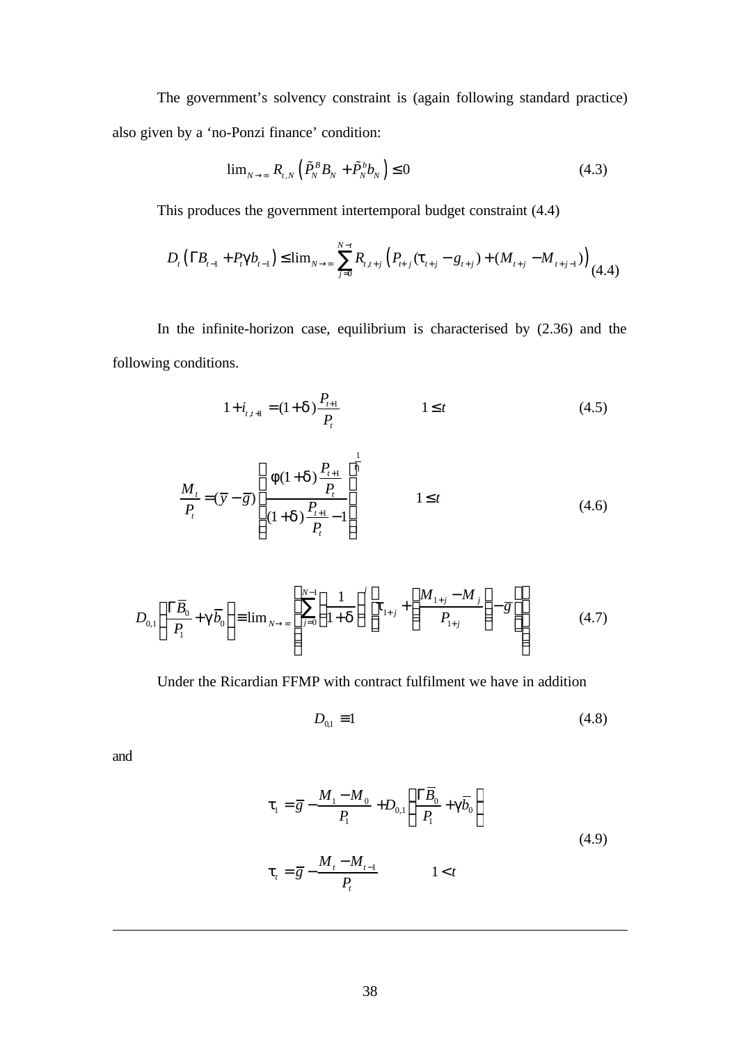The government's solvency constraint is (again following standard practice) also given by a 'no-Ponzi finance' condition:

$$\lim_{N\to\infty} R_{t,N}\left(\tilde{P}_N^B B_N + \tilde{P}_N^b b_N\right) \leq 0 \tag{4.3}$$

This produces the government intertemporal budget constraint (4.4)

$$D_t\left(\Gamma B_{t-1} + P_t \gamma b_{t-1}\right) \leq \lim_{N\to\infty} \sum_{j=0}^{N-t} R_{t,t+j}\left(P_{t+j}(\tau_{t+j} - g_{t+j}) + (M_{t+j} - M_{t+j-1})\right) \tag{4.4}$$

In the infinite-horizon case, equilibrium is characterised by (2.36) and the following conditions.

$$1 + i_{t,t+1} = (1+\delta)\frac{P_{t+1}}{P_t} \qquad\qquad 1 \leq t \tag{4.5}$$

$$\frac{M_t}{P_t} = (\bar{y} - \bar{g})\left(\frac{\phi(1+\delta)\frac{P_{t+1}}{P_t}}{(1+\delta)\frac{P_{t+1}}{P_t} - 1}\right)^{\frac{1}{\eta}} \qquad\qquad 1 \leq t \tag{4.6}$$

$$D_{0,1}\left(\frac{\Gamma \bar{B}_0}{P_1} + \gamma \bar{b}_0\right) \equiv \lim_{N\to\infty}\left\{\sum_{j=0}^{N-1}\left(\frac{1}{1+\delta}\right)^j\left[\tau_{1+j} + \left(\frac{M_{1+j} - M_j}{P_{1+j}}\right) - \bar{g}\right]\right\} \tag{4.7}$$

Under the Ricardian FFMP with contract fulfilment we have in addition

$$D_{0,1} \equiv 1 \tag{4.8}$$

and

$$\begin{aligned}
\tau_1 &= \bar{g} - \frac{M_1 - M_0}{P_1} + D_{0,1}\left(\frac{\Gamma \bar{B}_0}{P_1} + \gamma \bar{b}_0\right) \\
\tau_t &= \bar{g} - \frac{M_t - M_{t-1}}{P_t} \qquad\qquad 1 < t
\end{aligned} \tag{4.9}$$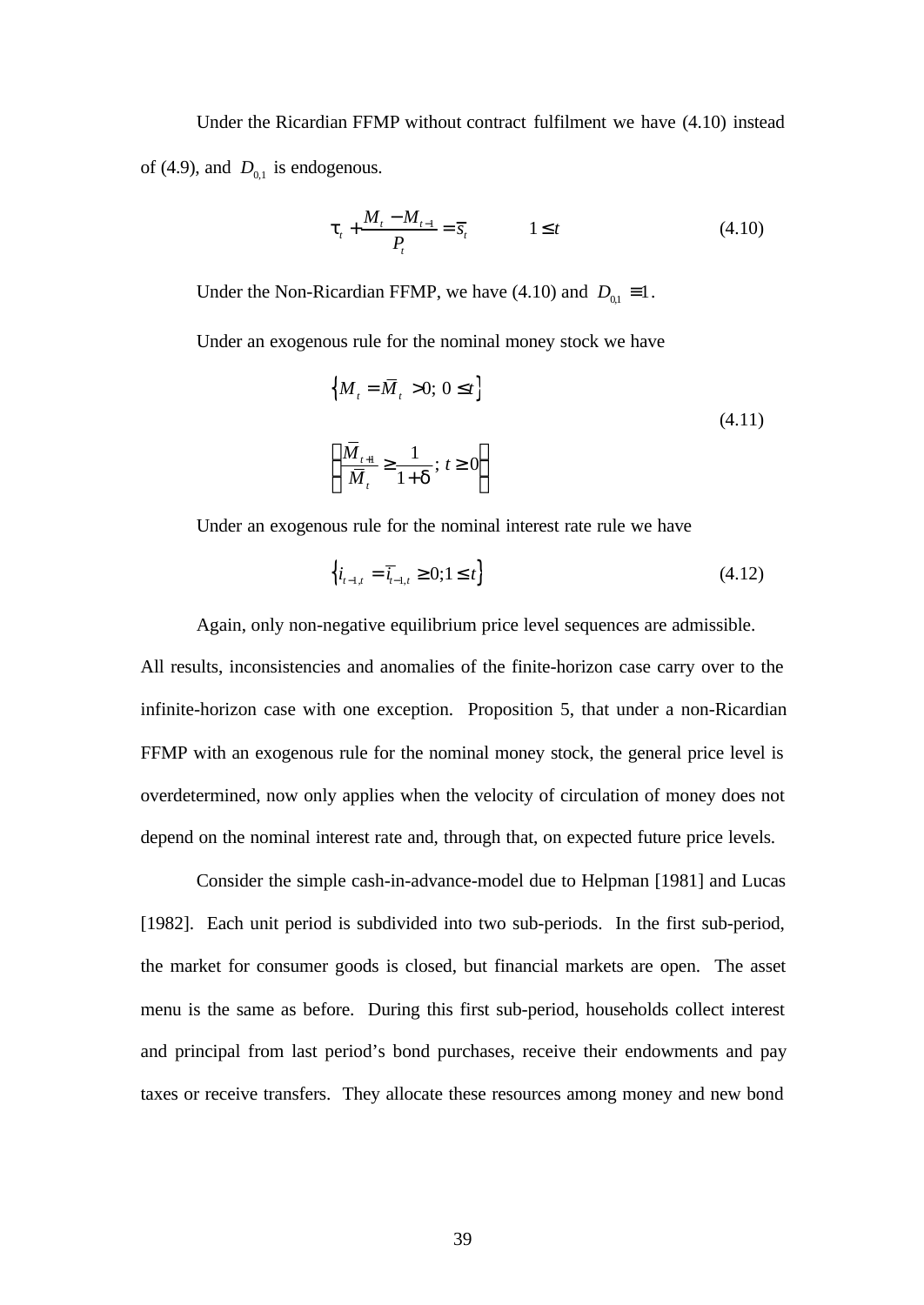Under the Ricardian FFMP without contract fulfilment we have (4.10) instead of (4.9), and $D_{0,1}$ is endogenous.

$$\tau_t + \frac{M_t - M_{t-1}}{P_t} = \bar{s}_t \qquad\qquad 1 \le t \tag{4.10}$$

Under the Non-Ricardian FFMP, we have (4.10) and $D_{0,1} \equiv 1$.

Under an exogenous rule for the nominal money stock we have

$$\begin{gathered} \left\{ M_t = \bar{M}_t > 0;\; 0 \le t \right\} \\ \left\{ \frac{\bar{M}_{t+1}}{\bar{M}_t} \ge \frac{1}{1+\delta};\; t \ge 0 \right\} \end{gathered} \tag{4.11}$$

Under an exogenous rule for the nominal interest rate rule we have

$$\left\{ i_{t-1,t} = \bar{i}_{t-1,t} \ge 0; 1 \le t \right\} \tag{4.12}$$

Again, only non-negative equilibrium price level sequences are admissible. All results, inconsistencies and anomalies of the finite-horizon case carry over to the infinite-horizon case with one exception. Proposition 5, that under a non-Ricardian FFMP with an exogenous rule for the nominal money stock, the general price level is overdetermined, now only applies when the velocity of circulation of money does not depend on the nominal interest rate and, through that, on expected future price levels.

Consider the simple cash-in-advance-model due to Helpman [1981] and Lucas [1982]. Each unit period is subdivided into two sub-periods. In the first sub-period, the market for consumer goods is closed, but financial markets are open. The asset menu is the same as before. During this first sub-period, households collect interest and principal from last period's bond purchases, receive their endowments and pay taxes or receive transfers. They allocate these resources among money and new bond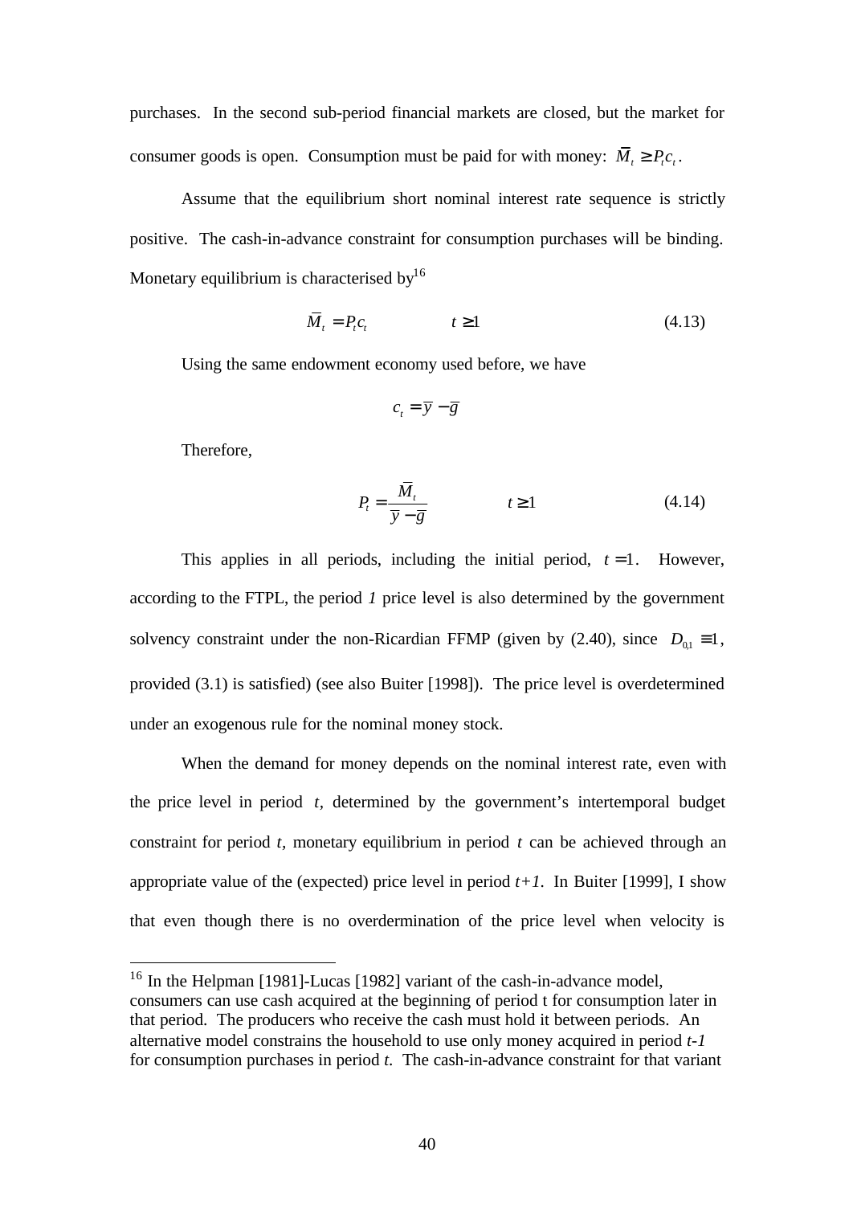purchases. In the second sub-period financial markets are closed, but the market for consumer goods is open. Consumption must be paid for with money: $\bar{M}_t \geq P_t c_t$.

Assume that the equilibrium short nominal interest rate sequence is strictly positive. The cash-in-advance constraint for consumption purchases will be binding. Monetary equilibrium is characterised by[16]

$$\bar{M}_t = P_t c_t \qquad t \geq 1 \tag{4.13}$$

Using the same endowment economy used before, we have

$$c_t = \bar{y} - \bar{g}$$

Therefore,

$$P_t = \frac{\bar{M}_t}{\bar{y} - \bar{g}} \qquad t \geq 1 \tag{4.14}$$

This applies in all periods, including the initial period, $t = 1$. However, according to the FTPL, the period *1* price level is also determined by the government solvency constraint under the non-Ricardian FFMP (given by (2.40), since $D_{0,1} \equiv 1$, provided (3.1) is satisfied) (see also Buiter [1998]). The price level is overdetermined under an exogenous rule for the nominal money stock.

When the demand for money depends on the nominal interest rate, even with the price level in period $t$, determined by the government's intertemporal budget constraint for period $t$, monetary equilibrium in period $t$ can be achieved through an appropriate value of the (expected) price level in period $t+1$. In Buiter [1999], I show that even though there is no overdermination of the price level when velocity is

[16] In the Helpman [1981]-Lucas [1982] variant of the cash-in-advance model, consumers can use cash acquired at the beginning of period t for consumption later in that period. The producers who receive the cash must hold it between periods. An alternative model constrains the household to use only money acquired in period *t-1* for consumption purchases in period *t*. The cash-in-advance constraint for that variant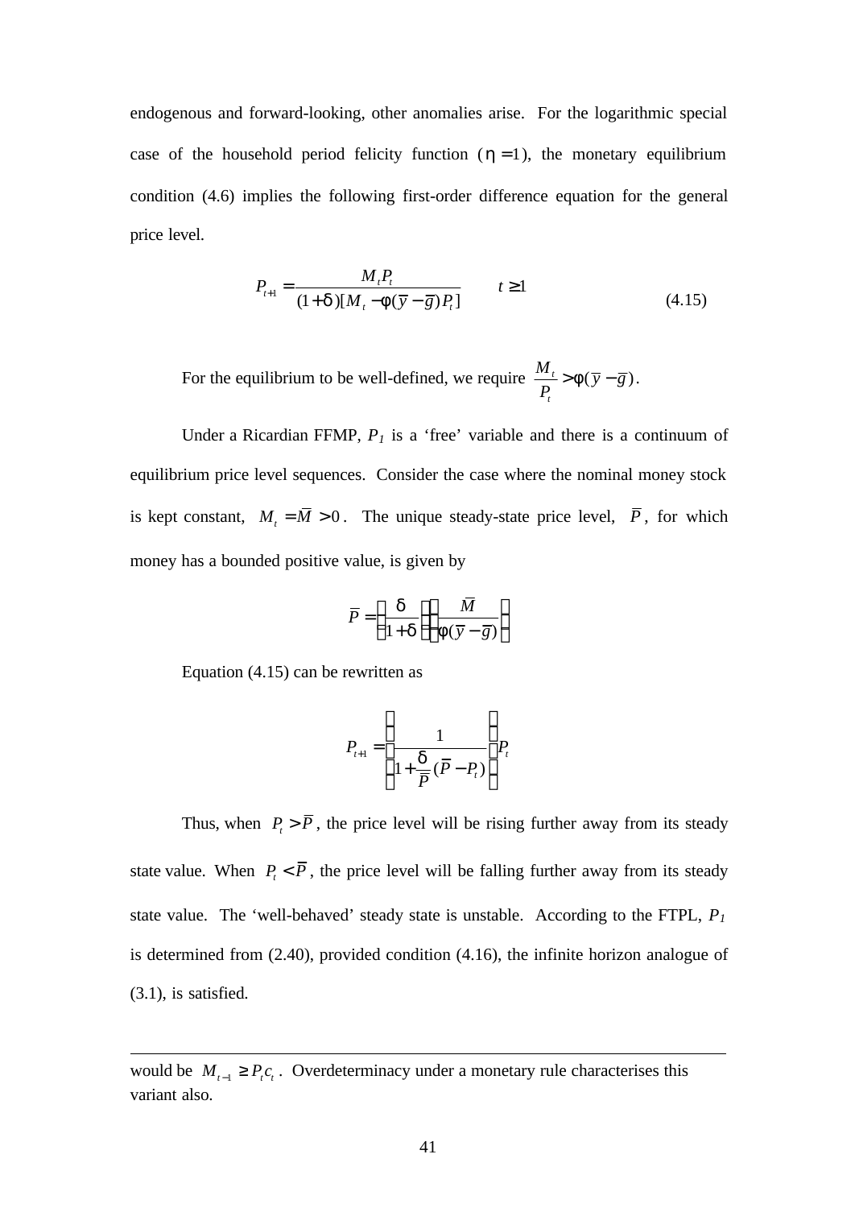endogenous and forward-looking, other anomalies arise. For the logarithmic special case of the household period felicity function ($\eta = 1$), the monetary equilibrium condition (4.6) implies the following first-order difference equation for the general price level.

$$P_{t+1} = \frac{M_t P_t}{(1+\delta)[M_t - \phi(\bar{y} - \bar{g})P_t]} \qquad t \geq 1 \tag{4.15}$$

For the equilibrium to be well-defined, we require $\frac{M_t}{P_t} > \phi(\bar{y} - \bar{g})$.

Under a Ricardian FFMP, $P_1$ is a 'free' variable and there is a continuum of equilibrium price level sequences. Consider the case where the nominal money stock is kept constant, $M_t = \bar{M} > 0$. The unique steady-state price level, $\bar{P}$, for which money has a bounded positive value, is given by

$$\bar{P} = \left(\frac{\delta}{1+\delta}\right)\left(\frac{\bar{M}}{\phi(\bar{y} - \bar{g})}\right)$$

Equation (4.15) can be rewritten as

$$P_{t+1} = \left(\frac{1}{1 + \frac{\delta}{\bar{P}}(\bar{P} - P_t)}\right) P_t$$

Thus, when $P_t > \bar{P}$, the price level will be rising further away from its steady state value. When $P_t < \bar{P}$, the price level will be falling further away from its steady state value. The 'well-behaved' steady state is unstable. According to the FTPL, $P_1$ is determined from (2.40), provided condition (4.16), the infinite horizon analogue of (3.1), is satisfied.

---

would be $M_{t-1} \geq P_t c_t$. Overdeterminacy under a monetary rule characterises this variant also.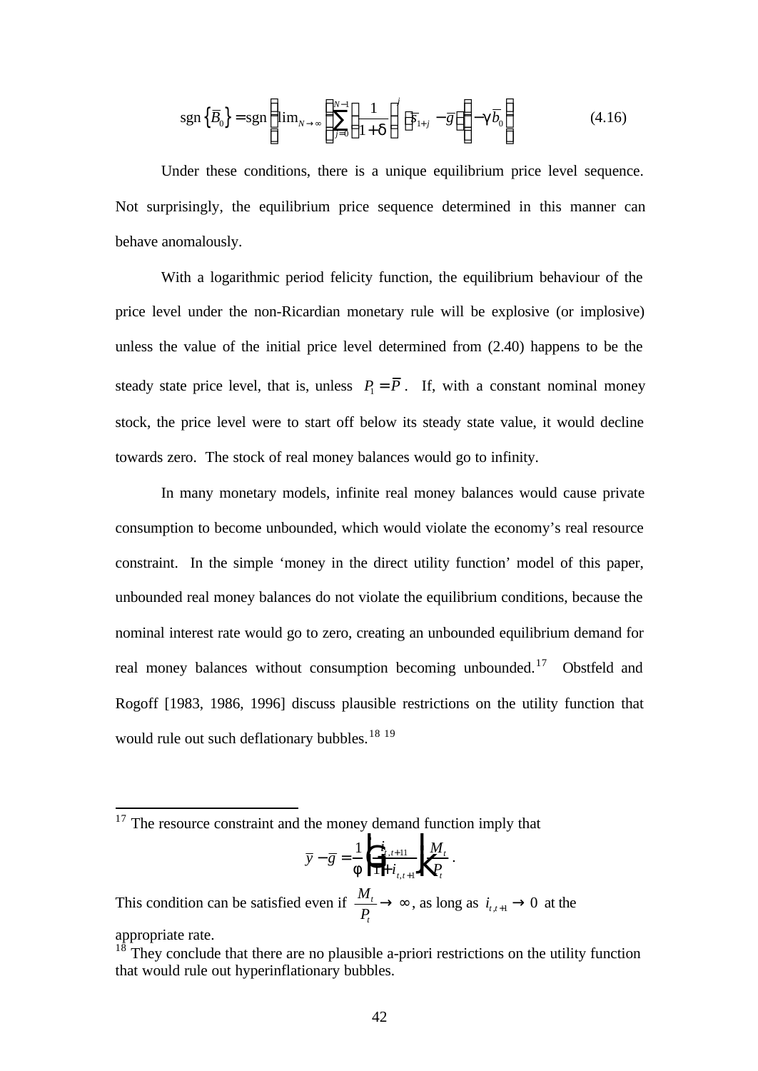$$\operatorname{sgn}\{\bar{B}_0\} = \operatorname{sgn}\left\{\lim_{N\to\infty}\left[\sum_{j=0}^{N-1}\left(\frac{1}{1+\delta}\right)^j\left(\bar{s}_{1+j}-\bar{g}\right)\right]-\gamma\bar{b}_0\right\} \tag{4.16}$$

Under these conditions, there is a unique equilibrium price level sequence. Not surprisingly, the equilibrium price sequence determined in this manner can behave anomalously.

With a logarithmic period felicity function, the equilibrium behaviour of the price level under the non-Ricardian monetary rule will be explosive (or implosive) unless the value of the initial price level determined from (2.40) happens to be the steady state price level, that is, unless $P_1 = \bar{P}$. If, with a constant nominal money stock, the price level were to start off below its steady state value, it would decline towards zero. The stock of real money balances would go to infinity.

In many monetary models, infinite real money balances would cause private consumption to become unbounded, which would violate the economy's real resource constraint. In the simple 'money in the direct utility function' model of this paper, unbounded real money balances do not violate the equilibrium conditions, because the nominal interest rate would go to zero, creating an unbounded equilibrium demand for real money balances without consumption becoming unbounded.[17] Obstfeld and Rogoff [1983, 1986, 1996] discuss plausible restrictions on the utility function that would rule out such deflationary bubbles.[18] [19]

---

[17] The resource constraint and the money demand function imply that

$$\bar{y}-\bar{g} = \frac{1}{\phi}\left(\frac{i_{t,t+1}}{1+i_{t,t+1}}\right)\frac{M_t}{P_t}.$$

This condition can be satisfied even if $\frac{M_t}{P_t}\to\infty$, as long as $i_{t,t+1}\to 0$ at the appropriate rate.

[18] They conclude that there are no plausible a-priori restrictions on the utility function that would rule out hyperinflationary bubbles.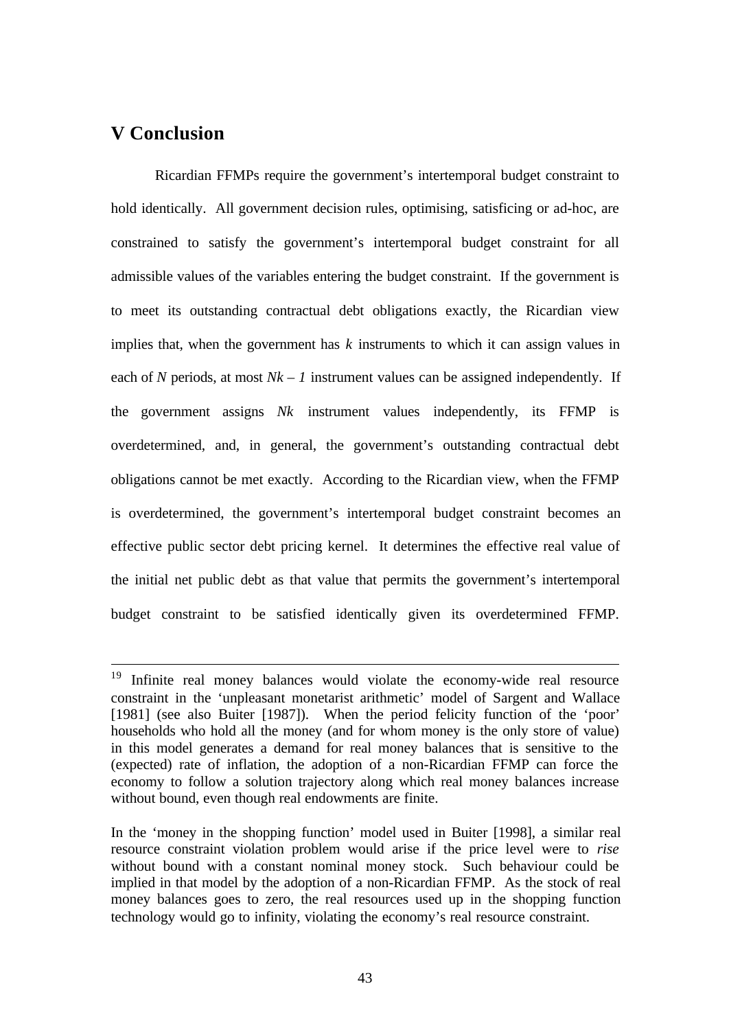## V Conclusion

Ricardian FFMPs require the government's intertemporal budget constraint to hold identically. All government decision rules, optimising, satisficing or ad-hoc, are constrained to satisfy the government's intertemporal budget constraint for all admissible values of the variables entering the budget constraint. If the government is to meet its outstanding contractual debt obligations exactly, the Ricardian view implies that, when the government has $k$ instruments to which it can assign values in each of $N$ periods, at most $Nk - 1$ instrument values can be assigned independently. If the government assigns $Nk$ instrument values independently, its FFMP is overdetermined, and, in general, the government's outstanding contractual debt obligations cannot be met exactly. According to the Ricardian view, when the FFMP is overdetermined, the government's intertemporal budget constraint becomes an effective public sector debt pricing kernel. It determines the effective real value of the initial net public debt as that value that permits the government's intertemporal budget constraint to be satisfied identically given its overdetermined FFMP.

---

[19] Infinite real money balances would violate the economy-wide real resource constraint in the 'unpleasant monetarist arithmetic' model of Sargent and Wallace [1981] (see also Buiter [1987]). When the period felicity function of the 'poor' households who hold all the money (and for whom money is the only store of value) in this model generates a demand for real money balances that is sensitive to the (expected) rate of inflation, the adoption of a non-Ricardian FFMP can force the economy to follow a solution trajectory along which real money balances increase without bound, even though real endowments are finite.

In the 'money in the shopping function' model used in Buiter [1998], a similar real resource constraint violation problem would arise if the price level were to *rise* without bound with a constant nominal money stock. Such behaviour could be implied in that model by the adoption of a non-Ricardian FFMP. As the stock of real money balances goes to zero, the real resources used up in the shopping function technology would go to infinity, violating the economy's real resource constraint.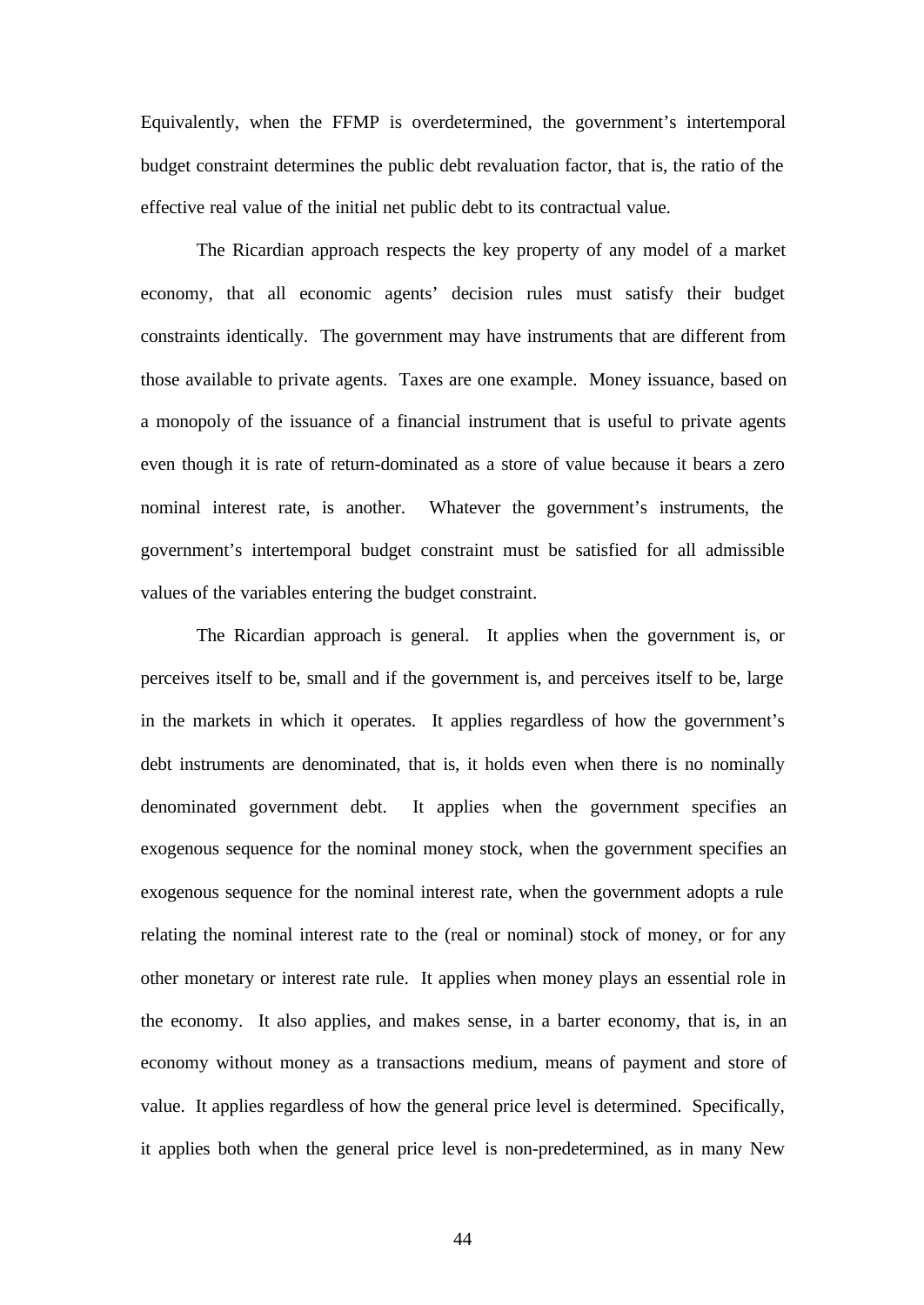Equivalently, when the FFMP is overdetermined, the government's intertemporal budget constraint determines the public debt revaluation factor, that is, the ratio of the effective real value of the initial net public debt to its contractual value.

The Ricardian approach respects the key property of any model of a market economy, that all economic agents' decision rules must satisfy their budget constraints identically. The government may have instruments that are different from those available to private agents. Taxes are one example. Money issuance, based on a monopoly of the issuance of a financial instrument that is useful to private agents even though it is rate of return-dominated as a store of value because it bears a zero nominal interest rate, is another. Whatever the government's instruments, the government's intertemporal budget constraint must be satisfied for all admissible values of the variables entering the budget constraint.

The Ricardian approach is general. It applies when the government is, or perceives itself to be, small and if the government is, and perceives itself to be, large in the markets in which it operates. It applies regardless of how the government's debt instruments are denominated, that is, it holds even when there is no nominally denominated government debt. It applies when the government specifies an exogenous sequence for the nominal money stock, when the government specifies an exogenous sequence for the nominal interest rate, when the government adopts a rule relating the nominal interest rate to the (real or nominal) stock of money, or for any other monetary or interest rate rule. It applies when money plays an essential role in the economy. It also applies, and makes sense, in a barter economy, that is, in an economy without money as a transactions medium, means of payment and store of value. It applies regardless of how the general price level is determined. Specifically, it applies both when the general price level is non-predetermined, as in many New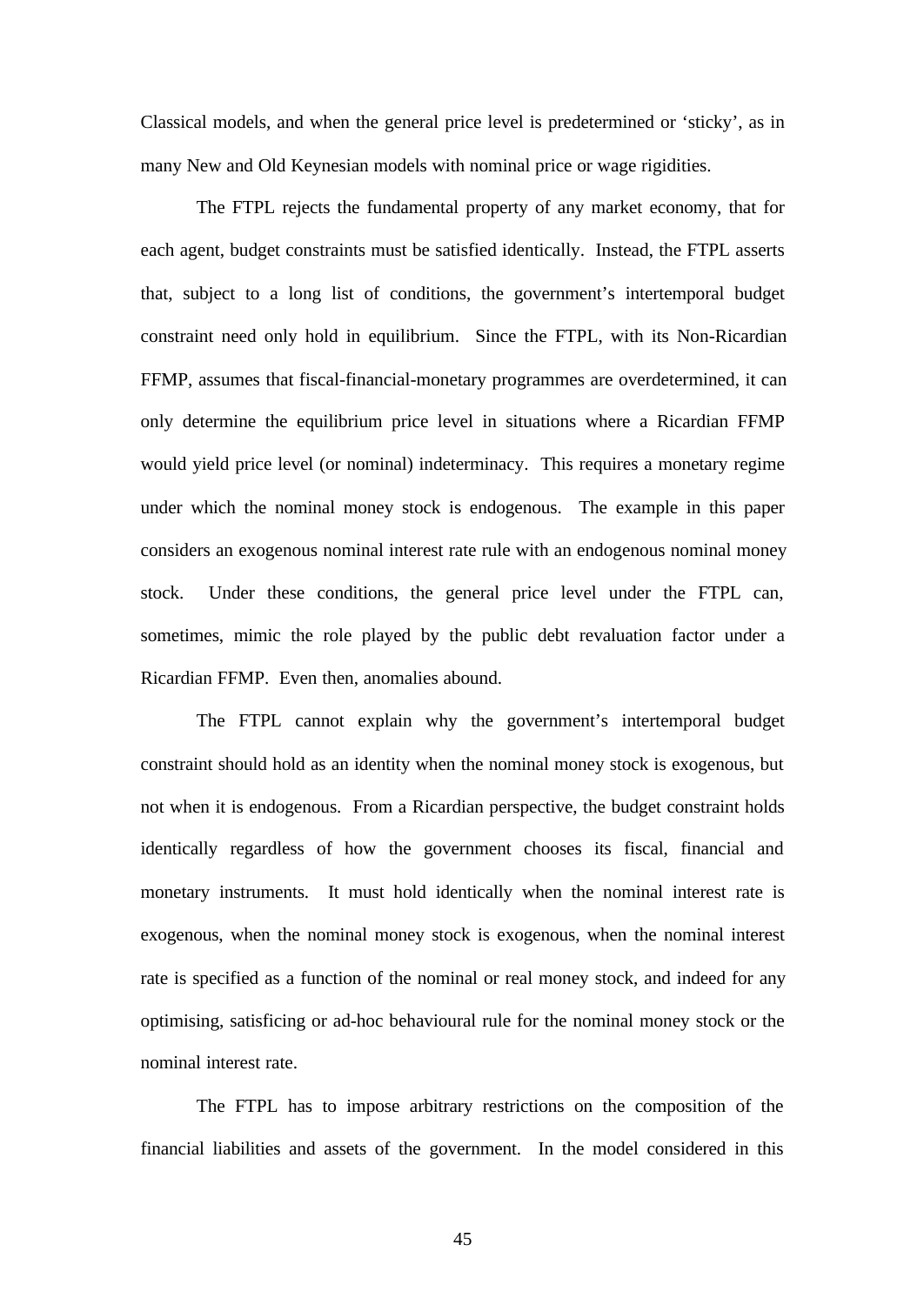Classical models, and when the general price level is predetermined or 'sticky', as in many New and Old Keynesian models with nominal price or wage rigidities.

The FTPL rejects the fundamental property of any market economy, that for each agent, budget constraints must be satisfied identically. Instead, the FTPL asserts that, subject to a long list of conditions, the government's intertemporal budget constraint need only hold in equilibrium. Since the FTPL, with its Non-Ricardian FFMP, assumes that fiscal-financial-monetary programmes are overdetermined, it can only determine the equilibrium price level in situations where a Ricardian FFMP would yield price level (or nominal) indeterminacy. This requires a monetary regime under which the nominal money stock is endogenous. The example in this paper considers an exogenous nominal interest rate rule with an endogenous nominal money stock. Under these conditions, the general price level under the FTPL can, sometimes, mimic the role played by the public debt revaluation factor under a Ricardian FFMP. Even then, anomalies abound.

The FTPL cannot explain why the government's intertemporal budget constraint should hold as an identity when the nominal money stock is exogenous, but not when it is endogenous. From a Ricardian perspective, the budget constraint holds identically regardless of how the government chooses its fiscal, financial and monetary instruments. It must hold identically when the nominal interest rate is exogenous, when the nominal money stock is exogenous, when the nominal interest rate is specified as a function of the nominal or real money stock, and indeed for any optimising, satisficing or ad-hoc behavioural rule for the nominal money stock or the nominal interest rate.

The FTPL has to impose arbitrary restrictions on the composition of the financial liabilities and assets of the government. In the model considered in this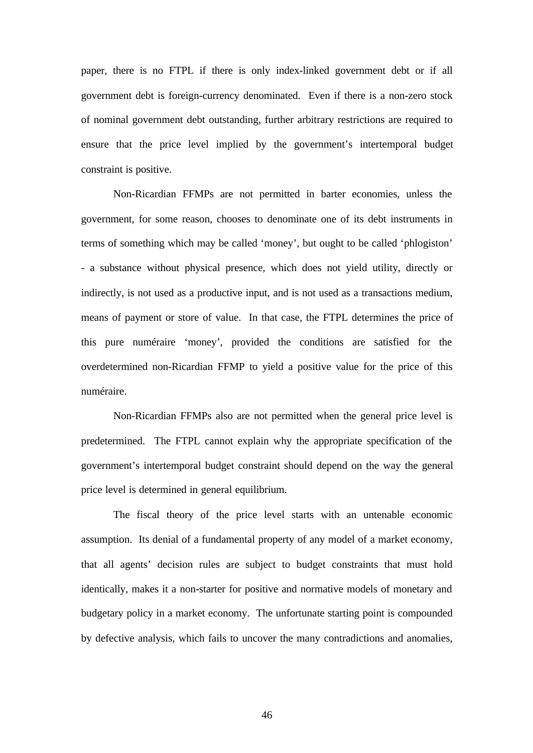paper, there is no FTPL if there is only index-linked government debt or if all government debt is foreign-currency denominated. Even if there is a non-zero stock of nominal government debt outstanding, further arbitrary restrictions are required to ensure that the price level implied by the government's intertemporal budget constraint is positive.

Non-Ricardian FFMPs are not permitted in barter economies, unless the government, for some reason, chooses to denominate one of its debt instruments in terms of something which may be called 'money', but ought to be called 'phlogiston' - a substance without physical presence, which does not yield utility, directly or indirectly, is not used as a productive input, and is not used as a transactions medium, means of payment or store of value. In that case, the FTPL determines the price of this pure numéraire 'money', provided the conditions are satisfied for the overdetermined non-Ricardian FFMP to yield a positive value for the price of this numéraire.

Non-Ricardian FFMPs also are not permitted when the general price level is predetermined. The FTPL cannot explain why the appropriate specification of the government's intertemporal budget constraint should depend on the way the general price level is determined in general equilibrium.

The fiscal theory of the price level starts with an untenable economic assumption. Its denial of a fundamental property of any model of a market economy, that all agents' decision rules are subject to budget constraints that must hold identically, makes it a non-starter for positive and normative models of monetary and budgetary policy in a market economy. The unfortunate starting point is compounded by defective analysis, which fails to uncover the many contradictions and anomalies,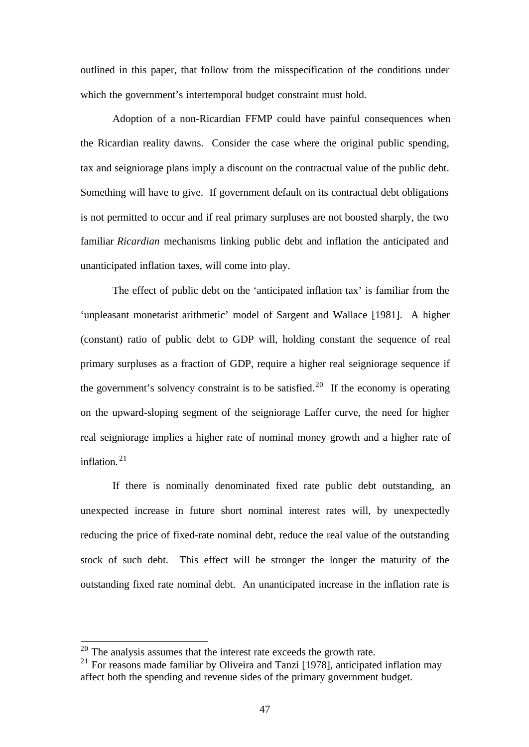outlined in this paper, that follow from the misspecification of the conditions under which the government's intertemporal budget constraint must hold.

Adoption of a non-Ricardian FFMP could have painful consequences when the Ricardian reality dawns. Consider the case where the original public spending, tax and seigniorage plans imply a discount on the contractual value of the public debt. Something will have to give. If government default on its contractual debt obligations is not permitted to occur and if real primary surpluses are not boosted sharply, the two familiar *Ricardian* mechanisms linking public debt and inflation the anticipated and unanticipated inflation taxes, will come into play.

The effect of public debt on the 'anticipated inflation tax' is familiar from the 'unpleasant monetarist arithmetic' model of Sargent and Wallace [1981]. A higher (constant) ratio of public debt to GDP will, holding constant the sequence of real primary surpluses as a fraction of GDP, require a higher real seigniorage sequence if the government's solvency constraint is to be satisfied.[20] If the economy is operating on the upward-sloping segment of the seigniorage Laffer curve, the need for higher real seigniorage implies a higher rate of nominal money growth and a higher rate of inflation.[21]

If there is nominally denominated fixed rate public debt outstanding, an unexpected increase in future short nominal interest rates will, by unexpectedly reducing the price of fixed-rate nominal debt, reduce the real value of the outstanding stock of such debt. This effect will be stronger the longer the maturity of the outstanding fixed rate nominal debt. An unanticipated increase in the inflation rate is

[20] The analysis assumes that the interest rate exceeds the growth rate.

[21] For reasons made familiar by Oliveira and Tanzi [1978], anticipated inflation may affect both the spending and revenue sides of the primary government budget.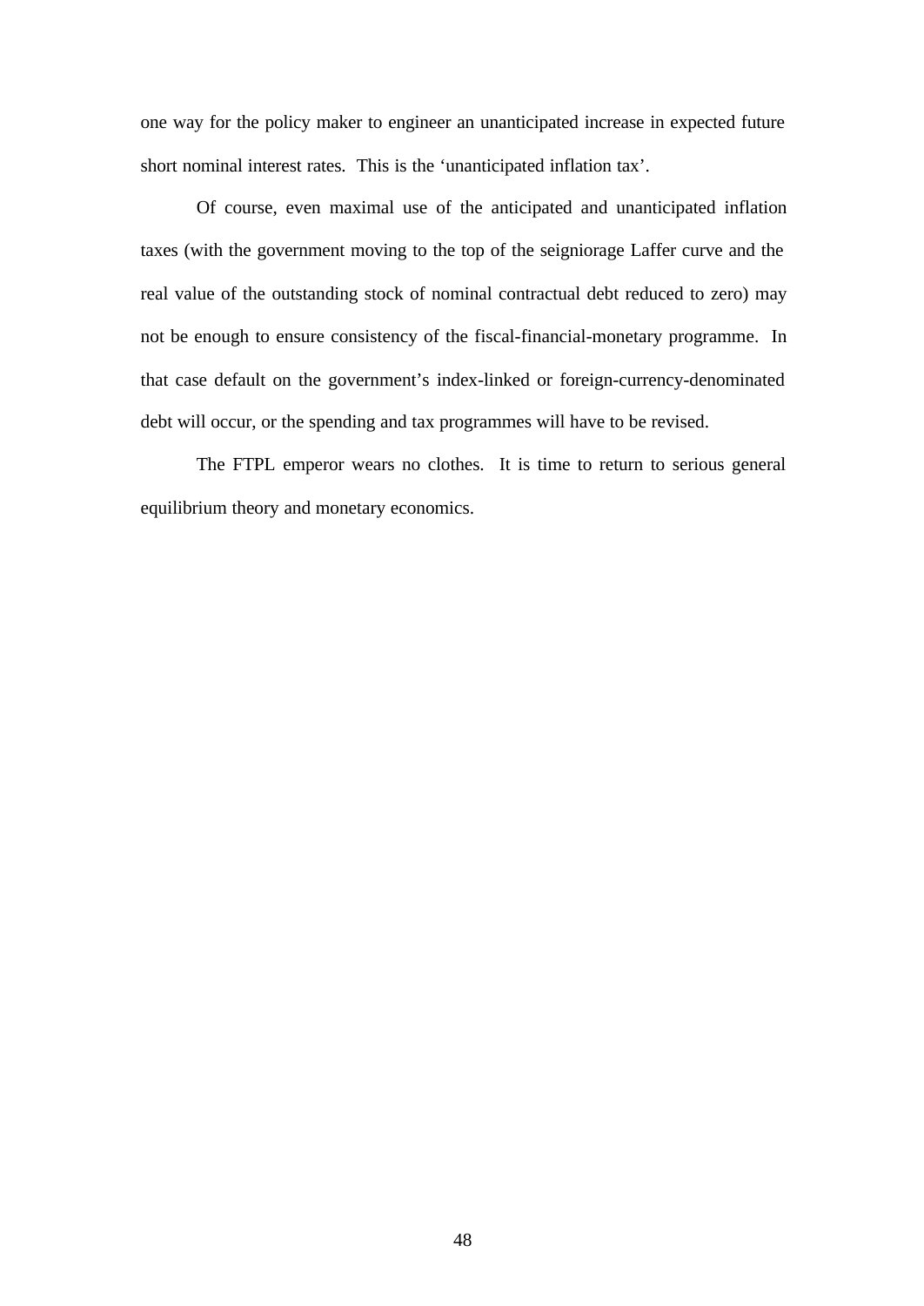one way for the policy maker to engineer an unanticipated increase in expected future short nominal interest rates. This is the 'unanticipated inflation tax'.

Of course, even maximal use of the anticipated and unanticipated inflation taxes (with the government moving to the top of the seigniorage Laffer curve and the real value of the outstanding stock of nominal contractual debt reduced to zero) may not be enough to ensure consistency of the fiscal-financial-monetary programme. In that case default on the government's index-linked or foreign-currency-denominated debt will occur, or the spending and tax programmes will have to be revised.

The FTPL emperor wears no clothes. It is time to return to serious general equilibrium theory and monetary economics.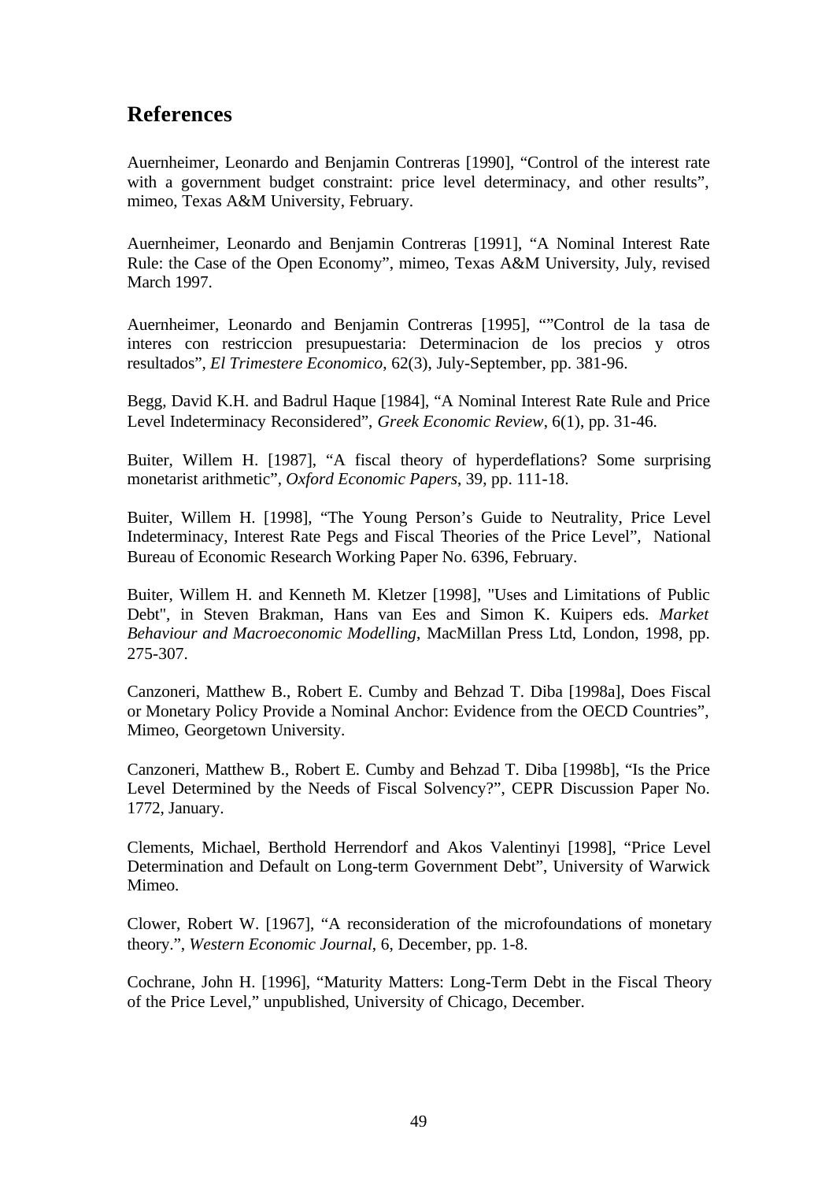## References

Auernheimer, Leonardo and Benjamin Contreras [1990], “Control of the interest rate with a government budget constraint: price level determinacy, and other results”, mimeo, Texas A&M University, February.

Auernheimer, Leonardo and Benjamin Contreras [1991], “A Nominal Interest Rate Rule: the Case of the Open Economy”, mimeo, Texas A&M University, July, revised March 1997.

Auernheimer, Leonardo and Benjamin Contreras [1995], “”Control de la tasa de interes con restriccion presupuestaria: Determinacion de los precios y otros resultados”, *El Trimestere Economico*, 62(3), July-September, pp. 381-96.

Begg, David K.H. and Badrul Haque [1984], “A Nominal Interest Rate Rule and Price Level Indeterminacy Reconsidered”, *Greek Economic Review*, 6(1), pp. 31-46.

Buiter, Willem H. [1987], “A fiscal theory of hyperdeflations? Some surprising monetarist arithmetic”, *Oxford Economic Papers*, 39, pp. 111-18.

Buiter, Willem H. [1998], “The Young Person’s Guide to Neutrality, Price Level Indeterminacy, Interest Rate Pegs and Fiscal Theories of the Price Level”, National Bureau of Economic Research Working Paper No. 6396, February.

Buiter, Willem H. and Kenneth M. Kletzer [1998], "Uses and Limitations of Public Debt", in Steven Brakman, Hans van Ees and Simon K. Kuipers eds. *Market Behaviour and Macroeconomic Modelling*, MacMillan Press Ltd, London, 1998, pp. 275-307.

Canzoneri, Matthew B., Robert E. Cumby and Behzad T. Diba [1998a], Does Fiscal or Monetary Policy Provide a Nominal Anchor: Evidence from the OECD Countries”, Mimeo, Georgetown University.

Canzoneri, Matthew B., Robert E. Cumby and Behzad T. Diba [1998b], “Is the Price Level Determined by the Needs of Fiscal Solvency?”, CEPR Discussion Paper No. 1772, January.

Clements, Michael, Berthold Herrendorf and Akos Valentinyi [1998], “Price Level Determination and Default on Long-term Government Debt”, University of Warwick Mimeo.

Clower, Robert W. [1967], “A reconsideration of the microfoundations of monetary theory.”, *Western Economic Journal*, 6, December, pp. 1-8.

Cochrane, John H. [1996], “Maturity Matters: Long-Term Debt in the Fiscal Theory of the Price Level,” unpublished, University of Chicago, December.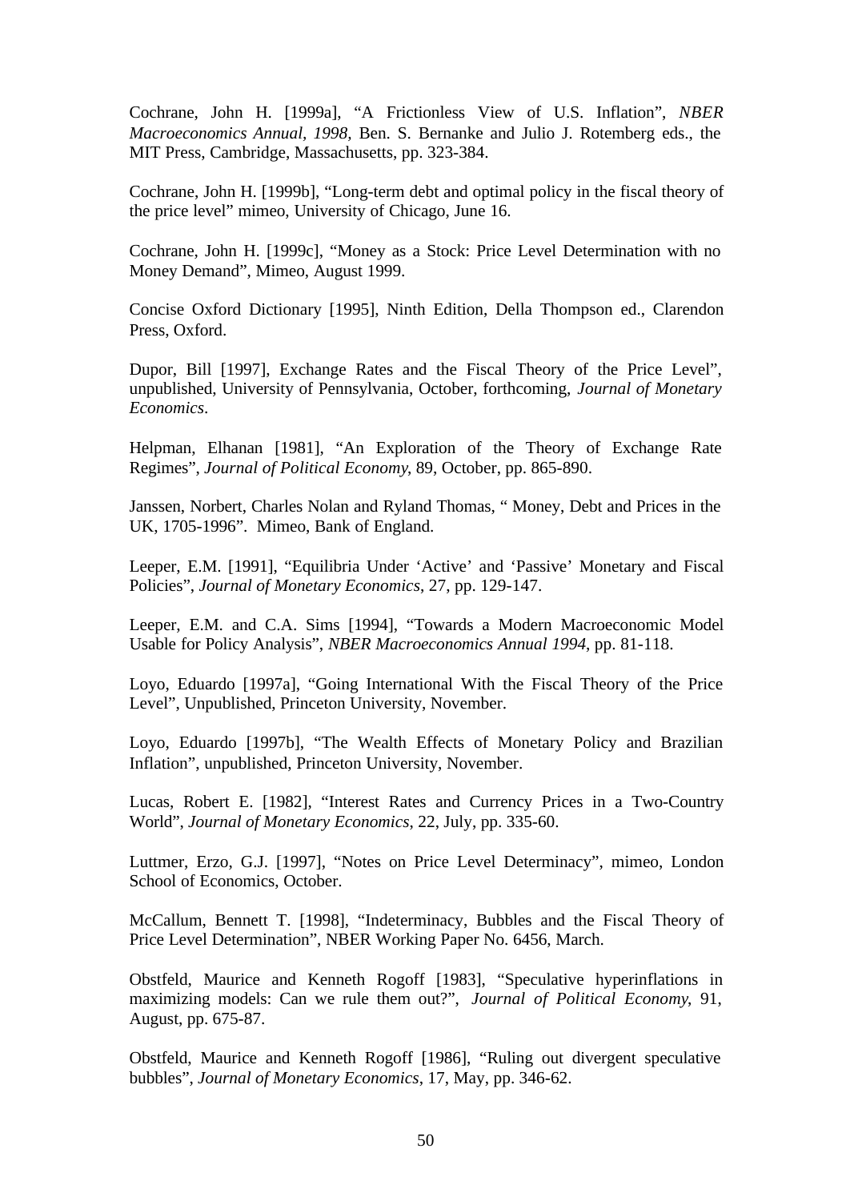Cochrane, John H. [1999a], "A Frictionless View of U.S. Inflation", *NBER Macroeconomics Annual, 1998,* Ben. S. Bernanke and Julio J. Rotemberg eds., the MIT Press, Cambridge, Massachusetts, pp. 323-384.

Cochrane, John H. [1999b], "Long-term debt and optimal policy in the fiscal theory of the price level" mimeo, University of Chicago, June 16.

Cochrane, John H. [1999c], "Money as a Stock: Price Level Determination with no Money Demand", Mimeo, August 1999.

Concise Oxford Dictionary [1995], Ninth Edition, Della Thompson ed., Clarendon Press, Oxford.

Dupor, Bill [1997], Exchange Rates and the Fiscal Theory of the Price Level", unpublished, University of Pennsylvania, October, forthcoming, *Journal of Monetary Economics*.

Helpman, Elhanan [1981], "An Exploration of the Theory of Exchange Rate Regimes", *Journal of Political Economy*, 89, October, pp. 865-890.

Janssen, Norbert, Charles Nolan and Ryland Thomas, " Money, Debt and Prices in the UK, 1705-1996". Mimeo, Bank of England.

Leeper, E.M. [1991], "Equilibria Under 'Active' and 'Passive' Monetary and Fiscal Policies", *Journal of Monetary Economics*, 27, pp. 129-147.

Leeper, E.M. and C.A. Sims [1994], "Towards a Modern Macroeconomic Model Usable for Policy Analysis", *NBER Macroeconomics Annual 1994*, pp. 81-118.

Loyo, Eduardo [1997a], "Going International With the Fiscal Theory of the Price Level", Unpublished, Princeton University, November.

Loyo, Eduardo [1997b], "The Wealth Effects of Monetary Policy and Brazilian Inflation", unpublished, Princeton University, November.

Lucas, Robert E. [1982], "Interest Rates and Currency Prices in a Two-Country World", *Journal of Monetary Economics*, 22, July, pp. 335-60.

Luttmer, Erzo, G.J. [1997], "Notes on Price Level Determinacy", mimeo, London School of Economics, October.

McCallum, Bennett T. [1998], "Indeterminacy, Bubbles and the Fiscal Theory of Price Level Determination", NBER Working Paper No. 6456, March.

Obstfeld, Maurice and Kenneth Rogoff [1983], "Speculative hyperinflations in maximizing models: Can we rule them out?", *Journal of Political Economy*, 91, August, pp. 675-87.

Obstfeld, Maurice and Kenneth Rogoff [1986], "Ruling out divergent speculative bubbles", *Journal of Monetary Economics*, 17, May, pp. 346-62.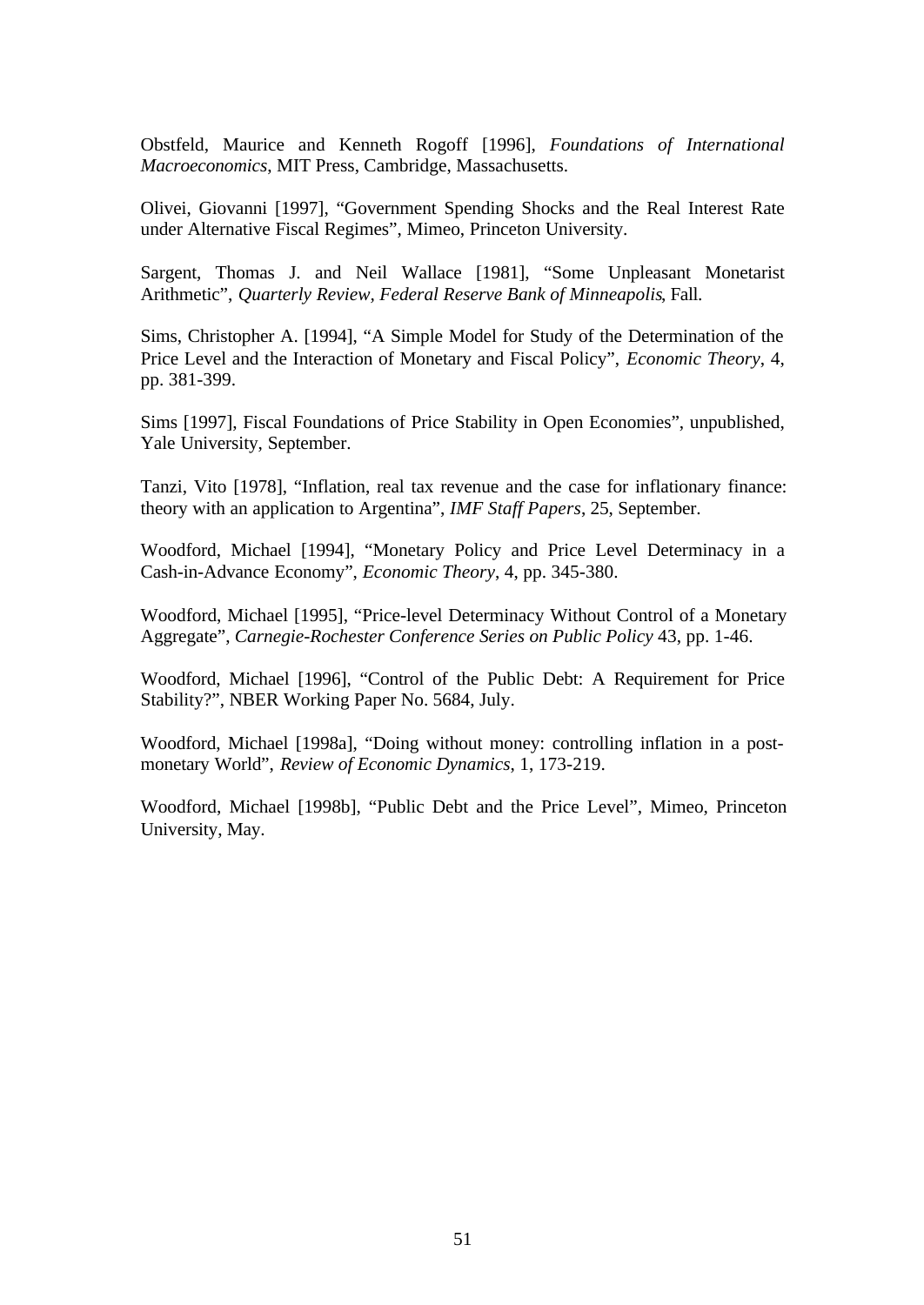Obstfeld, Maurice and Kenneth Rogoff [1996], *Foundations of International Macroeconomics*, MIT Press, Cambridge, Massachusetts.

Olivei, Giovanni [1997], "Government Spending Shocks and the Real Interest Rate under Alternative Fiscal Regimes", Mimeo, Princeton University.

Sargent, Thomas J. and Neil Wallace [1981], "Some Unpleasant Monetarist Arithmetic", *Quarterly Review, Federal Reserve Bank of Minneapolis*, Fall.

Sims, Christopher A. [1994], "A Simple Model for Study of the Determination of the Price Level and the Interaction of Monetary and Fiscal Policy", *Economic Theory*, 4, pp. 381-399.

Sims [1997], Fiscal Foundations of Price Stability in Open Economies", unpublished, Yale University, September.

Tanzi, Vito [1978], "Inflation, real tax revenue and the case for inflationary finance: theory with an application to Argentina", *IMF Staff Papers*, 25, September.

Woodford, Michael [1994], "Monetary Policy and Price Level Determinacy in a Cash-in-Advance Economy", *Economic Theory*, 4, pp. 345-380.

Woodford, Michael [1995], "Price-level Determinacy Without Control of a Monetary Aggregate", *Carnegie-Rochester Conference Series on Public Policy* 43, pp. 1-46.

Woodford, Michael [1996], "Control of the Public Debt: A Requirement for Price Stability?", NBER Working Paper No. 5684, July.

Woodford, Michael [1998a], "Doing without money: controlling inflation in a post-monetary World", *Review of Economic Dynamics*, 1, 173-219.

Woodford, Michael [1998b], "Public Debt and the Price Level", Mimeo, Princeton University, May.